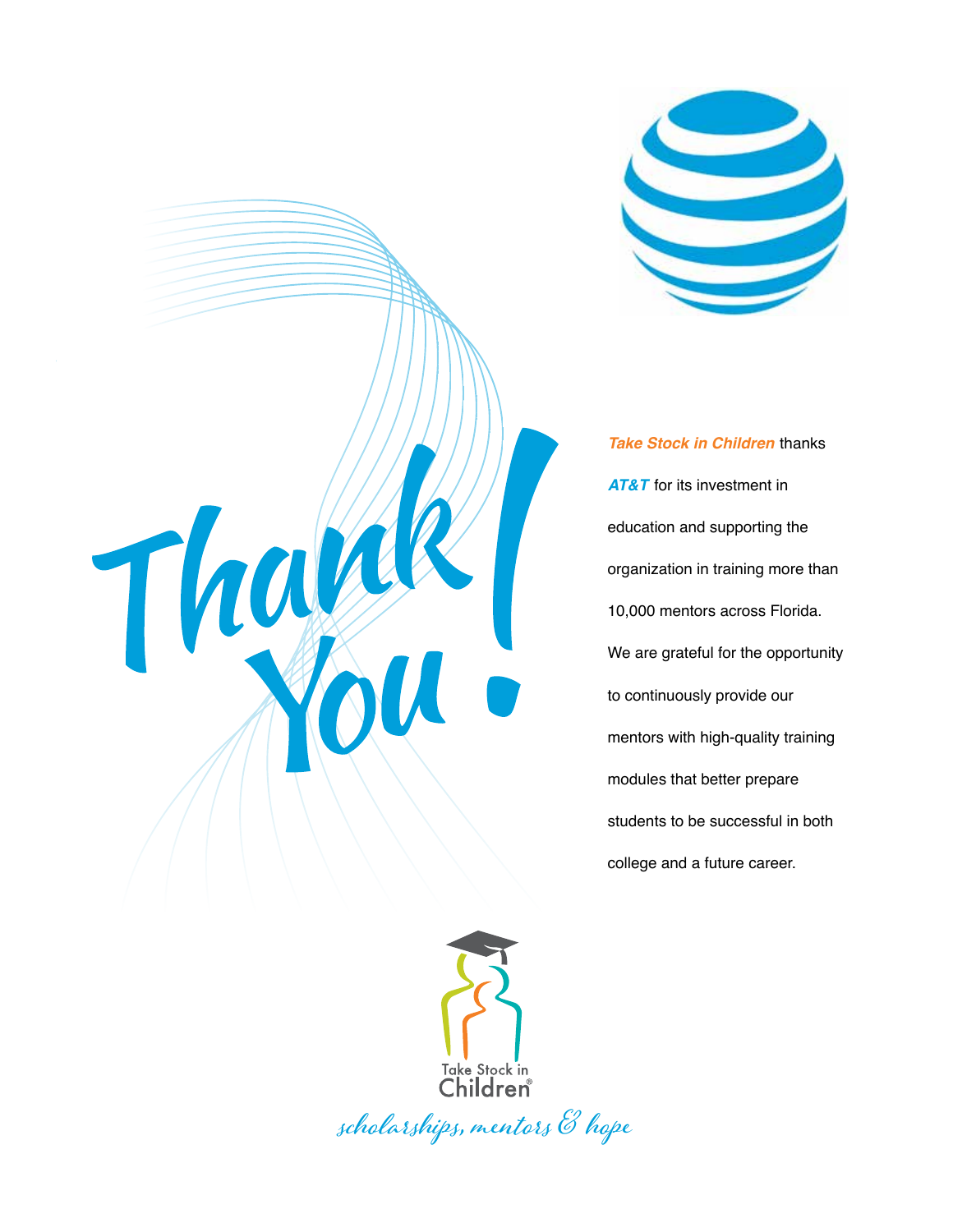# Thank You!

***Take Stock in Children*** thanks ***AT&T*** for its investment in education and supporting the organization in training more than 10,000 mentors across Florida. We are grateful for the opportunity to continuously provide our mentors with high-quality training modules that better prepare students to be successful in both college and a future career.

Take Stock in Children®

*scholarships, mentors & hope*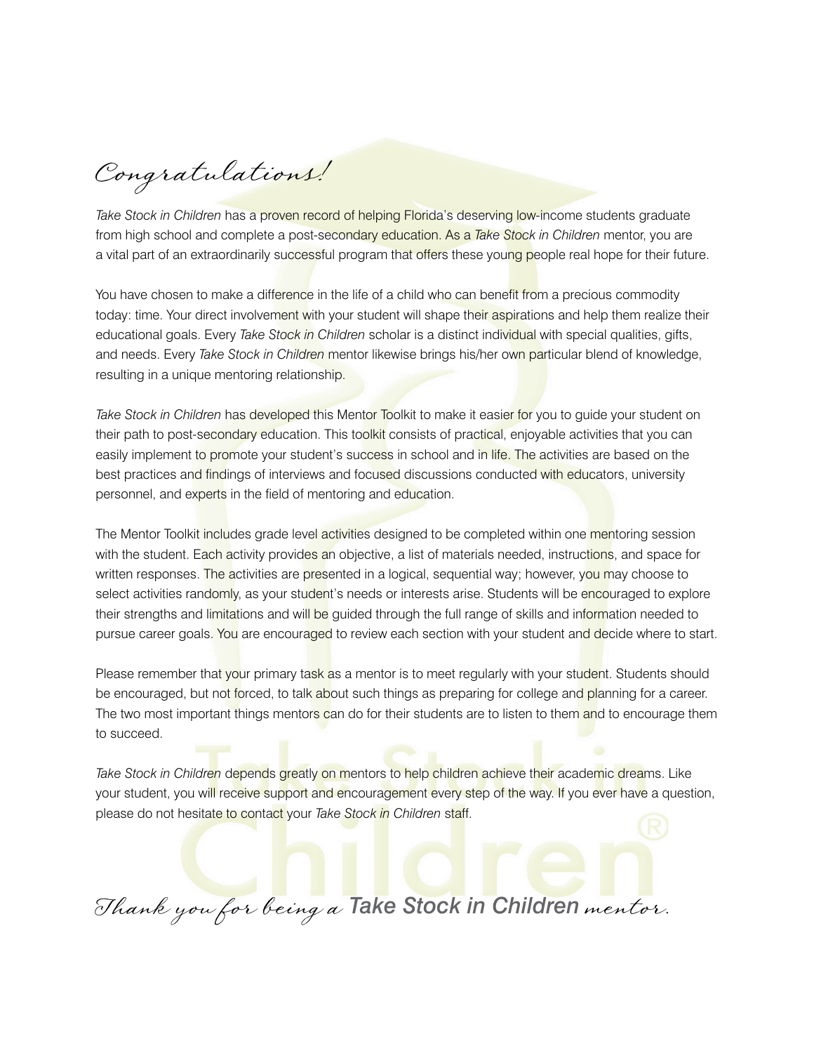# *Congratulations!*

*Take Stock in Children* has a proven record of helping Florida's deserving low-income students graduate from high school and complete a post-secondary education. As a *Take Stock in Children* mentor, you are a vital part of an extraordinarily successful program that offers these young people real hope for their future.

You have chosen to make a difference in the life of a child who can benefit from a precious commodity today: time. Your direct involvement with your student will shape their aspirations and help them realize their educational goals. Every *Take Stock in Children* scholar is a distinct individual with special qualities, gifts, and needs. Every *Take Stock in Children* mentor likewise brings his/her own particular blend of knowledge, resulting in a unique mentoring relationship.

*Take Stock in Children* has developed this Mentor Toolkit to make it easier for you to guide your student on their path to post-secondary education. This toolkit consists of practical, enjoyable activities that you can easily implement to promote your student's success in school and in life. The activities are based on the best practices and findings of interviews and focused discussions conducted with educators, university personnel, and experts in the field of mentoring and education.

The Mentor Toolkit includes grade level activities designed to be completed within one mentoring session with the student. Each activity provides an objective, a list of materials needed, instructions, and space for written responses. The activities are presented in a logical, sequential way; however, you may choose to select activities randomly, as your student's needs or interests arise. Students will be encouraged to explore their strengths and limitations and will be guided through the full range of skills and information needed to pursue career goals. You are encouraged to review each section with your student and decide where to start.

Please remember that your primary task as a mentor is to meet regularly with your student. Students should be encouraged, but not forced, to talk about such things as preparing for college and planning for a career. The two most important things mentors can do for their students are to listen to them and to encourage them to succeed.

*Take Stock in Children* depends greatly on mentors to help children achieve their academic dreams. Like your student, you will receive support and encouragement every step of the way. If you ever have a question, please do not hesitate to contact your *Take Stock in Children* staff.

*Thank you for being a* **Take Stock in Children** *mentor.*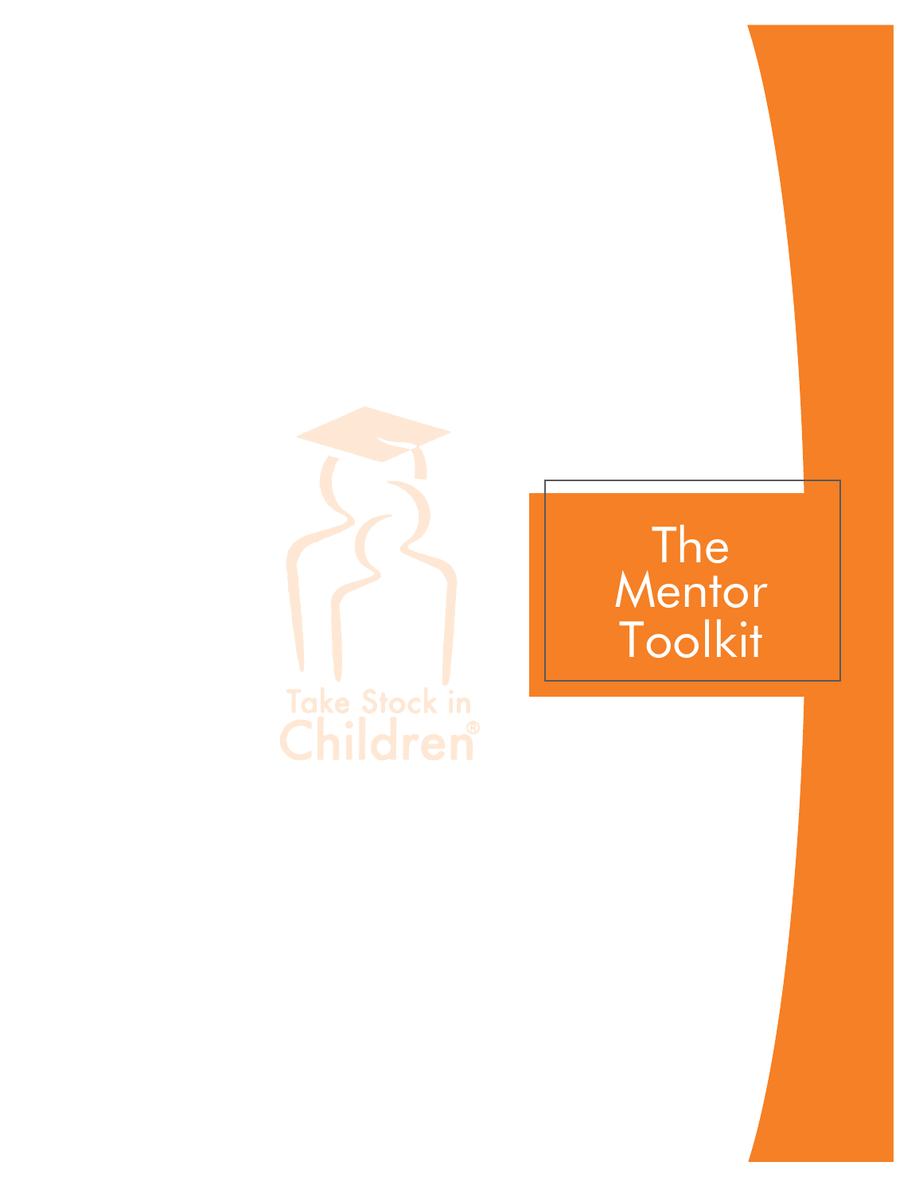Take Stock in Children®

# The Mentor Toolkit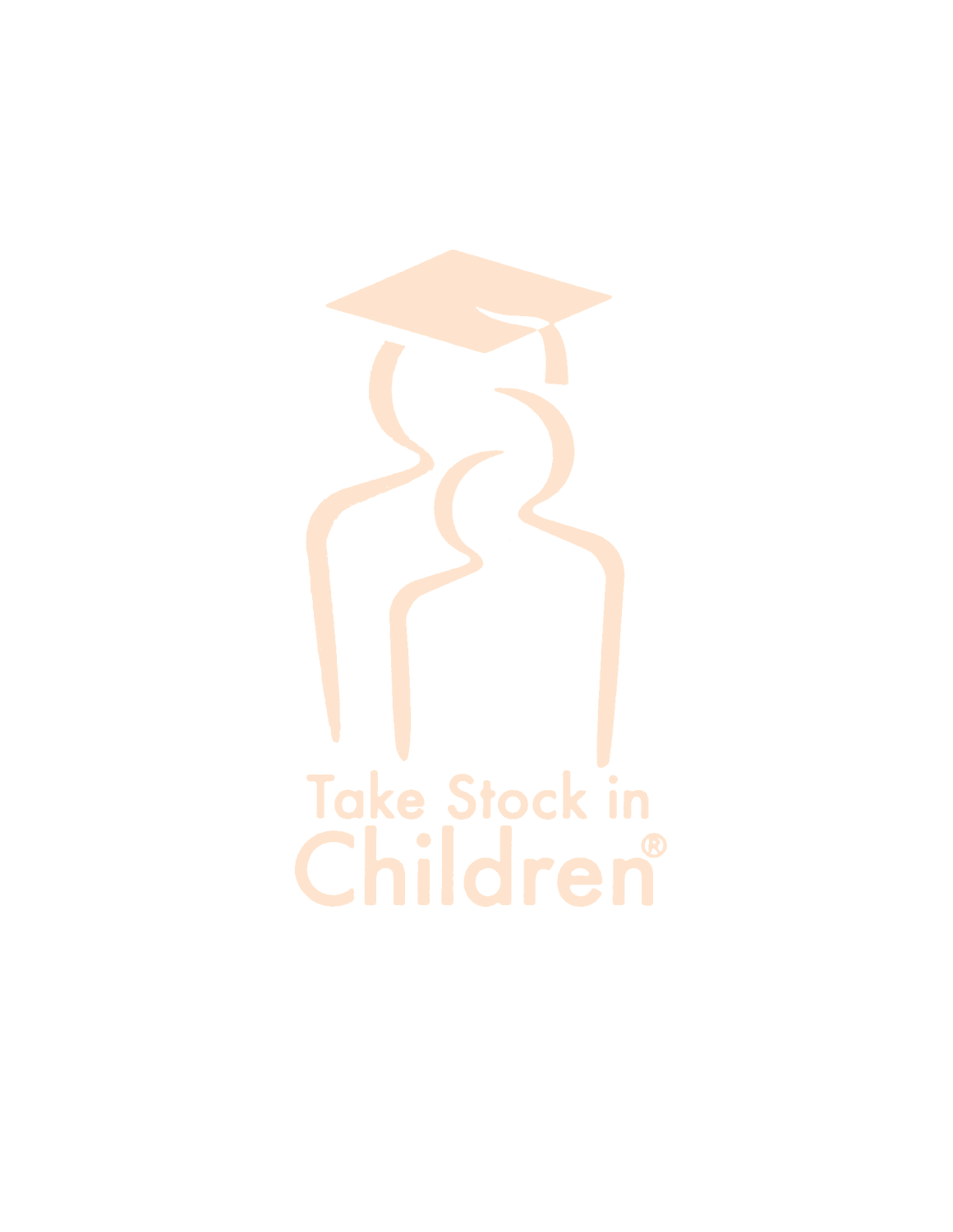Take Stock in Children®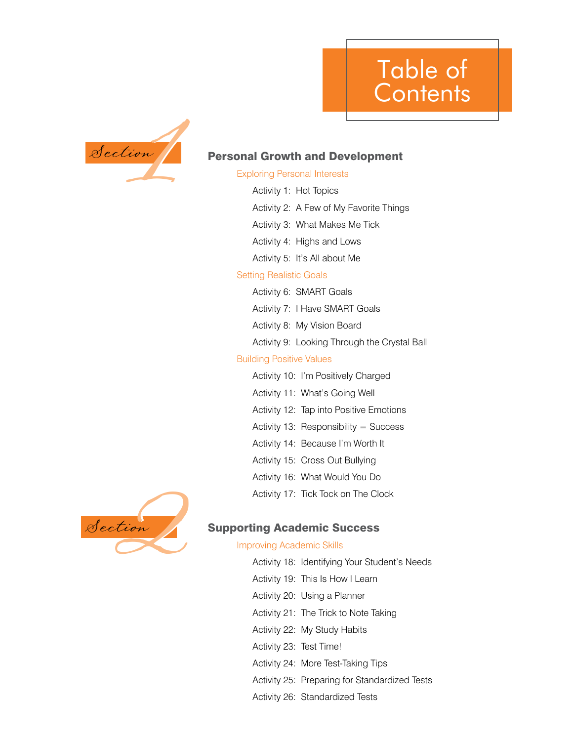# Table of Contents

## Section 1

### Personal Growth and Development

#### Exploring Personal Interests

Activity 1: Hot Topics

Activity 2: A Few of My Favorite Things

Activity 3: What Makes Me Tick

Activity 4: Highs and Lows

Activity 5: It's All about Me

#### Setting Realistic Goals

Activity 6: SMART Goals

Activity 7: I Have SMART Goals

Activity 8: My Vision Board

Activity 9: Looking Through the Crystal Ball

#### Building Positive Values

Activity 10: I'm Positively Charged

Activity 11: What's Going Well

Activity 12: Tap into Positive Emotions

Activity 13: Responsibility = Success

Activity 14: Because I'm Worth It

Activity 15: Cross Out Bullying

Activity 16: What Would You Do

Activity 17: Tick Tock on The Clock

## Section 2

### Supporting Academic Success

#### Improving Academic Skills

Activity 18: Identifying Your Student's Needs

Activity 19: This Is How I Learn

Activity 20: Using a Planner

Activity 21: The Trick to Note Taking

Activity 22: My Study Habits

Activity 23: Test Time!

Activity 24: More Test-Taking Tips

Activity 25: Preparing for Standardized Tests

Activity 26: Standardized Tests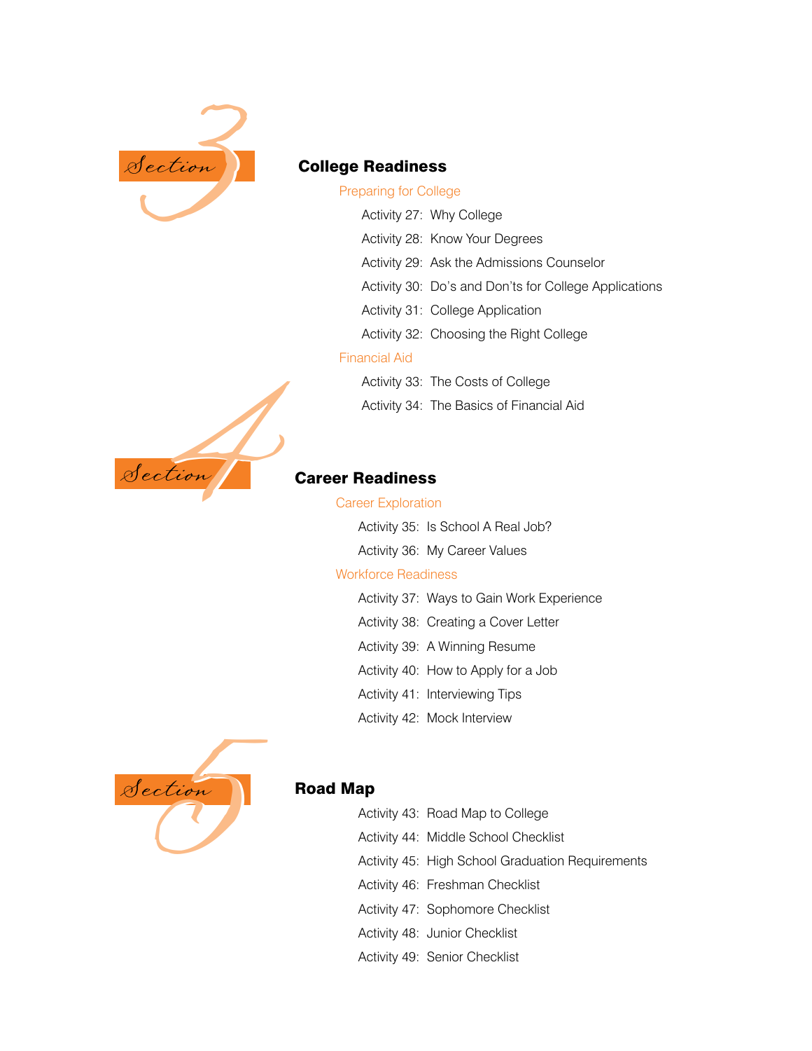## Section 3

### College Readiness

#### Preparing for College

- Activity 27: Why College
- Activity 28: Know Your Degrees
- Activity 29: Ask the Admissions Counselor
- Activity 30: Do's and Don'ts for College Applications
- Activity 31: College Application
- Activity 32: Choosing the Right College

#### Financial Aid

- Activity 33: The Costs of College
- Activity 34: The Basics of Financial Aid

## Section 4

### Career Readiness

#### Career Exploration

- Activity 35: Is School A Real Job?
- Activity 36: My Career Values

#### Workforce Readiness

- Activity 37: Ways to Gain Work Experience
- Activity 38: Creating a Cover Letter
- Activity 39: A Winning Resume
- Activity 40: How to Apply for a Job
- Activity 41: Interviewing Tips
- Activity 42: Mock Interview

## Section 5

### Road Map

- Activity 43: Road Map to College
- Activity 44: Middle School Checklist
- Activity 45: High School Graduation Requirements
- Activity 46: Freshman Checklist
- Activity 47: Sophomore Checklist
- Activity 48: Junior Checklist
- Activity 49: Senior Checklist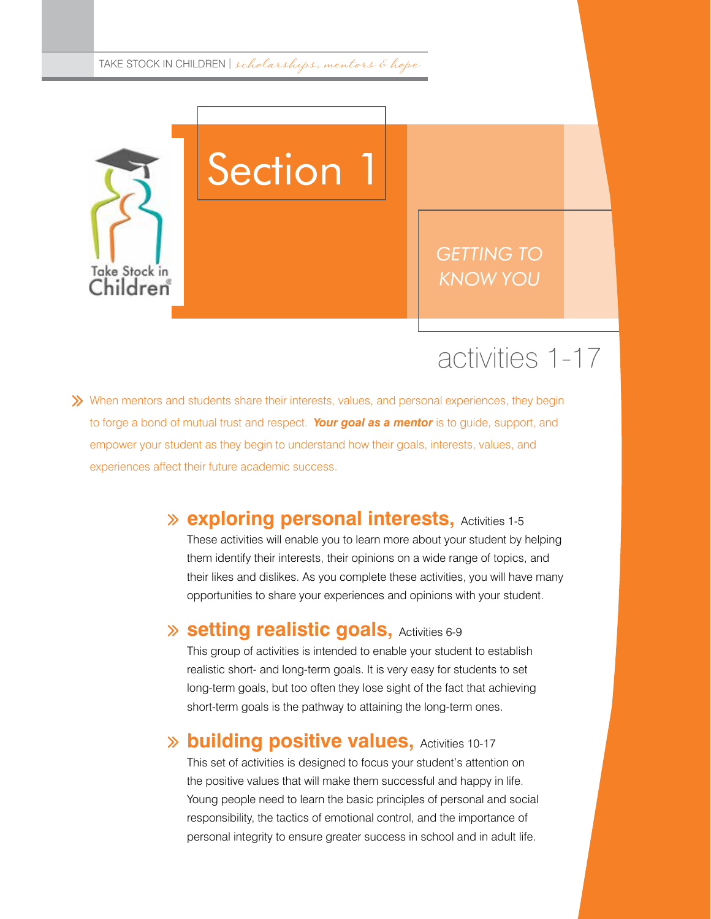# Section 1

## GETTING TO KNOW YOU

## activities 1-17

» When mentors and students share their interests, values, and personal experiences, they begin to forge a bond of mutual trust and respect. ***Your goal as a mentor*** is to guide, support, and empower your student as they begin to understand how their goals, interests, values, and experiences affect their future academic success.

### » exploring personal interests, Activities 1-5

These activities will enable you to learn more about your student by helping them identify their interests, their opinions on a wide range of topics, and their likes and dislikes. As you complete these activities, you will have many opportunities to share your experiences and opinions with your student.

### » setting realistic goals, Activities 6-9

This group of activities is intended to enable your student to establish realistic short- and long-term goals. It is very easy for students to set long-term goals, but too often they lose sight of the fact that achieving short-term goals is the pathway to attaining the long-term ones.

### » building positive values, Activities 10-17

This set of activities is designed to focus your student's attention on the positive values that will make them successful and happy in life. Young people need to learn the basic principles of personal and social responsibility, the tactics of emotional control, and the importance of personal integrity to ensure greater success in school and in adult life.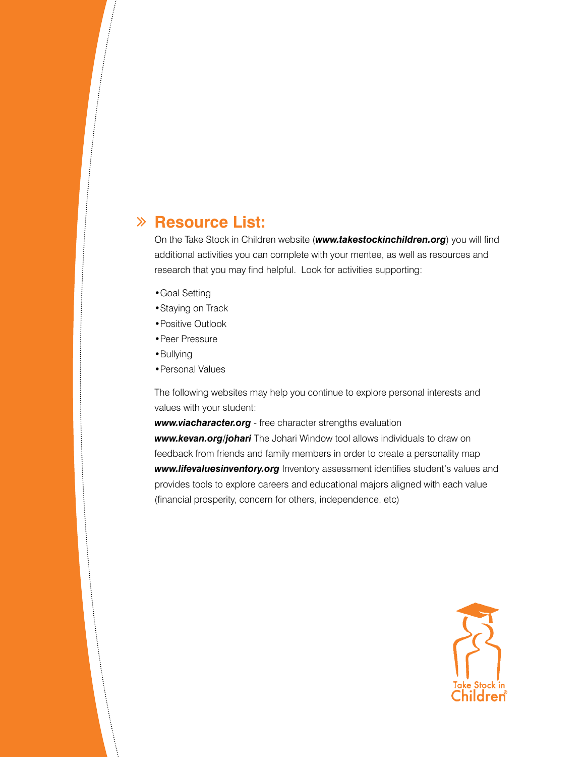## » Resource List:

On the Take Stock in Children website (***www.takestockinchildren.org***) you will find additional activities you can complete with your mentee, as well as resources and research that you may find helpful. Look for activities supporting:

- Goal Setting
- Staying on Track
- Positive Outlook
- Peer Pressure
- Bullying
- Personal Values

The following websites may help you continue to explore personal interests and values with your student:

***www.viacharacter.org*** - free character strengths evaluation

***www.kevan.org/johari*** The Johari Window tool allows individuals to draw on feedback from friends and family members in order to create a personality map

***www.lifevaluesinventory.org*** Inventory assessment identifies student's values and provides tools to explore careers and educational majors aligned with each value (financial prosperity, concern for others, independence, etc)

Take Stock in Children®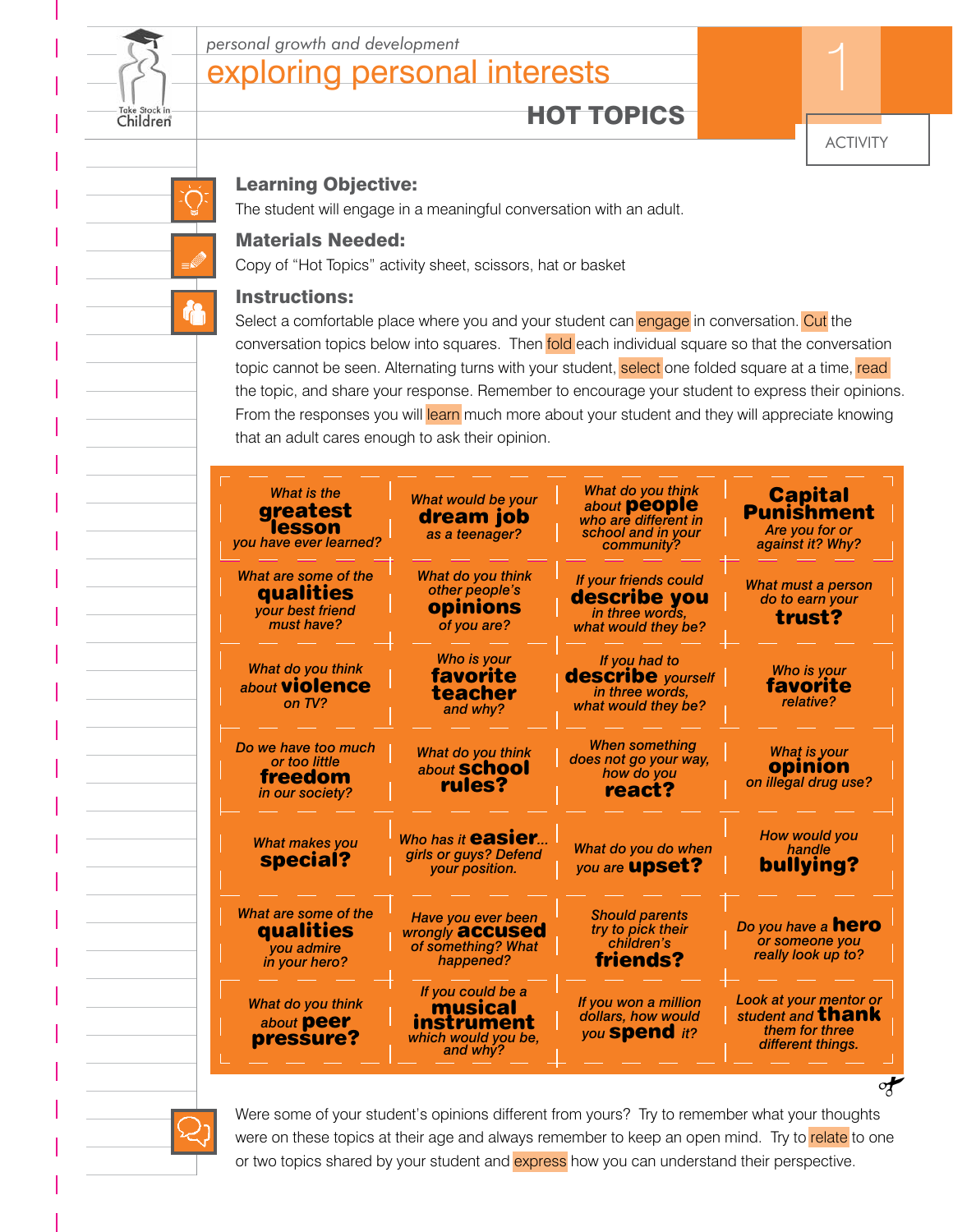personal growth and development

# exploring personal interests

## HOT TOPICS

1

ACTIVITY

### Learning Objective:

The student will engage in a meaningful conversation with an adult.

### Materials Needed:

Copy of "Hot Topics" activity sheet, scissors, hat or basket

### Instructions:

Select a comfortable place where you and your student can engage in conversation. Cut the conversation topics below into squares. Then fold each individual square so that the conversation topic cannot be seen. Alternating turns with your student, select one folded square at a time, read the topic, and share your response. Remember to encourage your student to express their opinions. From the responses you will learn much more about your student and they will appreciate knowing that an adult cares enough to ask their opinion.

| | | | |
|---|---|---|---|
| What is the **greatest lesson** you have ever learned? | What would be your **dream job** as a teenager? | What do you think about **people** who are different in school and in your community? | **Capital Punishment** Are you for or against it? Why? |
| What are some of the **qualities** your best friend must have? | What do you think other people's **opinions** of you are? | If your friends could **describe you** in three words, what would they be? | What must a person do to earn your **trust?** |
| What do you think about **violence** on TV? | Who is your **favorite teacher** and why? | If you had to **describe** yourself in three words, what would they be? | Who is your **favorite** relative? |
| Do we have too much or too little **freedom** in our society? | What do you think about **school rules?** | When something does not go your way, how do you **react?** | What is your **opinion** on illegal drug use? |
| What makes you **special?** | Who has it **easier...** girls or guys? Defend your position. | What do you do when you are **upset?** | How would you handle **bullying?** |
| What are some of the **qualities** you admire in your hero? | Have you ever been wrongly **accused** of something? What happened? | Should parents try to pick their children's **friends?** | Do you have a **hero** or someone you really look up to? |
| What do you think about **peer pressure?** | If you could be a **musical instrument** which would you be, and why? | If you won a million dollars, how would you **spend** it? | Look at your mentor or student and **thank** them for three different things. |

Were some of your student's opinions different from yours? Try to remember what your thoughts were on these topics at their age and always remember to keep an open mind. Try to relate to one or two topics shared by your student and express how you can understand their perspective.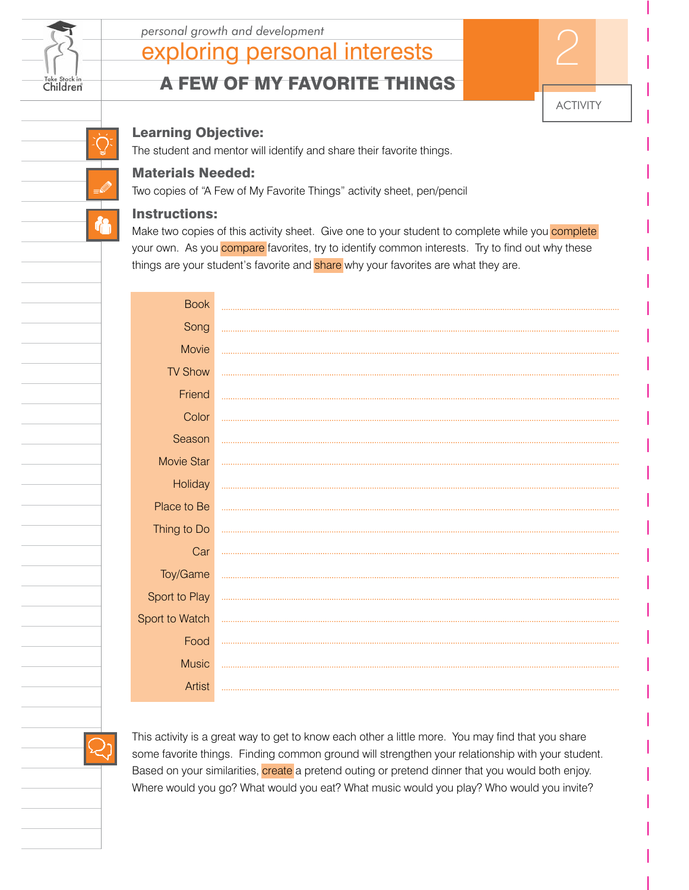*personal growth and development*

# exploring personal interests

## A FEW OF MY FAVORITE THINGS

2

ACTIVITY

### Learning Objective:

The student and mentor will identify and share their favorite things.

### Materials Needed:

Two copies of "A Few of My Favorite Things" activity sheet, pen/pencil

### Instructions:

Make two copies of this activity sheet. Give one to your student to complete while you complete your own. As you compare favorites, try to identify common interests. Try to find out why these things are your student's favorite and share why your favorites are what they are.

| | |
|---|---|
| Book | |
| Song | |
| Movie | |
| TV Show | |
| Friend | |
| Color | |
| Season | |
| Movie Star | |
| Holiday | |
| Place to Be | |
| Thing to Do | |
| Car | |
| Toy/Game | |
| Sport to Play | |
| Sport to Watch | |
| Food | |
| Music | |
| Artist | |

This activity is a great way to get to know each other a little more. You may find that you share some favorite things. Finding common ground will strengthen your relationship with your student. Based on your similarities, create a pretend outing or pretend dinner that you would both enjoy. Where would you go? What would you eat? What music would you play? Who would you invite?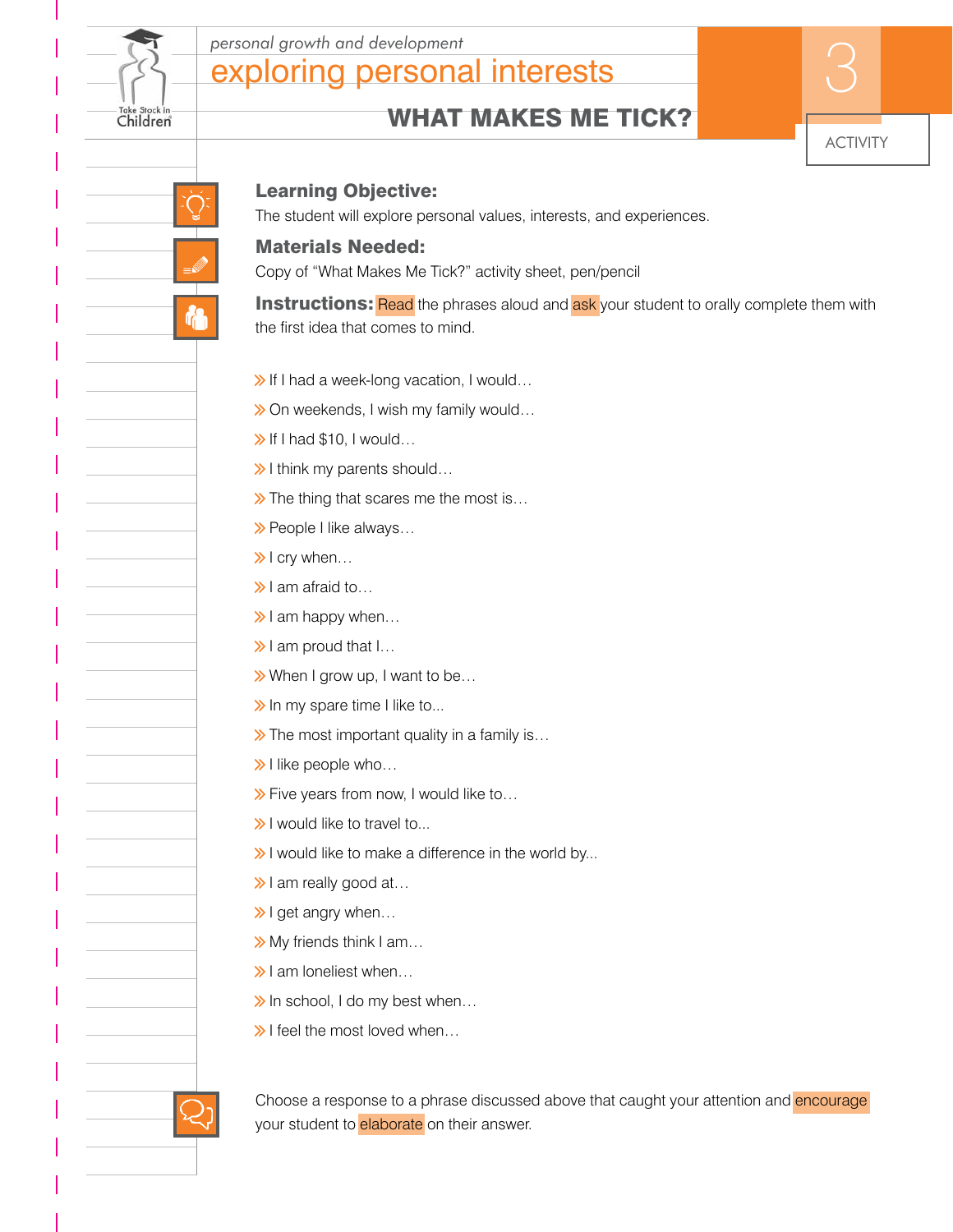personal growth and development

# exploring personal interests

## WHAT MAKES ME TICK?

3

ACTIVITY

**Learning Objective:**
The student will explore personal values, interests, and experiences.

**Materials Needed:**
Copy of "What Makes Me Tick?" activity sheet, pen/pencil

**Instructions:** Read the phrases aloud and ask your student to orally complete them with the first idea that comes to mind.

- If I had a week-long vacation, I would…
- On weekends, I wish my family would…
- If I had $10, I would…
- I think my parents should…
- The thing that scares me the most is…
- People I like always…
- I cry when…
- I am afraid to…
- I am happy when…
- I am proud that I…
- When I grow up, I want to be…
- In my spare time I like to...
- The most important quality in a family is…
- I like people who…
- Five years from now, I would like to…
- I would like to travel to...
- I would like to make a difference in the world by...
- I am really good at…
- I get angry when…
- My friends think I am…
- I am loneliest when…
- In school, I do my best when…
- I feel the most loved when…

Choose a response to a phrase discussed above that caught your attention and encourage your student to elaborate on their answer.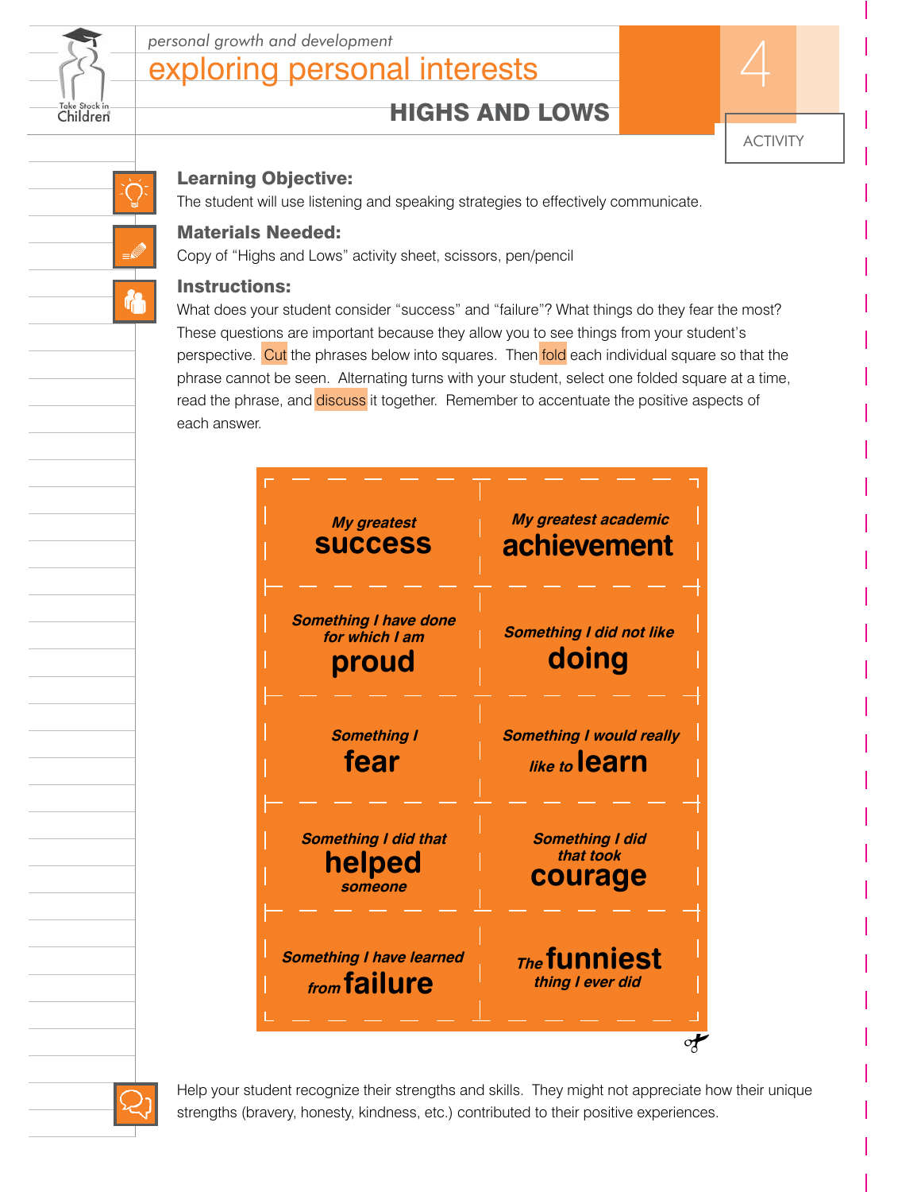personal growth and development

# exploring personal interests

## HIGHS AND LOWS

4

ACTIVITY

**Learning Objective:**
The student will use listening and speaking strategies to effectively communicate.

**Materials Needed:**
Copy of "Highs and Lows" activity sheet, scissors, pen/pencil

**Instructions:**
What does your student consider "success" and "failure"? What things do they fear the most? These questions are important because they allow you to see things from your student's perspective. Cut the phrases below into squares. Then fold each individual square so that the phrase cannot be seen. Alternating turns with your student, select one folded square at a time, read the phrase, and discuss it together. Remember to accentuate the positive aspects of each answer.

| | |
|---|---|
| *My greatest* **success** | *My greatest academic* **achievement** |
| *Something I have done for which I am* **proud** | *Something I did not like* **doing** |
| *Something I* **fear** | *Something I would really like to* **learn** |
| *Something I did that* **helped** *someone* | *Something I did that took* **courage** |
| *Something I have learned from* **failure** | *The* **funniest** *thing I ever did* |

Help your student recognize their strengths and skills. They might not appreciate how their unique strengths (bravery, honesty, kindness, etc.) contributed to their positive experiences.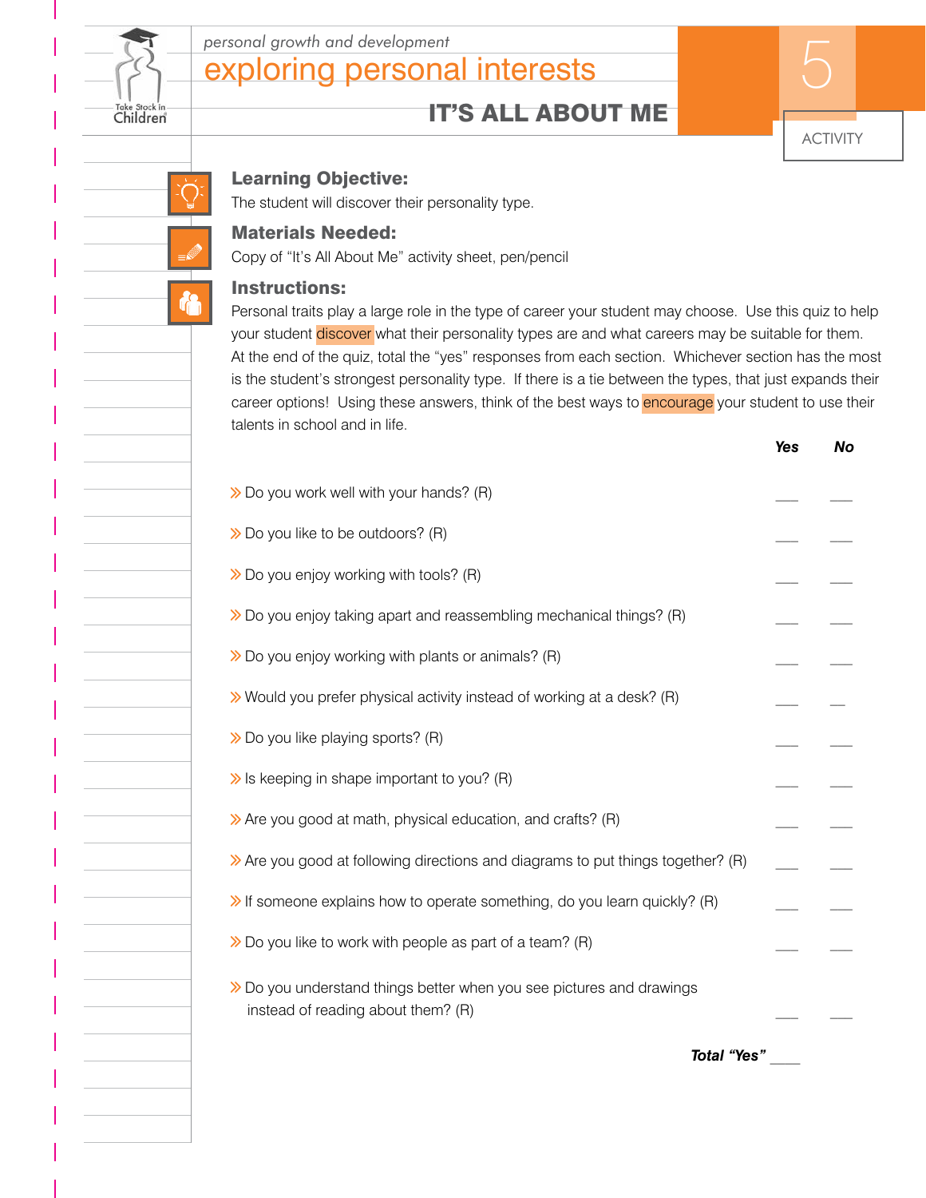*personal growth and development*

# exploring personal interests

## IT'S ALL ABOUT ME

5

ACTIVITY

### Learning Objective:

The student will discover their personality type.

### Materials Needed:

Copy of "It's All About Me" activity sheet, pen/pencil

### Instructions:

Personal traits play a large role in the type of career your student may choose. Use this quiz to help your student discover what their personality types are and what careers may be suitable for them. At the end of the quiz, total the "yes" responses from each section. Whichever section has the most is the student's strongest personality type. If there is a tie between the types, that just expands their career options! Using these answers, think of the best ways to encourage your student to use their talents in school and in life.

| | *Yes* | *No* |
|---|---|---|
| » Do you work well with your hands? (R) | ___ | ___ |
| » Do you like to be outdoors? (R) | ___ | ___ |
| » Do you enjoy working with tools? (R) | ___ | ___ |
| » Do you enjoy taking apart and reassembling mechanical things? (R) | ___ | ___ |
| » Do you enjoy working with plants or animals? (R) | ___ | ___ |
| » Would you prefer physical activity instead of working at a desk? (R) | ___ | ___ |
| » Do you like playing sports? (R) | ___ | ___ |
| » Is keeping in shape important to you? (R) | ___ | ___ |
| » Are you good at math, physical education, and crafts? (R) | ___ | ___ |
| » Are you good at following directions and diagrams to put things together? (R) | ___ | ___ |
| » If someone explains how to operate something, do you learn quickly? (R) | ___ | ___ |
| » Do you like to work with people as part of a team? (R) | ___ | ___ |
| » Do you understand things better when you see pictures and drawings instead of reading about them? (R) | ___ | ___ |

***Total "Yes"*** ___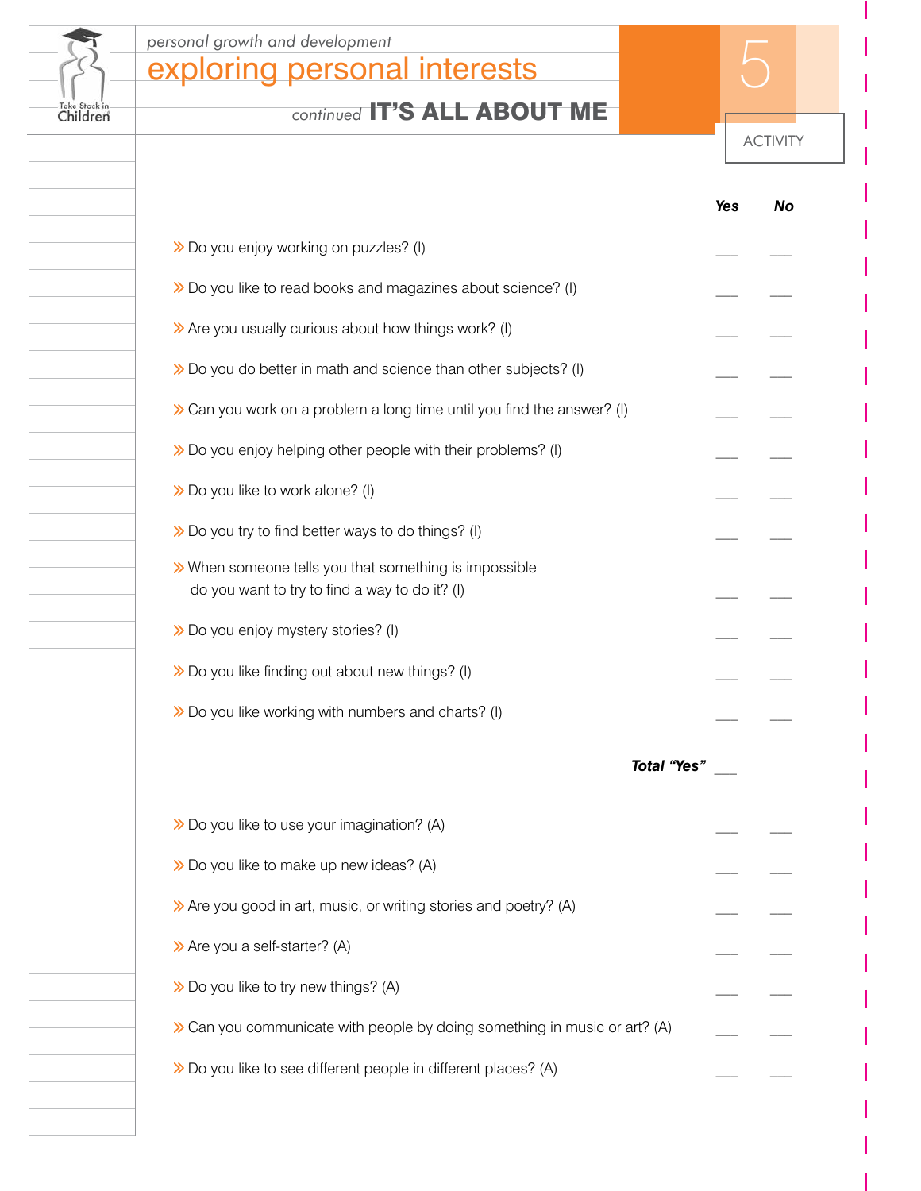personal growth and development

# exploring personal interests

*continued* **IT'S ALL ABOUT ME**

5

ACTIVITY

| | Yes | No |
|---|---|---|
| Do you enjoy working on puzzles? (I) | ___ | ___ |
| Do you like to read books and magazines about science? (I) | ___ | ___ |
| Are you usually curious about how things work? (I) | ___ | ___ |
| Do you do better in math and science than other subjects? (I) | ___ | ___ |
| Can you work on a problem a long time until you find the answer? (I) | ___ | ___ |
| Do you enjoy helping other people with their problems? (I) | ___ | ___ |
| Do you like to work alone? (I) | ___ | ___ |
| Do you try to find better ways to do things? (I) | ___ | ___ |
| When someone tells you that something is impossible do you want to try to find a way to do it? (I) | ___ | ___ |
| Do you enjoy mystery stories? (I) | ___ | ___ |
| Do you like finding out about new things? (I) | ___ | ___ |
| Do you like working with numbers and charts? (I) | ___ | ___ |
| ***Total "Yes"*** | ___ | |
| Do you like to use your imagination? (A) | ___ | ___ |
| Do you like to make up new ideas? (A) | ___ | ___ |
| Are you good in art, music, or writing stories and poetry? (A) | ___ | ___ |
| Are you a self-starter? (A) | ___ | ___ |
| Do you like to try new things? (A) | ___ | ___ |
| Can you communicate with people by doing something in music or art? (A) | ___ | ___ |
| Do you like to see different people in different places? (A) | ___ | ___ |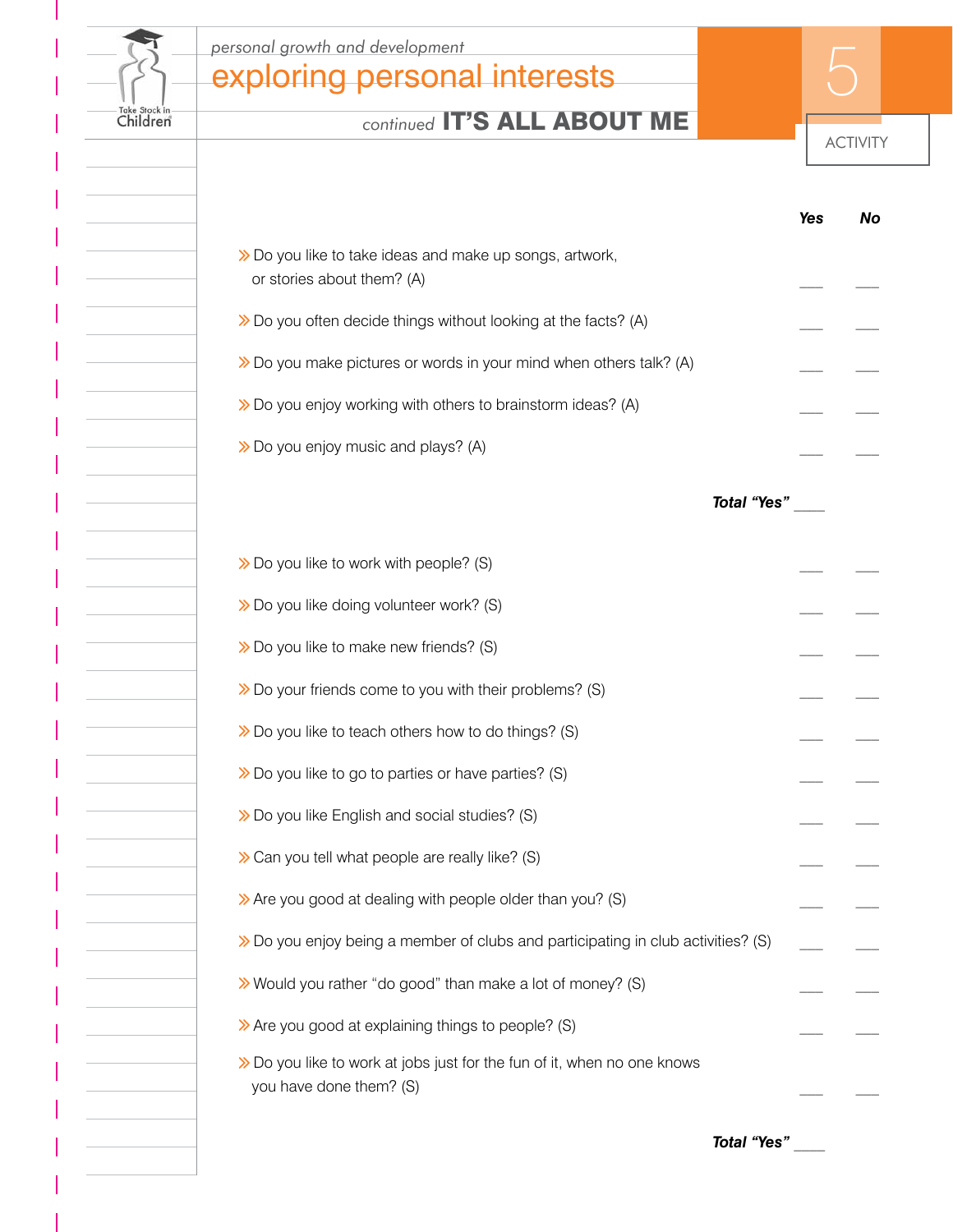personal growth and development

# exploring personal interests

continued **IT'S ALL ABOUT ME**

5 ACTIVITY

| | Yes | No |
|---|---|---|
| » Do you like to take ideas and make up songs, artwork, or stories about them? (A) | ___ | ___ |
| » Do you often decide things without looking at the facts? (A) | ___ | ___ |
| » Do you make pictures or words in your mind when others talk? (A) | ___ | ___ |
| » Do you enjoy working with others to brainstorm ideas? (A) | ___ | ___ |
| » Do you enjoy music and plays? (A) | ___ | ___ |
| ***Total "Yes"*** | ___ | |

| | Yes | No |
|---|---|---|
| » Do you like to work with people? (S) | ___ | ___ |
| » Do you like doing volunteer work? (S) | ___ | ___ |
| » Do you like to make new friends? (S) | ___ | ___ |
| » Do your friends come to you with their problems? (S) | ___ | ___ |
| » Do you like to teach others how to do things? (S) | ___ | ___ |
| » Do you like to go to parties or have parties? (S) | ___ | ___ |
| » Do you like English and social studies? (S) | ___ | ___ |
| » Can you tell what people are really like? (S) | ___ | ___ |
| » Are you good at dealing with people older than you? (S) | ___ | ___ |
| » Do you enjoy being a member of clubs and participating in club activities? (S) | ___ | ___ |
| » Would you rather "do good" than make a lot of money? (S) | ___ | ___ |
| » Are you good at explaining things to people? (S) | ___ | ___ |
| » Do you like to work at jobs just for the fun of it, when no one knows you have done them? (S) | ___ | ___ |
| ***Total "Yes"*** | ___ | |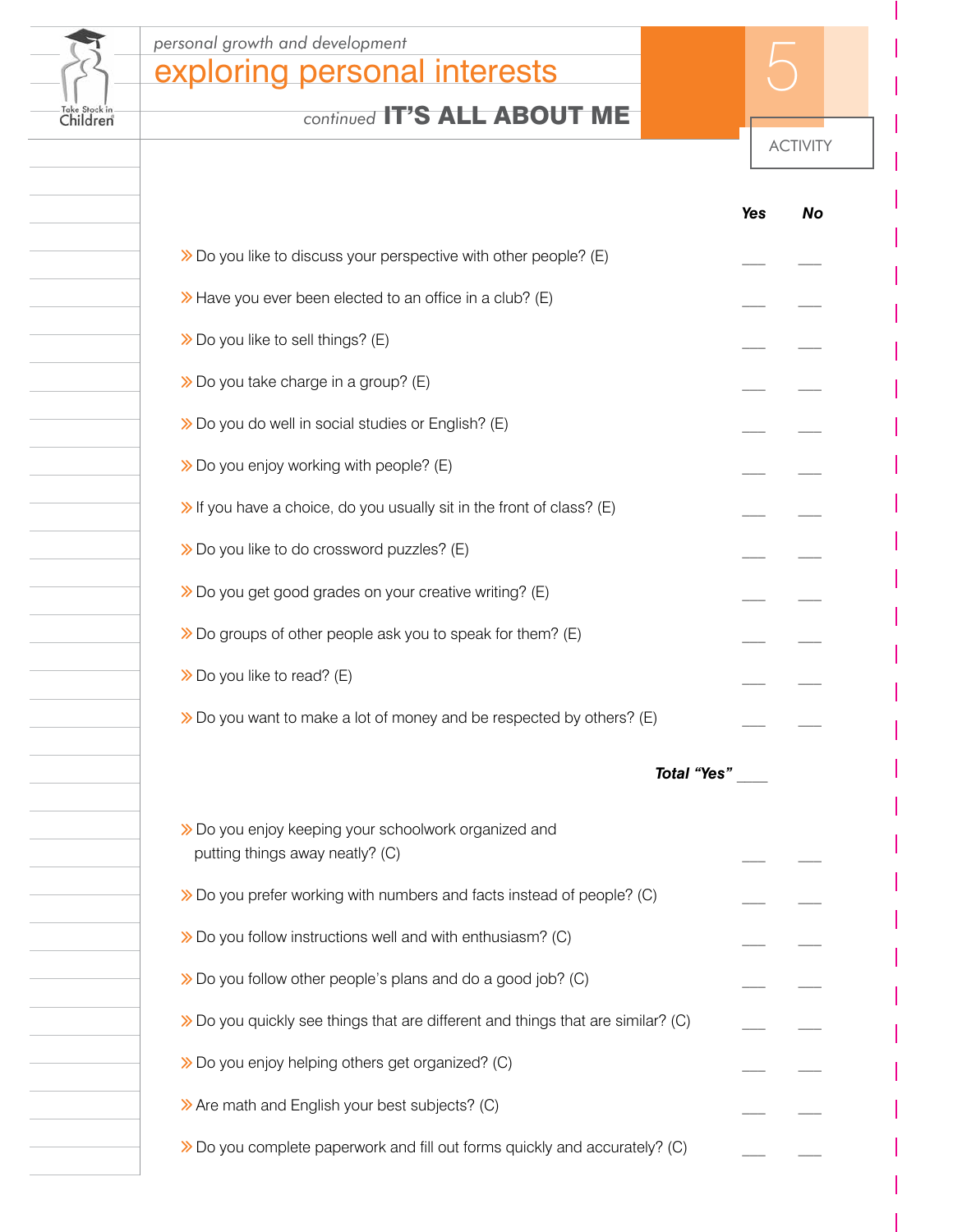personal growth and development

# exploring personal interests

continued **IT'S ALL ABOUT ME**

5

ACTIVITY

| | *Yes* | *No* |
|---|---|---|
| » Do you like to discuss your perspective with other people? (E) | ___ | ___ |
| » Have you ever been elected to an office in a club? (E) | ___ | ___ |
| » Do you like to sell things? (E) | ___ | ___ |
| » Do you take charge in a group? (E) | ___ | ___ |
| » Do you do well in social studies or English? (E) | ___ | ___ |
| » Do you enjoy working with people? (E) | ___ | ___ |
| » If you have a choice, do you usually sit in the front of class? (E) | ___ | ___ |
| » Do you like to do crossword puzzles? (E) | ___ | ___ |
| » Do you get good grades on your creative writing? (E) | ___ | ___ |
| » Do groups of other people ask you to speak for them? (E) | ___ | ___ |
| » Do you like to read? (E) | ___ | ___ |
| » Do you want to make a lot of money and be respected by others? (E) | ___ | ___ |
| ***Total "Yes"*** | ___ | |
| » Do you enjoy keeping your schoolwork organized and putting things away neatly? (C) | ___ | ___ |
| » Do you prefer working with numbers and facts instead of people? (C) | ___ | ___ |
| » Do you follow instructions well and with enthusiasm? (C) | ___ | ___ |
| » Do you follow other people's plans and do a good job? (C) | ___ | ___ |
| » Do you quickly see things that are different and things that are similar? (C) | ___ | ___ |
| » Do you enjoy helping others get organized? (C) | ___ | ___ |
| » Are math and English your best subjects? (C) | ___ | ___ |
| » Do you complete paperwork and fill out forms quickly and accurately? (C) | ___ | ___ |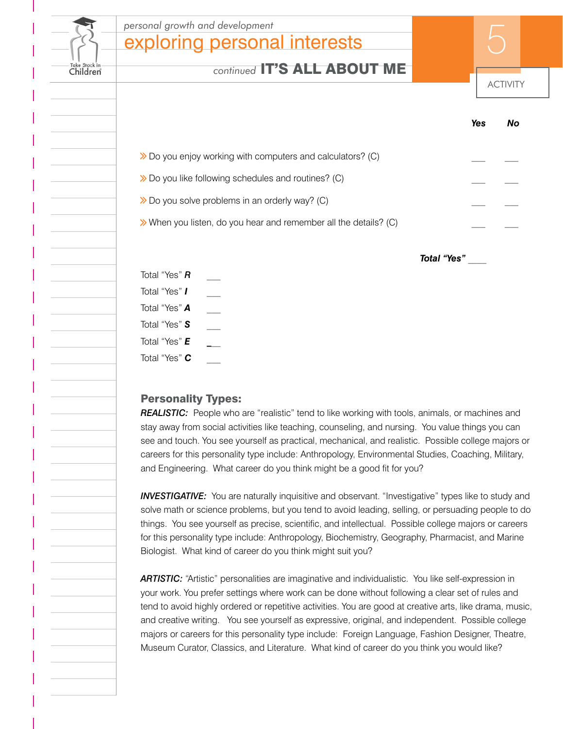personal growth and development

# exploring personal interests

continued **IT'S ALL ABOUT ME**

5 ACTIVITY

| | Yes | No |
|---|---|---|
| » Do you enjoy working with computers and calculators? (C) | ___ | ___ |
| » Do you like following schedules and routines? (C) | ___ | ___ |
| » Do you solve problems in an orderly way? (C) | ___ | ___ |
| » When you listen, do you hear and remember all the details? (C) | ___ | ___ |

***Total "Yes"*** ____

Total "Yes" ***R*** ___

Total "Yes" ***I*** ___

Total "Yes" ***A*** ___

Total "Yes" ***S*** ___

Total "Yes" ***E*** ___

Total "Yes" ***C*** ___

## Personality Types:

***REALISTIC:*** People who are "realistic" tend to like working with tools, animals, or machines and stay away from social activities like teaching, counseling, and nursing. You value things you can see and touch. You see yourself as practical, mechanical, and realistic. Possible college majors or careers for this personality type include: Anthropology, Environmental Studies, Coaching, Military, and Engineering. What career do you think might be a good fit for you?

***INVESTIGATIVE:*** You are naturally inquisitive and observant. "Investigative" types like to study and solve math or science problems, but you tend to avoid leading, selling, or persuading people to do things. You see yourself as precise, scientific, and intellectual. Possible college majors or careers for this personality type include: Anthropology, Biochemistry, Geography, Pharmacist, and Marine Biologist. What kind of career do you think might suit you?

***ARTISTIC:*** "Artistic" personalities are imaginative and individualistic. You like self-expression in your work. You prefer settings where work can be done without following a clear set of rules and tend to avoid highly ordered or repetitive activities. You are good at creative arts, like drama, music, and creative writing. You see yourself as expressive, original, and independent. Possible college majors or careers for this personality type include: Foreign Language, Fashion Designer, Theatre, Museum Curator, Classics, and Literature. What kind of career do you think you would like?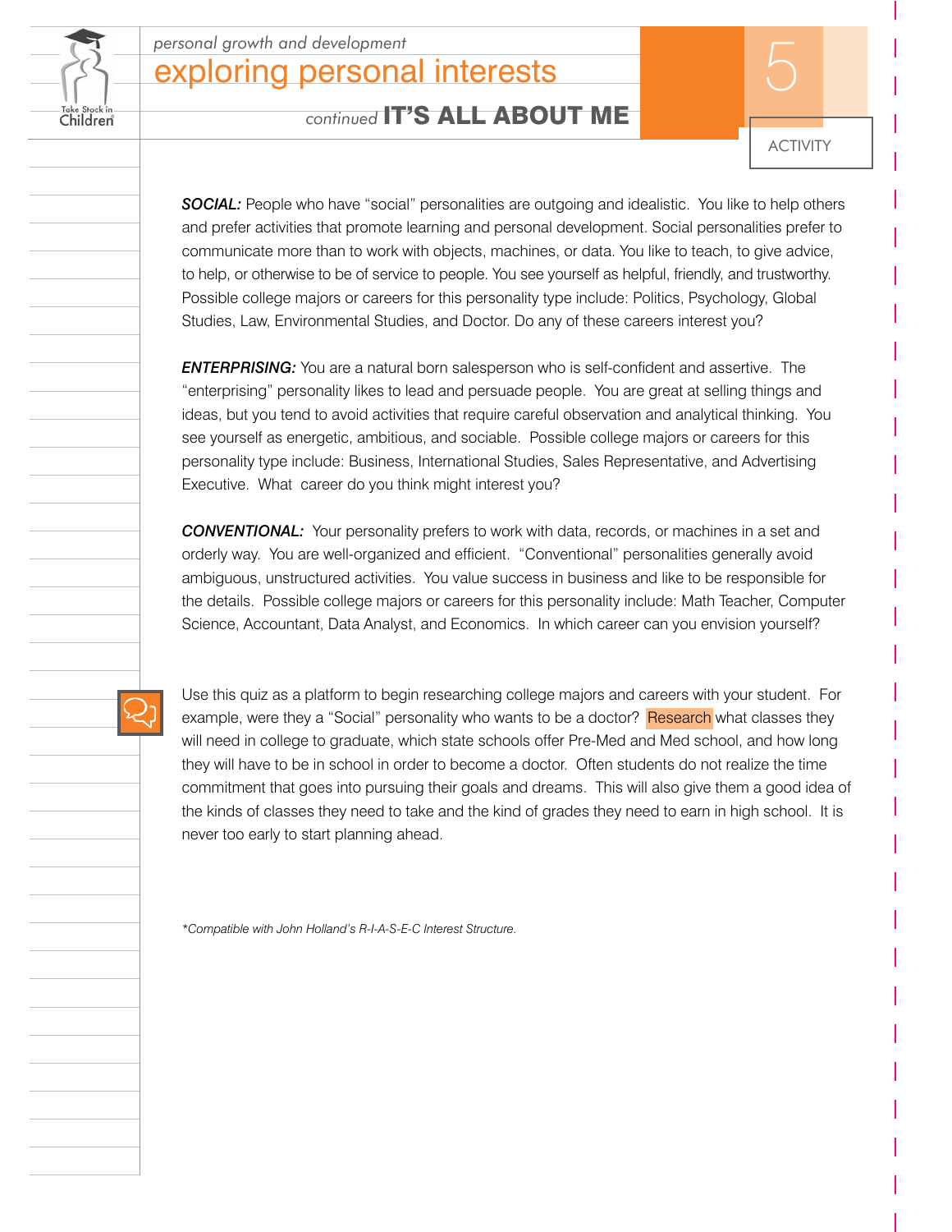*personal growth and development*

# exploring personal interests

## *continued* IT'S ALL ABOUT ME

5

ACTIVITY

***SOCIAL:*** People who have "social" personalities are outgoing and idealistic. You like to help others and prefer activities that promote learning and personal development. Social personalities prefer to communicate more than to work with objects, machines, or data. You like to teach, to give advice, to help, or otherwise to be of service to people. You see yourself as helpful, friendly, and trustworthy. Possible college majors or careers for this personality type include: Politics, Psychology, Global Studies, Law, Environmental Studies, and Doctor. Do any of these careers interest you?

***ENTERPRISING:*** You are a natural born salesperson who is self-confident and assertive. The "enterprising" personality likes to lead and persuade people. You are great at selling things and ideas, but you tend to avoid activities that require careful observation and analytical thinking. You see yourself as energetic, ambitious, and sociable. Possible college majors or careers for this personality type include: Business, International Studies, Sales Representative, and Advertising Executive. What career do you think might interest you?

***CONVENTIONAL:*** Your personality prefers to work with data, records, or machines in a set and orderly way. You are well-organized and efficient. "Conventional" personalities generally avoid ambiguous, unstructured activities. You value success in business and like to be responsible for the details. Possible college majors or careers for this personality include: Math Teacher, Computer Science, Accountant, Data Analyst, and Economics. In which career can you envision yourself?

Use this quiz as a platform to begin researching college majors and careers with your student. For example, were they a "Social" personality who wants to be a doctor? Research what classes they will need in college to graduate, which state schools offer Pre-Med and Med school, and how long they will have to be in school in order to become a doctor. Often students do not realize the time commitment that goes into pursuing their goals and dreams. This will also give them a good idea of the kinds of classes they need to take and the kind of grades they need to earn in high school. It is never too early to start planning ahead.

*\*Compatible with John Holland's R-I-A-S-E-C Interest Structure.*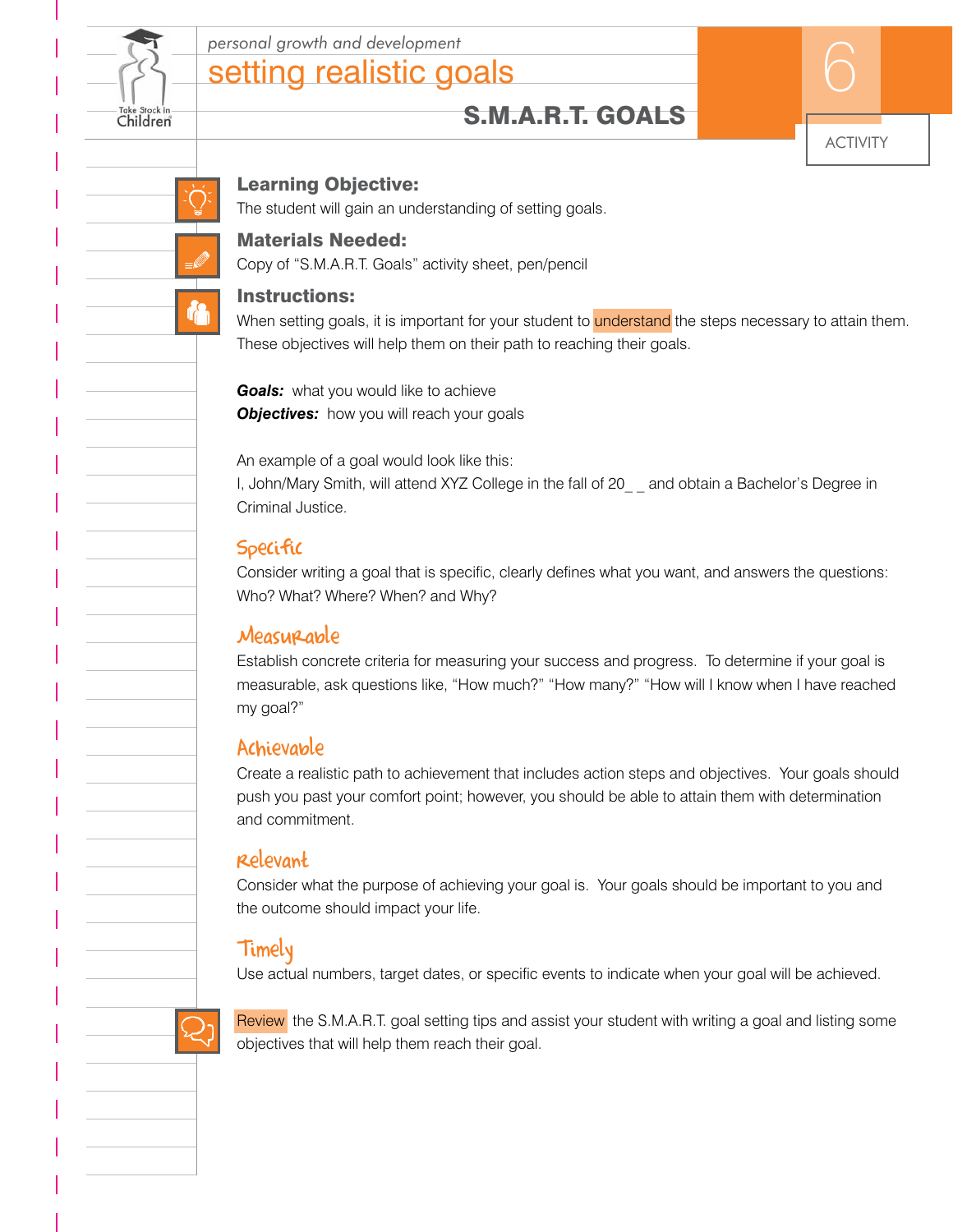personal growth and development

# setting realistic goals

## S.M.A.R.T. GOALS

6

ACTIVITY

### Learning Objective:

The student will gain an understanding of setting goals.

### Materials Needed:

Copy of "S.M.A.R.T. Goals" activity sheet, pen/pencil

### Instructions:

When setting goals, it is important for your student to understand the steps necessary to attain them. These objectives will help them on their path to reaching their goals.

***Goals:*** what you would like to achieve
***Objectives:*** how you will reach your goals

An example of a goal would look like this:
I, John/Mary Smith, will attend XYZ College in the fall of 20_ _ and obtain a Bachelor's Degree in Criminal Justice.

### Specific

Consider writing a goal that is specific, clearly defines what you want, and answers the questions: Who? What? Where? When? and Why?

### Measurable

Establish concrete criteria for measuring your success and progress. To determine if your goal is measurable, ask questions like, "How much?" "How many?" "How will I know when I have reached my goal?"

### Achievable

Create a realistic path to achievement that includes action steps and objectives. Your goals should push you past your comfort point; however, you should be able to attain them with determination and commitment.

### Relevant

Consider what the purpose of achieving your goal is. Your goals should be important to you and the outcome should impact your life.

### Timely

Use actual numbers, target dates, or specific events to indicate when your goal will be achieved.

Review the S.M.A.R.T. goal setting tips and assist your student with writing a goal and listing some objectives that will help them reach their goal.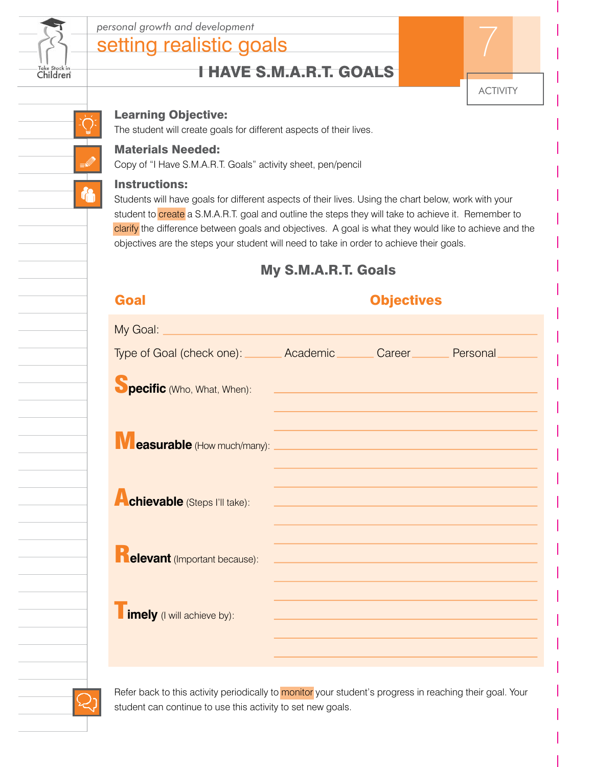personal growth and development

# setting realistic goals

## I HAVE S.M.A.R.T. GOALS

7

ACTIVITY

**Learning Objective:**
The student will create goals for different aspects of their lives.

**Materials Needed:**
Copy of "I Have S.M.A.R.T. Goals" activity sheet, pen/pencil

**Instructions:**
Students will have goals for different aspects of their lives. Using the chart below, work with your student to create a S.M.A.R.T. goal and outline the steps they will take to achieve it. Remember to clarify the difference between goals and objectives. A goal is what they would like to achieve and the objectives are the steps your student will need to take in order to achieve their goals.

### My S.M.A.R.T. Goals

**Goal** **Objectives**

My Goal: ______________________________

Type of Goal (check one): ______ Academic ______ Career ______ Personal ______

**Specific** (Who, What, When): ______________________________

______________________________

______________________________

**Measurable** (How much/many): ______________________________

______________________________

______________________________

**Achievable** (Steps I'll take): ______________________________

______________________________

______________________________

**Relevant** (Important because): ______________________________

______________________________

______________________________

**Timely** (I will achieve by): ______________________________

______________________________

______________________________

Refer back to this activity periodically to monitor your student's progress in reaching their goal. Your student can continue to use this activity to set new goals.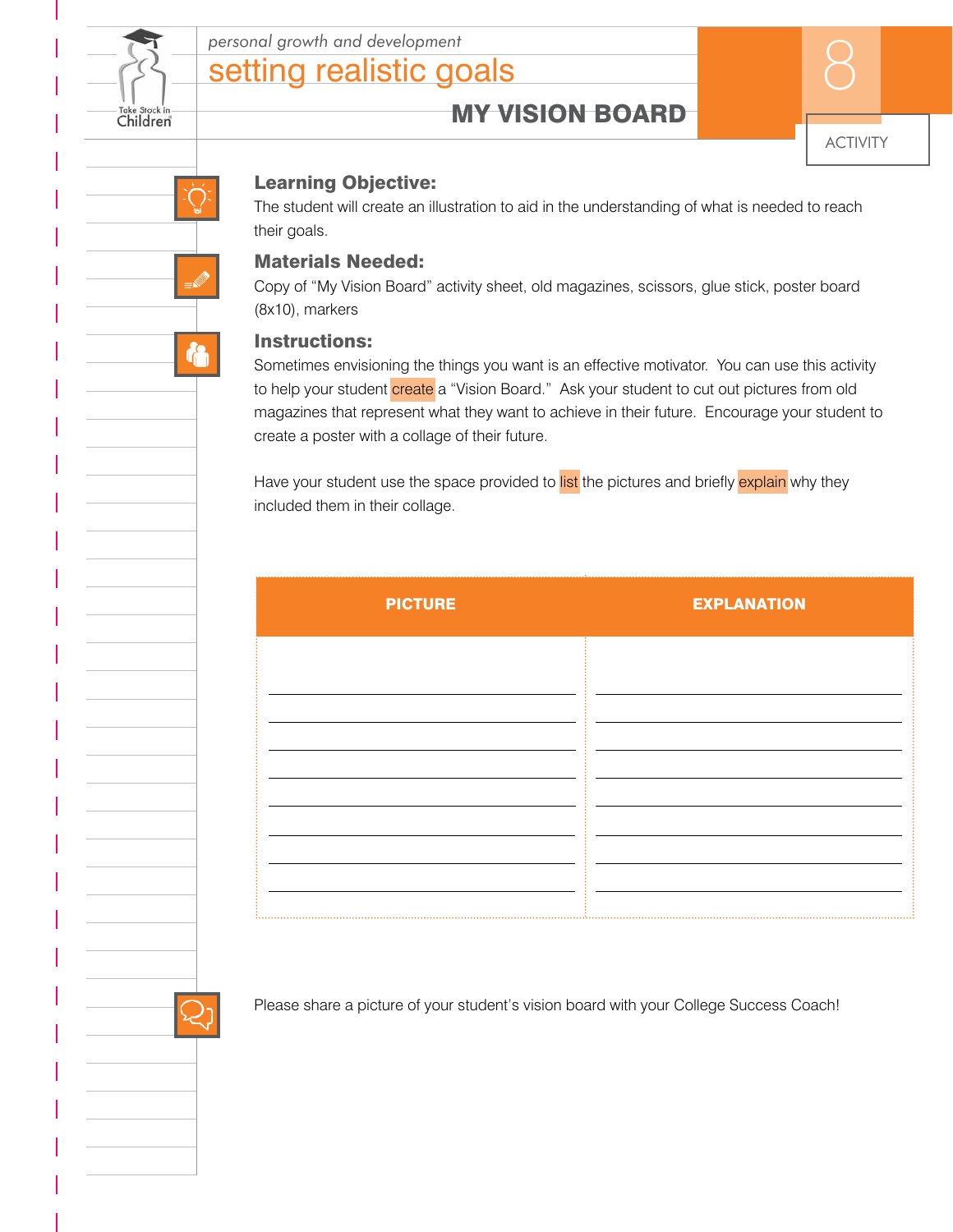*personal growth and development*

# setting realistic goals

## MY VISION BOARD

8

ACTIVITY

### Learning Objective:

The student will create an illustration to aid in the understanding of what is needed to reach their goals.

### Materials Needed:

Copy of "My Vision Board" activity sheet, old magazines, scissors, glue stick, poster board (8x10), markers

### Instructions:

Sometimes envisioning the things you want is an effective motivator. You can use this activity to help your student create a "Vision Board." Ask your student to cut out pictures from old magazines that represent what they want to achieve in their future. Encourage your student to create a poster with a collage of their future.

Have your student use the space provided to list the pictures and briefly explain why they included them in their collage.

| PICTURE | EXPLANATION |
|---|---|
| | |
| | |
| | |
| | |
| | |
| | |
| | |
| | |

Please share a picture of your student's vision board with your College Success Coach!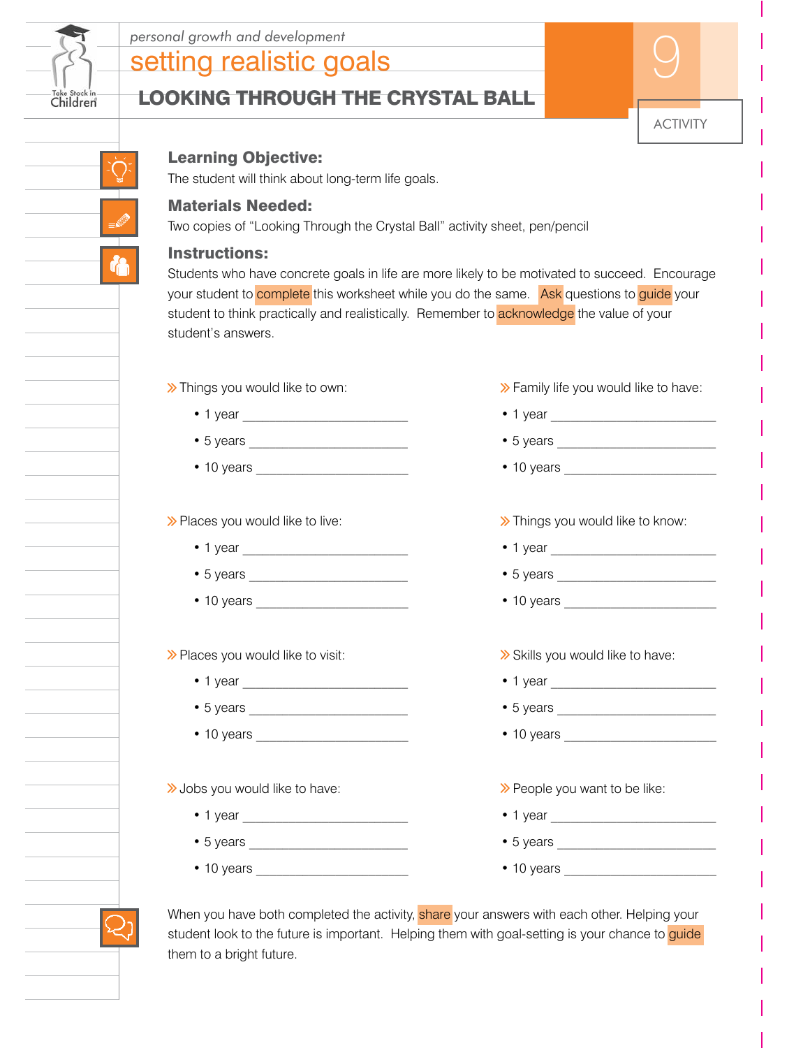*personal growth and development*

# setting realistic goals

## LOOKING THROUGH THE CRYSTAL BALL

ACTIVITY 9

### Learning Objective:

The student will think about long-term life goals.

### Materials Needed:

Two copies of "Looking Through the Crystal Ball" activity sheet, pen/pencil

### Instructions:

Students who have concrete goals in life are more likely to be motivated to succeed. Encourage your student to complete this worksheet while you do the same. Ask questions to guide your student to think practically and realistically. Remember to acknowledge the value of your student's answers.

» Things you would like to own:

- 1 year ______________________
- 5 years ______________________
- 10 years ______________________

» Family life you would like to have:

- 1 year ______________________
- 5 years ______________________
- 10 years ______________________

» Places you would like to live:

- 1 year ______________________
- 5 years ______________________
- 10 years ______________________

» Things you would like to know:

- 1 year ______________________
- 5 years ______________________
- 10 years ______________________

» Places you would like to visit:

- 1 year ______________________
- 5 years ______________________
- 10 years ______________________

» Skills you would like to have:

- 1 year ______________________
- 5 years ______________________
- 10 years ______________________

» Jobs you would like to have:

- 1 year ______________________
- 5 years ______________________
- 10 years ______________________

» People you want to be like:

- 1 year ______________________
- 5 years ______________________
- 10 years ______________________

When you have both completed the activity, share your answers with each other. Helping your student look to the future is important. Helping them with goal-setting is your chance to guide them to a bright future.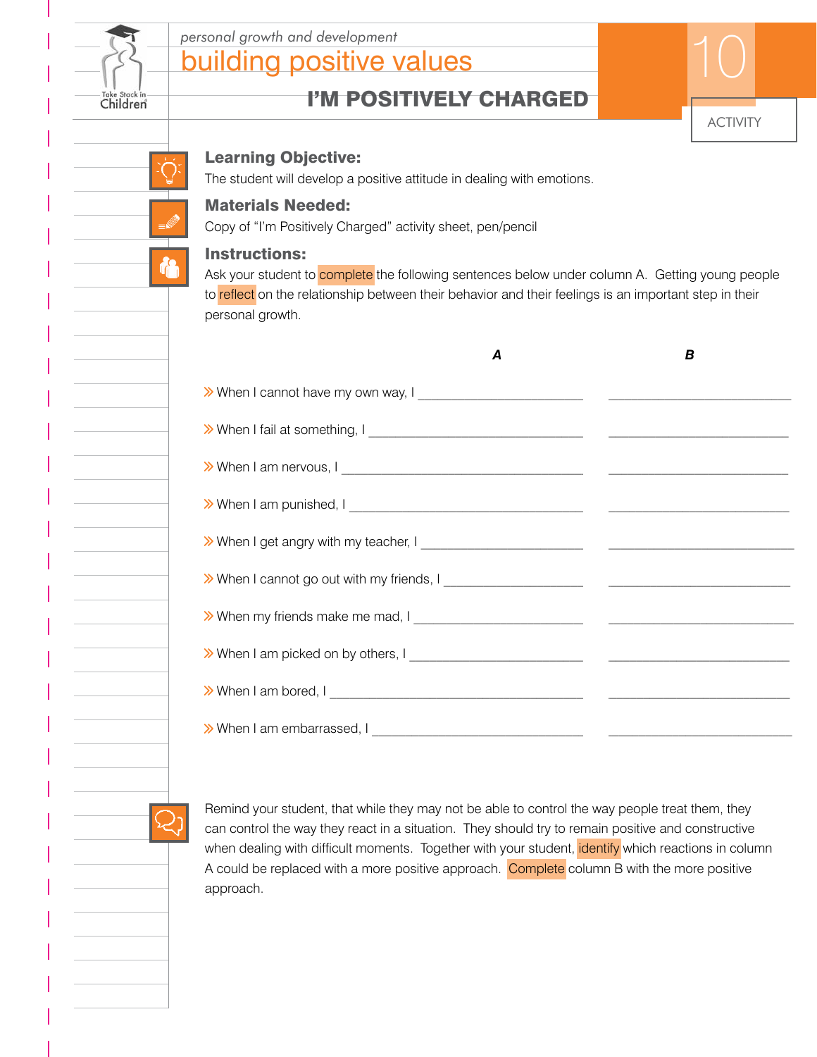personal growth and development

# building positive values

## I'M POSITIVELY CHARGED

10

ACTIVITY

### Learning Objective:

The student will develop a positive attitude in dealing with emotions.

### Materials Needed:

Copy of "I'm Positively Charged" activity sheet, pen/pencil

### Instructions:

Ask your student to complete the following sentences below under column A. Getting young people to reflect on the relationship between their behavior and their feelings is an important step in their personal growth.

| | A | B |
|---|---|---|
| » When I cannot have my own way, I | ______________________ | ______________________ |
| » When I fail at something, I | ______________________ | ______________________ |
| » When I am nervous, I | ______________________ | ______________________ |
| » When I am punished, I | ______________________ | ______________________ |
| » When I get angry with my teacher, I | ______________________ | ______________________ |
| » When I cannot go out with my friends, I | ______________________ | ______________________ |
| » When my friends make me mad, I | ______________________ | ______________________ |
| » When I am picked on by others, I | ______________________ | ______________________ |
| » When I am bored, I | ______________________ | ______________________ |
| » When I am embarrassed, I | ______________________ | ______________________ |

Remind your student, that while they may not be able to control the way people treat them, they can control the way they react in a situation. They should try to remain positive and constructive when dealing with difficult moments. Together with your student, identify which reactions in column A could be replaced with a more positive approach. Complete column B with the more positive approach.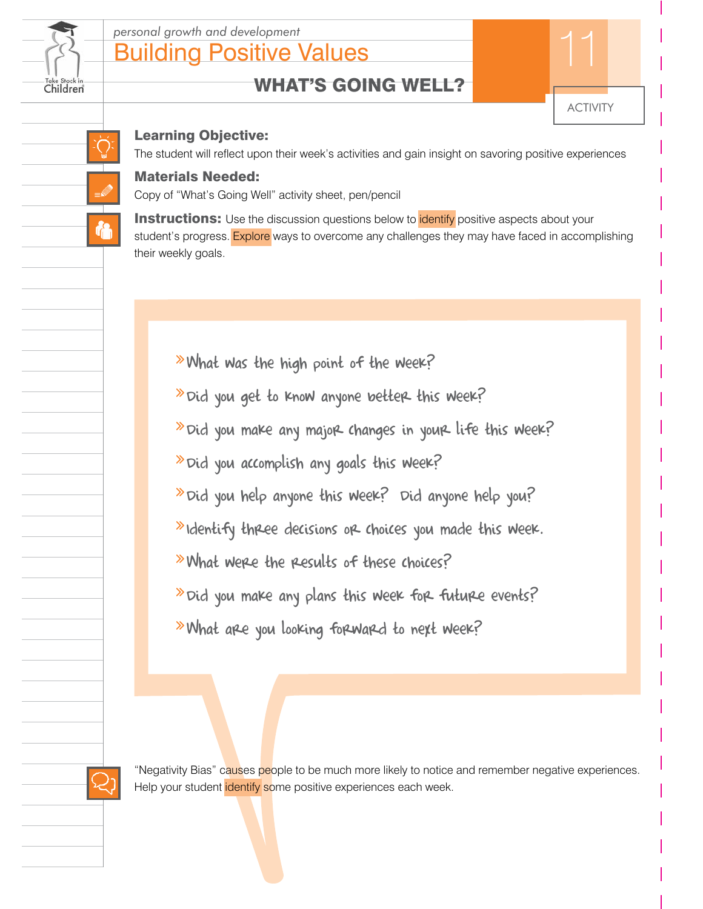personal growth and development

# Building Positive Values

## WHAT'S GOING WELL?

11

ACTIVITY

**Learning Objective:**
The student will reflect upon their week's activities and gain insight on savoring positive experiences

**Materials Needed:**
Copy of "What's Going Well" activity sheet, pen/pencil

**Instructions:** Use the discussion questions below to identify positive aspects about your student's progress. Explore ways to overcome any challenges they may have faced in accomplishing their weekly goals.

- » What was the high point of the week?
- » Did you get to know anyone better this week?
- » Did you make any major changes in your life this week?
- » Did you accomplish any goals this week?
- » Did you help anyone this week? Did anyone help you?
- » Identify three decisions or choices you made this week.
- » What were the results of these choices?
- » Did you make any plans this week for future events?
- » What are you looking forward to next week?

"Negativity Bias" causes people to be much more likely to notice and remember negative experiences. Help your student identify some positive experiences each week.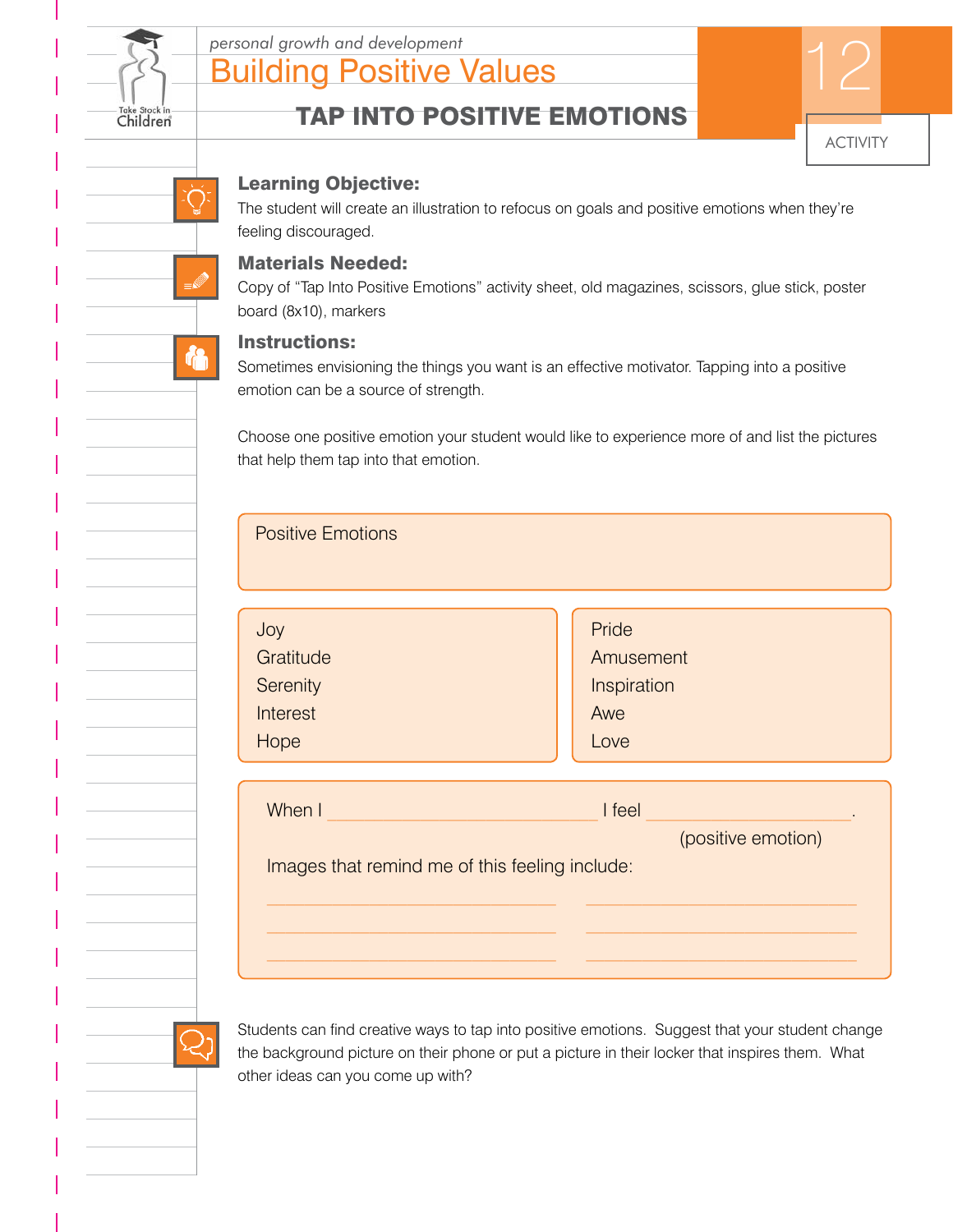*personal growth and development*

# Building Positive Values

## TAP INTO POSITIVE EMOTIONS

12

ACTIVITY

### Learning Objective:

The student will create an illustration to refocus on goals and positive emotions when they're feeling discouraged.

### Materials Needed:

Copy of "Tap Into Positive Emotions" activity sheet, old magazines, scissors, glue stick, poster board (8x10), markers

### Instructions:

Sometimes envisioning the things you want is an effective motivator. Tapping into a positive emotion can be a source of strength.

Choose one positive emotion your student would like to experience more of and list the pictures that help them tap into that emotion.

**Positive Emotions**

| | |
|---|---|
| Joy | Pride |
| Gratitude | Amusement |
| Serenity | Inspiration |
| Interest | Awe |
| Hope | Love |

When I ______________________________ I feel ______________________.
(positive emotion)

Images that remind me of this feeling include:

______________________________ ______________________________

______________________________ ______________________________

______________________________ ______________________________

Students can find creative ways to tap into positive emotions. Suggest that your student change the background picture on their phone or put a picture in their locker that inspires them. What other ideas can you come up with?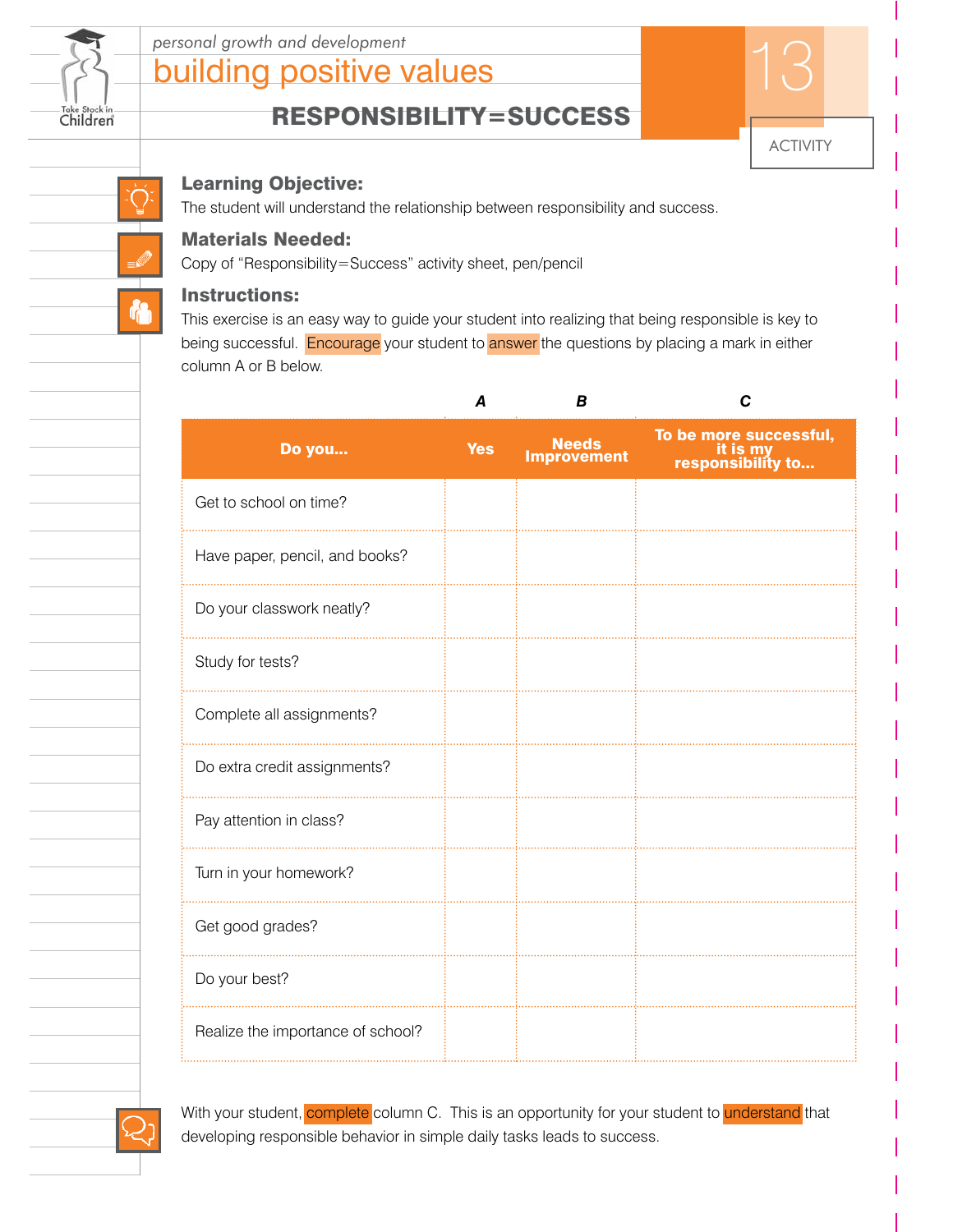personal growth and development

# building positive values

## RESPONSIBILITY=SUCCESS

13

ACTIVITY

### Learning Objective:

The student will understand the relationship between responsibility and success.

### Materials Needed:

Copy of "Responsibility=Success" activity sheet, pen/pencil

### Instructions:

This exercise is an easy way to guide your student into realizing that being responsible is key to being successful. Encourage your student to answer the questions by placing a mark in either column A or B below.

| | A | B | C |
|---|---|---|---|
| **Do you...** | **Yes** | **Needs Improvement** | **To be more successful, it is my responsibility to...** |
| Get to school on time? | | | |
| Have paper, pencil, and books? | | | |
| Do your classwork neatly? | | | |
| Study for tests? | | | |
| Complete all assignments? | | | |
| Do extra credit assignments? | | | |
| Pay attention in class? | | | |
| Turn in your homework? | | | |
| Get good grades? | | | |
| Do your best? | | | |
| Realize the importance of school? | | | |

With your student, complete column C. This is an opportunity for your student to understand that developing responsible behavior in simple daily tasks leads to success.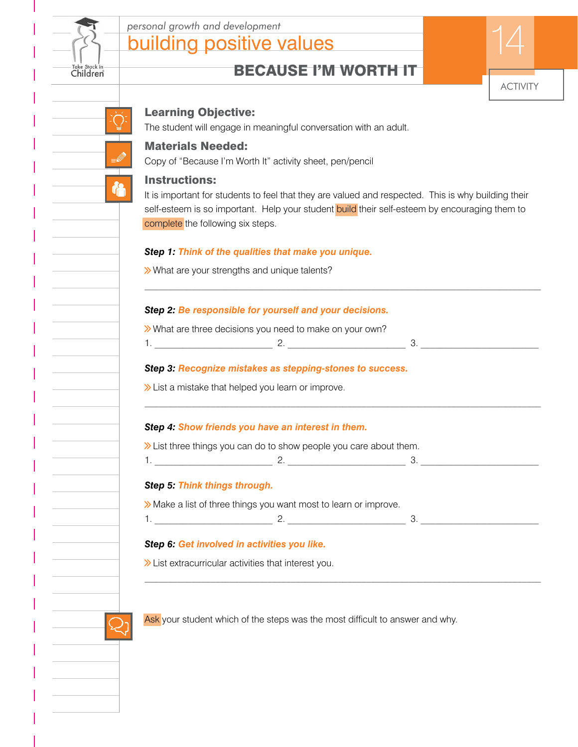personal growth and development

# building positive values

## BECAUSE I'M WORTH IT

14

ACTIVITY

### Learning Objective:

The student will engage in meaningful conversation with an adult.

### Materials Needed:

Copy of "Because I'm Worth It" activity sheet, pen/pencil

### Instructions:

It is important for students to feel that they are valued and respected. This is why building their self-esteem is so important. Help your student build their self-esteem by encouraging them to complete the following six steps.

***Step 1:*** ***Think of the qualities that make you unique.***

» What are your strengths and unique talents?

______________________________________________________________________________

***Step 2:*** ***Be responsible for yourself and your decisions.***

» What are three decisions you need to make on your own?

1. ______________________ 2. ______________________ 3. ______________________

***Step 3:*** ***Recognize mistakes as stepping-stones to success.***

» List a mistake that helped you learn or improve.

______________________________________________________________________________

***Step 4:*** ***Show friends you have an interest in them.***

» List three things you can do to show people you care about them.

1. ______________________ 2. ______________________ 3. ______________________

***Step 5:*** ***Think things through.***

» Make a list of three things you want most to learn or improve.

1. ______________________ 2. ______________________ 3. ______________________

***Step 6:*** ***Get involved in activities you like.***

» List extracurricular activities that interest you.

______________________________________________________________________________

Ask your student which of the steps was the most difficult to answer and why.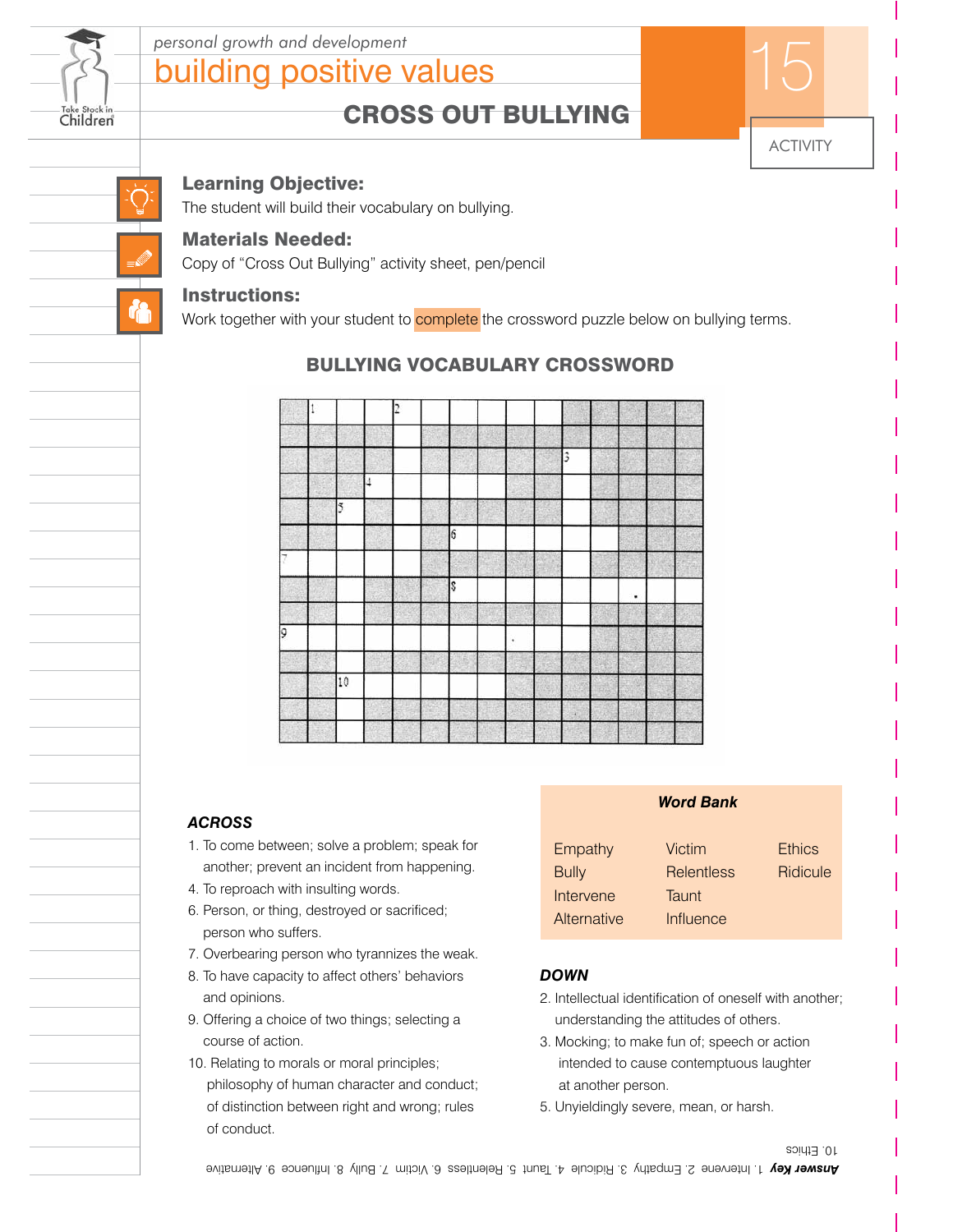personal growth and development

# building positive values

## CROSS OUT BULLYING

ACTIVITY

### Learning Objective:

The student will build their vocabulary on bullying.

### Materials Needed:

Copy of "Cross Out Bullying" activity sheet, pen/pencil

### Instructions:

Work together with your student to complete the crossword puzzle below on bullying terms.

## BULLYING VOCABULARY CROSSWORD

***ACROSS***

1. To come between; solve a problem; speak for another; prevent an incident from happening.
4. To reproach with insulting words.
6. Person, or thing, destroyed or sacrificed; person who suffers.
7. Overbearing person who tyrannizes the weak.
8. To have capacity to affect others' behaviors and opinions.
9. Offering a choice of two things; selecting a course of action.
10. Relating to morals or moral principles; philosophy of human character and conduct; of distinction between right and wrong; rules of conduct.

***Word Bank***

| | | |
|---|---|---|
| Empathy | Victim | Ethics |
| Bully | Relentless | Ridicule |
| Intervene | Taunt | |
| Alternative | Influence | |

***DOWN***

2. Intellectual identification of oneself with another; understanding the attitudes of others.
3. Mocking; to make fun of; speech or action intended to cause contemptuous laughter at another person.
5. Unyieldingly severe, mean, or harsh.

***Answer Key*** 1. Intervene 2. Empathy 3. Ridicule 4. Taunt 5. Relentless 6. Victim 7. Bully 8. Influence 9. Alternative 10. Ethics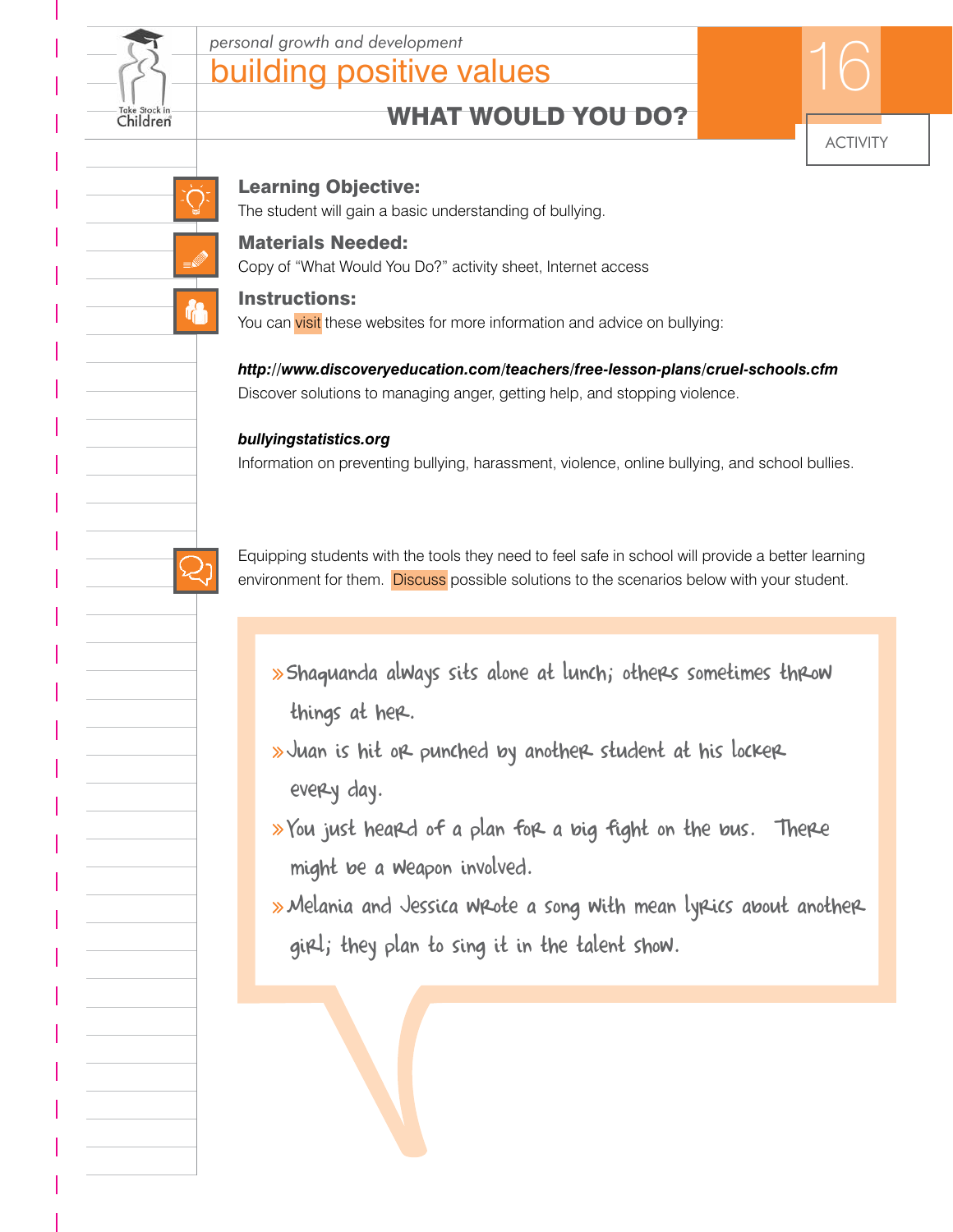personal growth and development

# building positive values

## WHAT WOULD YOU DO?

16

ACTIVITY

### Learning Objective:

The student will gain a basic understanding of bullying.

### Materials Needed:

Copy of "What Would You Do?" activity sheet, Internet access

### Instructions:

You can visit these websites for more information and advice on bullying:

***http://www.discoveryeducation.com/teachers/free-lesson-plans/cruel-schools.cfm***
Discover solutions to managing anger, getting help, and stopping violence.

***bullyingstatistics.org***
Information on preventing bullying, harassment, violence, online bullying, and school bullies.

Equipping students with the tools they need to feel safe in school will provide a better learning environment for them. Discuss possible solutions to the scenarios below with your student.

- » Shaquanda always sits alone at lunch; others sometimes throw things at her.
- » Juan is hit or punched by another student at his locker every day.
- » You just heard of a plan for a big fight on the bus. There might be a weapon involved.
- » Melania and Jessica wrote a song with mean lyrics about another girl; they plan to sing it in the talent show.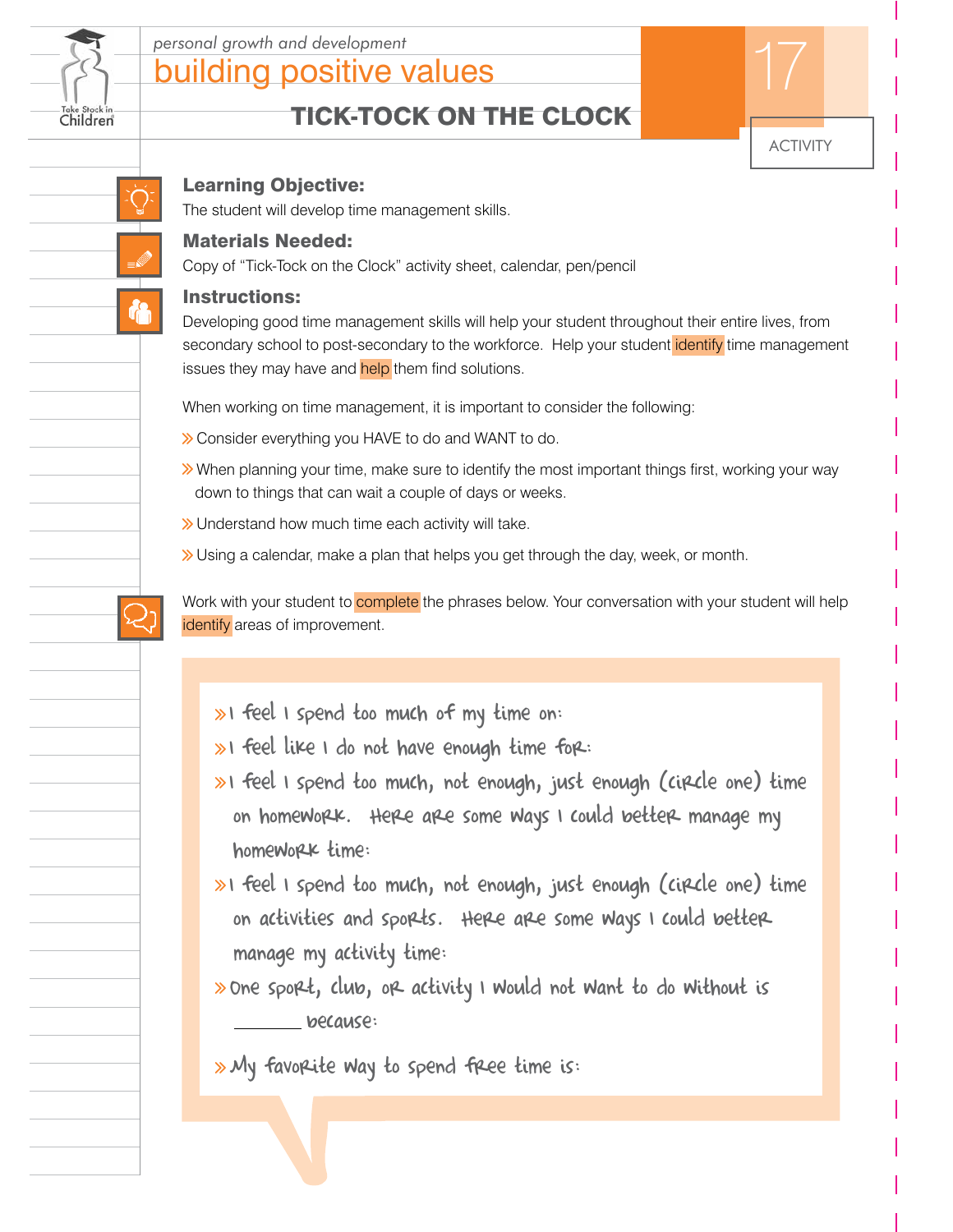personal growth and development

# building positive values

## TICK-TOCK ON THE CLOCK

17

ACTIVITY

**Learning Objective:**
The student will develop time management skills.

**Materials Needed:**
Copy of “Tick-Tock on the Clock” activity sheet, calendar, pen/pencil

**Instructions:**
Developing good time management skills will help your student throughout their entire lives, from secondary school to post-secondary to the workforce. Help your student identify time management issues they may have and help them find solutions.

When working on time management, it is important to consider the following:

- Consider everything you HAVE to do and WANT to do.
- When planning your time, make sure to identify the most important things first, working your way down to things that can wait a couple of days or weeks.
- Understand how much time each activity will take.
- Using a calendar, make a plan that helps you get through the day, week, or month.

Work with your student to complete the phrases below. Your conversation with your student will help identify areas of improvement.

- I feel I spend too much of my time on:
- I feel like I do not have enough time for:
- I feel I spend too much, not enough, just enough (circle one) time on homework. Here are some ways I could better manage my homework time:
- I feel I spend too much, not enough, just enough (circle one) time on activities and sports. Here are some ways I could better manage my activity time:
- One sport, club, or activity I would not want to do without is ________ because:
- My favorite way to spend free time is: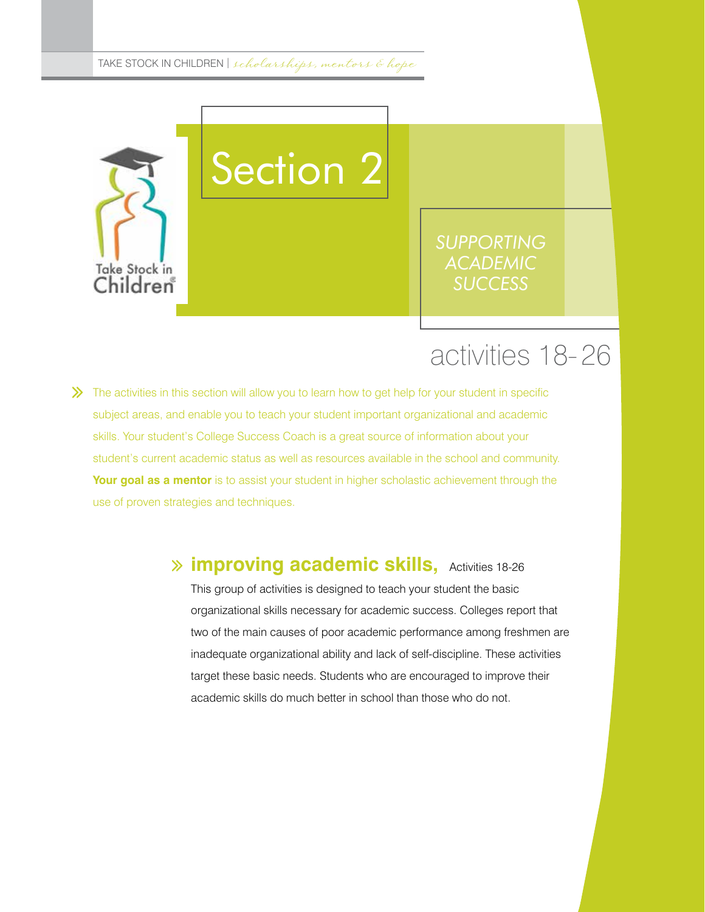# Section 2

## SUPPORTING ACADEMIC SUCCESS

activities 18-26

The activities in this section will allow you to learn how to get help for your student in specific subject areas, and enable you to teach your student important organizational and academic skills. Your student's College Success Coach is a great source of information about your student's current academic status as well as resources available in the school and community. **Your goal as a mentor** is to assist your student in higher scholastic achievement through the use of proven strategies and techniques.

### improving academic skills, Activities 18-26

This group of activities is designed to teach your student the basic organizational skills necessary for academic success. Colleges report that two of the main causes of poor academic performance among freshmen are inadequate organizational ability and lack of self-discipline. These activities target these basic needs. Students who are encouraged to improve their academic skills do much better in school than those who do not.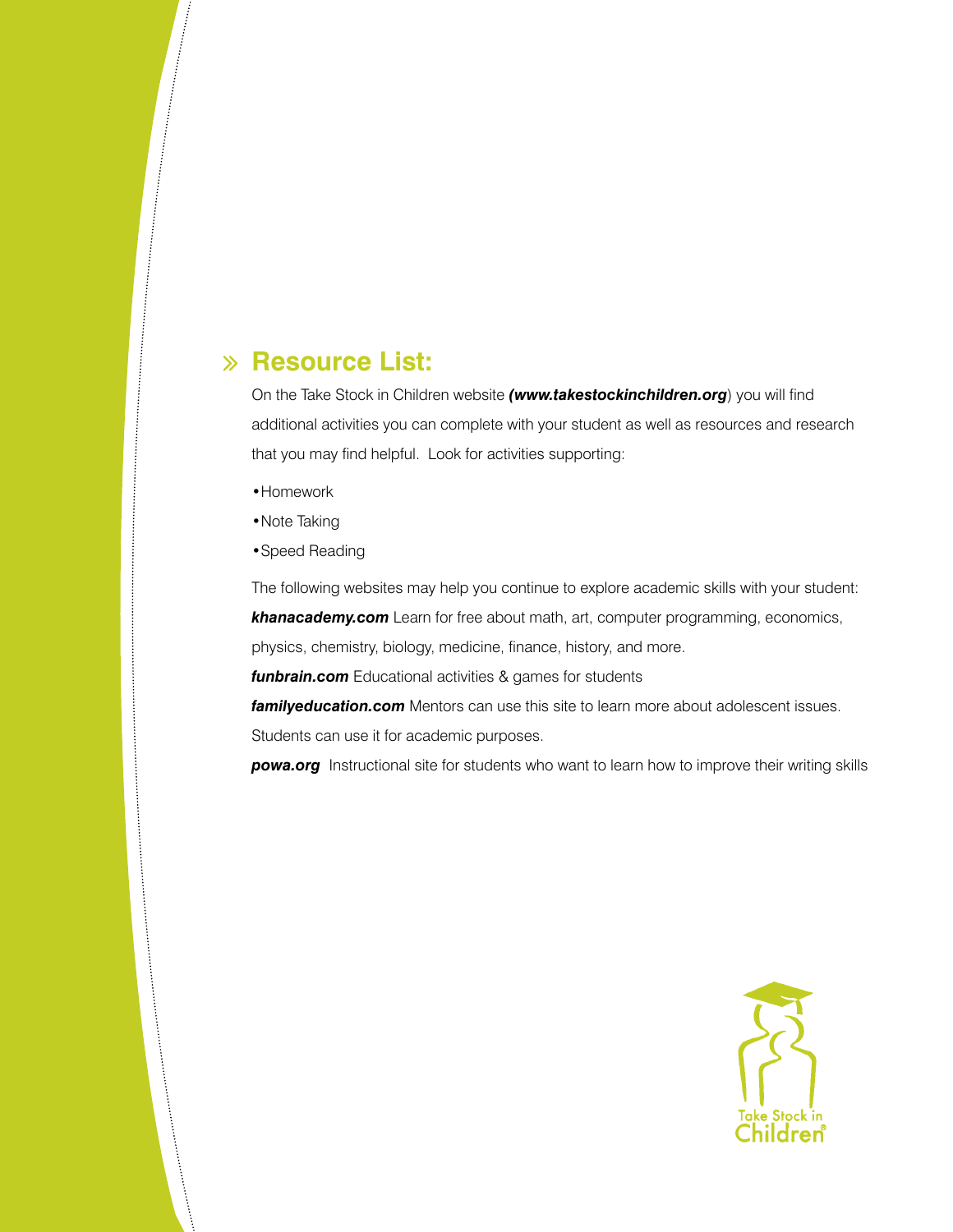## » Resource List:

On the Take Stock in Children website ***(www.takestockinchildren.org***) you will find additional activities you can complete with your student as well as resources and research that you may find helpful. Look for activities supporting:

- Homework
- Note Taking
- Speed Reading

The following websites may help you continue to explore academic skills with your student:

***khanacademy.com*** Learn for free about math, art, computer programming, economics, physics, chemistry, biology, medicine, finance, history, and more.

***funbrain.com*** Educational activities & games for students

***familyeducation.com*** Mentors can use this site to learn more about adolescent issues. Students can use it for academic purposes.

***powa.org*** Instructional site for students who want to learn how to improve their writing skills

Take Stock in Children®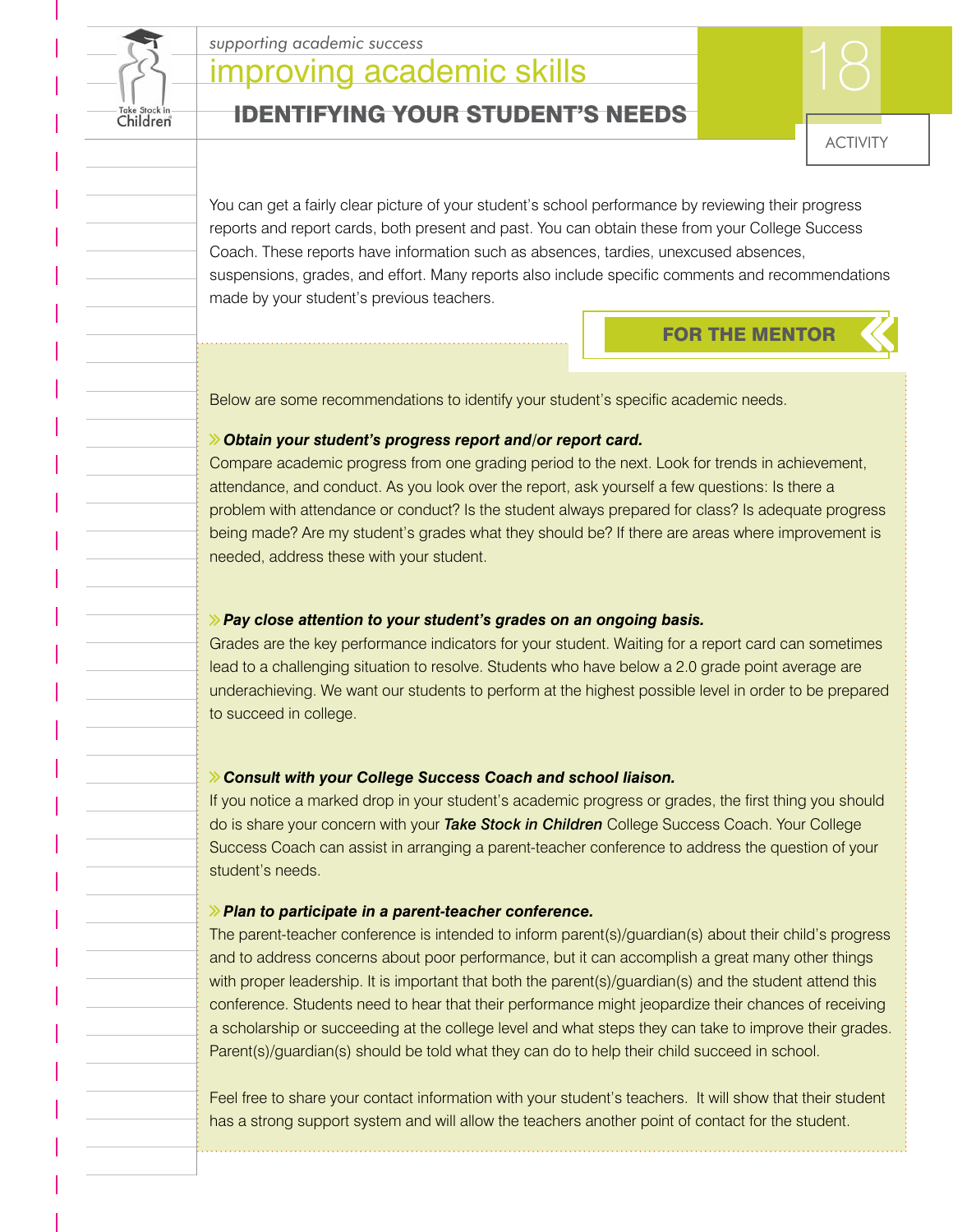*supporting academic success*

# improving academic skills

## IDENTIFYING YOUR STUDENT'S NEEDS

18

ACTIVITY

You can get a fairly clear picture of your student's school performance by reviewing their progress reports and report cards, both present and past. You can obtain these from your College Success Coach. These reports have information such as absences, tardies, unexcused absences, suspensions, grades, and effort. Many reports also include specific comments and recommendations made by your student's previous teachers.

### FOR THE MENTOR

Below are some recommendations to identify your student's specific academic needs.

**» *Obtain your student's progress report and/or report card.***
Compare academic progress from one grading period to the next. Look for trends in achievement, attendance, and conduct. As you look over the report, ask yourself a few questions: Is there a problem with attendance or conduct? Is the student always prepared for class? Is adequate progress being made? Are my student's grades what they should be? If there are areas where improvement is needed, address these with your student.

**» *Pay close attention to your student's grades on an ongoing basis.***
Grades are the key performance indicators for your student. Waiting for a report card can sometimes lead to a challenging situation to resolve. Students who have below a 2.0 grade point average are underachieving. We want our students to perform at the highest possible level in order to be prepared to succeed in college.

**» *Consult with your College Success Coach and school liaison.***
If you notice a marked drop in your student's academic progress or grades, the first thing you should do is share your concern with your ***Take Stock in Children*** College Success Coach. Your College Success Coach can assist in arranging a parent-teacher conference to address the question of your student's needs.

**» *Plan to participate in a parent-teacher conference.***
The parent-teacher conference is intended to inform parent(s)/guardian(s) about their child's progress and to address concerns about poor performance, but it can accomplish a great many other things with proper leadership. It is important that both the parent(s)/guardian(s) and the student attend this conference. Students need to hear that their performance might jeopardize their chances of receiving a scholarship or succeeding at the college level and what steps they can take to improve their grades. Parent(s)/guardian(s) should be told what they can do to help their child succeed in school.

Feel free to share your contact information with your student's teachers. It will show that their student has a strong support system and will allow the teachers another point of contact for the student.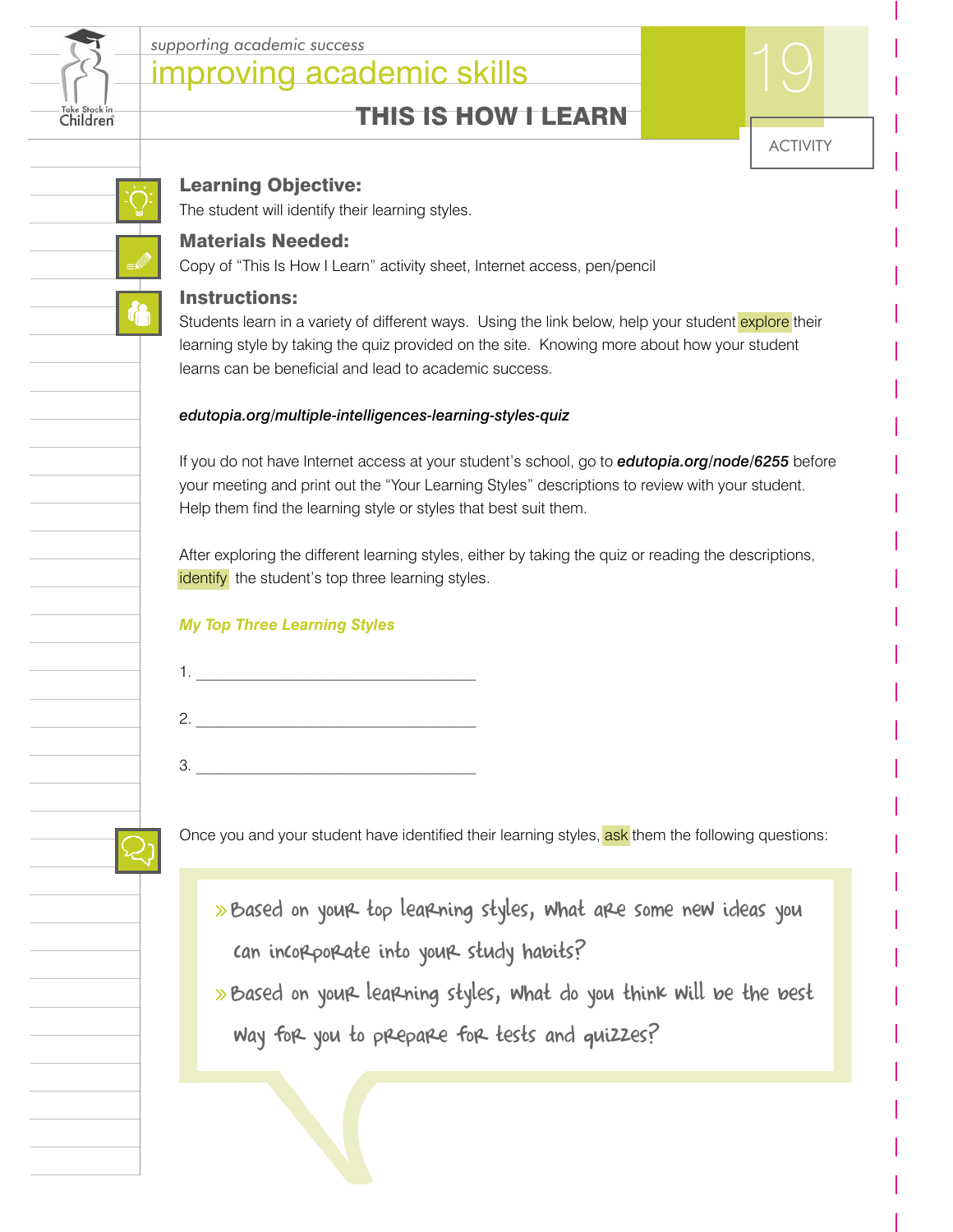supporting academic success

# improving academic skills

## THIS IS HOW I LEARN

19

ACTIVITY

### Learning Objective:

The student will identify their learning styles.

### Materials Needed:

Copy of "This Is How I Learn" activity sheet, Internet access, pen/pencil

### Instructions:

Students learn in a variety of different ways. Using the link below, help your student explore their learning style by taking the quiz provided on the site. Knowing more about how your student learns can be beneficial and lead to academic success.

***edutopia.org/multiple-intelligences-learning-styles-quiz***

If you do not have Internet access at your student's school, go to ***edutopia.org/node/6255*** before your meeting and print out the "Your Learning Styles" descriptions to review with your student. Help them find the learning style or styles that best suit them.

After exploring the different learning styles, either by taking the quiz or reading the descriptions, identify the student's top three learning styles.

***My Top Three Learning Styles***

1. ______________________________

2. ______________________________

3. ______________________________

Once you and your student have identified their learning styles, ask them the following questions:

» Based on your top learning styles, what are some new ideas you can incorporate into your study habits?

» Based on your learning styles, what do you think will be the best way for you to prepare for tests and quizzes?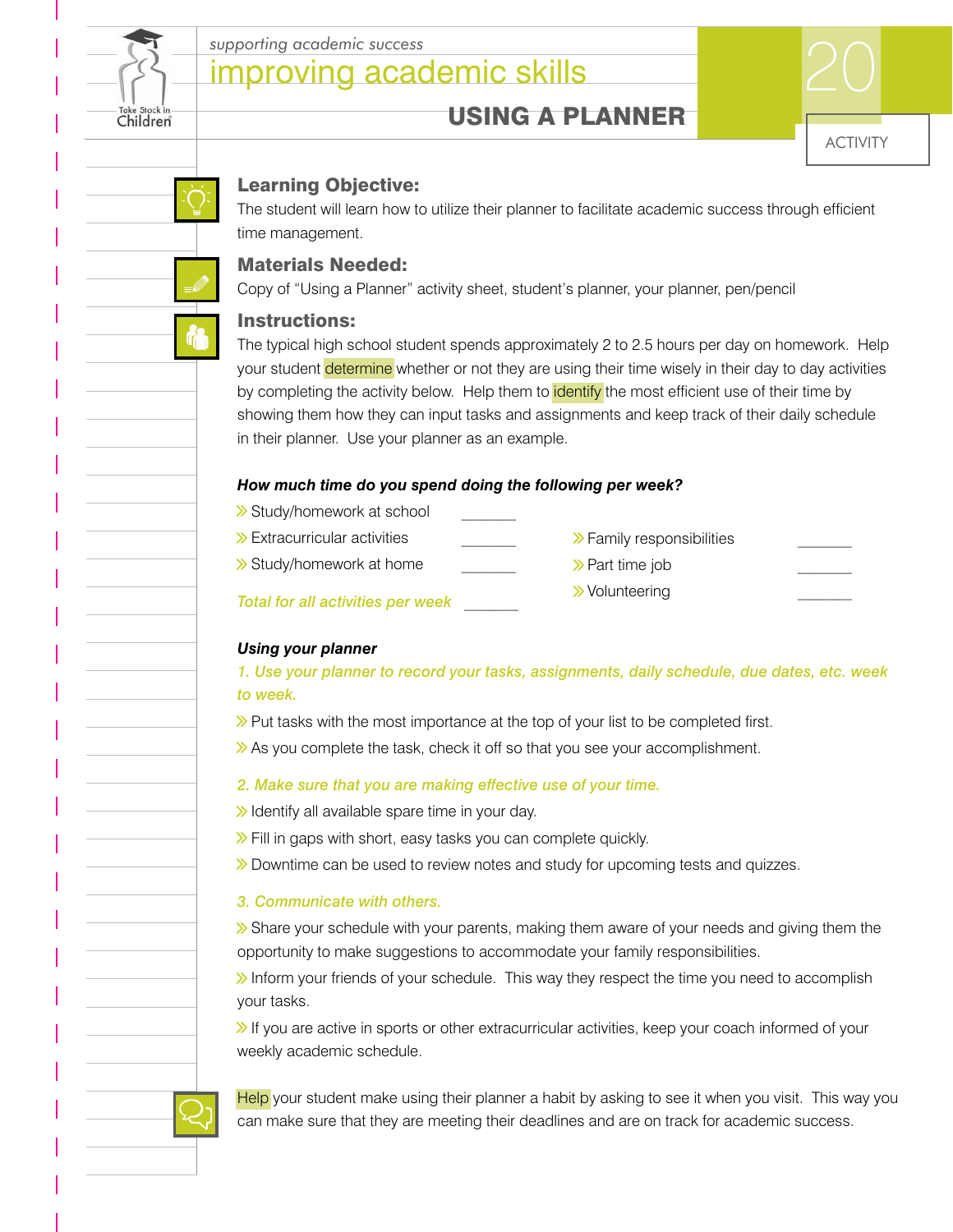supporting academic success

# improving academic skills

## USING A PLANNER

20

ACTIVITY

### Learning Objective:

The student will learn how to utilize their planner to facilitate academic success through efficient time management.

### Materials Needed:

Copy of “Using a Planner” activity sheet, student’s planner, your planner, pen/pencil

### Instructions:

The typical high school student spends approximately 2 to 2.5 hours per day on homework. Help your student determine whether or not they are using their time wisely in their day to day activities by completing the activity below. Help them to identify the most efficient use of their time by showing them how they can input tasks and assignments and keep track of their daily schedule in their planner. Use your planner as an example.

***How much time do you spend doing the following per week?***

- Study/homework at school _______
- Extracurricular activities _______
- Study/homework at home _______
- Family responsibilities _______
- Part time job _______
- Volunteering _______

*Total for all activities per week* _______

***Using your planner***

*1. Use your planner to record your tasks, assignments, daily schedule, due dates, etc. week to week.*

- Put tasks with the most importance at the top of your list to be completed first.
- As you complete the task, check it off so that you see your accomplishment.

*2. Make sure that you are making effective use of your time.*

- Identify all available spare time in your day.
- Fill in gaps with short, easy tasks you can complete quickly.
- Downtime can be used to review notes and study for upcoming tests and quizzes.

*3. Communicate with others.*

- Share your schedule with your parents, making them aware of your needs and giving them the opportunity to make suggestions to accommodate your family responsibilities.
- Inform your friends of your schedule. This way they respect the time you need to accomplish your tasks.
- If you are active in sports or other extracurricular activities, keep your coach informed of your weekly academic schedule.

Help your student make using their planner a habit by asking to see it when you visit. This way you can make sure that they are meeting their deadlines and are on track for academic success.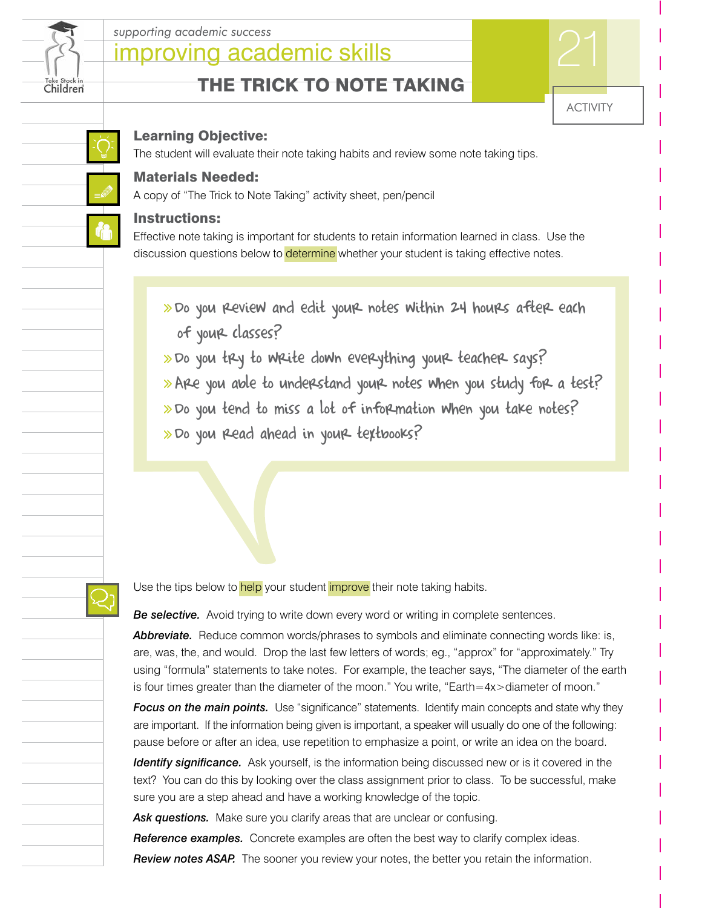supporting academic success

# improving academic skills

## THE TRICK TO NOTE TAKING

21

ACTIVITY

### Learning Objective:

The student will evaluate their note taking habits and review some note taking tips.

### Materials Needed:

A copy of "The Trick to Note Taking" activity sheet, pen/pencil

### Instructions:

Effective note taking is important for students to retain information learned in class. Use the discussion questions below to determine whether your student is taking effective notes.

- » Do you review and edit your notes within 24 hours after each of your classes?
- » Do you try to write down everything your teacher says?
- » Are you able to understand your notes when you study for a test?
- » Do you tend to miss a lot of information when you take notes?
- » Do you read ahead in your textbooks?

Use the tips below to help your student improve their note taking habits.

***Be selective.*** Avoid trying to write down every word or writing in complete sentences.

***Abbreviate.*** Reduce common words/phrases to symbols and eliminate connecting words like: is, are, was, the, and would. Drop the last few letters of words; eg., "approx" for "approximately." Try using "formula" statements to take notes. For example, the teacher says, "The diameter of the earth is four times greater than the diameter of the moon." You write, "Earth=4x>diameter of moon."

***Focus on the main points.*** Use "significance" statements. Identify main concepts and state why they are important. If the information being given is important, a speaker will usually do one of the following: pause before or after an idea, use repetition to emphasize a point, or write an idea on the board.

***Identify significance.*** Ask yourself, is the information being discussed new or is it covered in the text? You can do this by looking over the class assignment prior to class. To be successful, make sure you are a step ahead and have a working knowledge of the topic.

***Ask questions.*** Make sure you clarify areas that are unclear or confusing.

***Reference examples.*** Concrete examples are often the best way to clarify complex ideas.

***Review notes ASAP.*** The sooner you review your notes, the better you retain the information.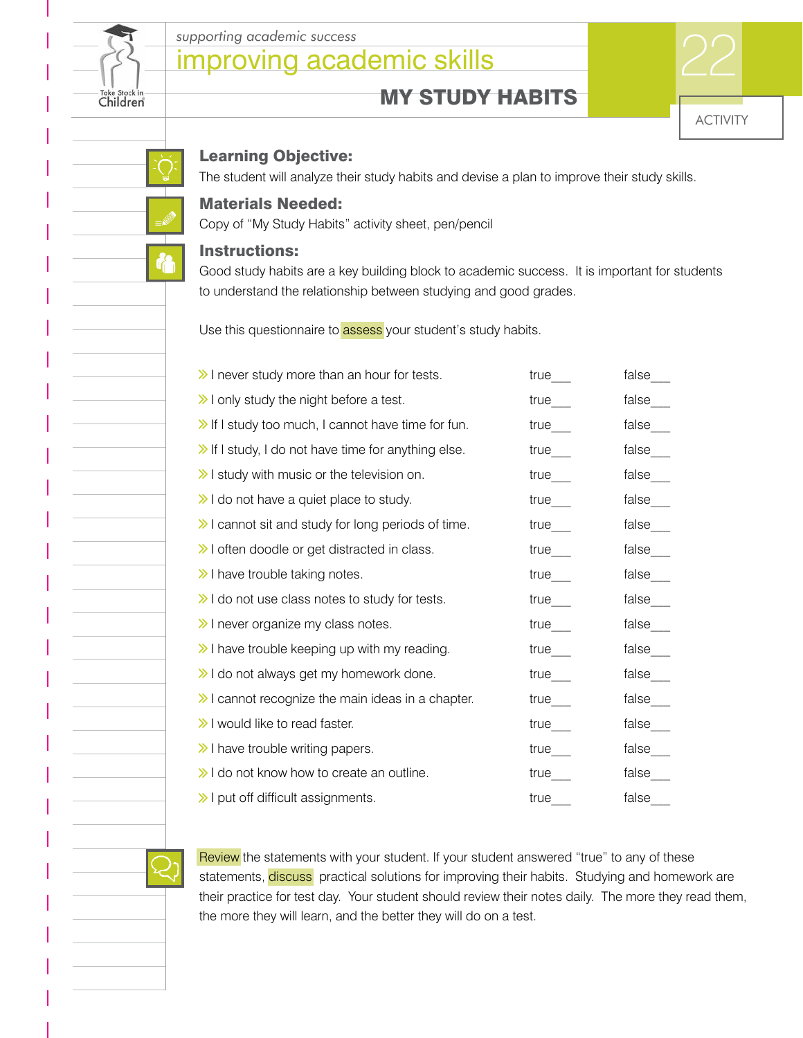*supporting academic success*

# improving academic skills

## MY STUDY HABITS

22

ACTIVITY

### Learning Objective:

The student will analyze their study habits and devise a plan to improve their study skills.

### Materials Needed:

Copy of "My Study Habits" activity sheet, pen/pencil

### Instructions:

Good study habits are a key building block to academic success. It is important for students to understand the relationship between studying and good grades.

Use this questionnaire to assess your student's study habits.

| | | |
|---|---|---|
| » I never study more than an hour for tests. | true___ | false___ |
| » I only study the night before a test. | true___ | false___ |
| » If I study too much, I cannot have time for fun. | true___ | false___ |
| » If I study, I do not have time for anything else. | true___ | false___ |
| » I study with music or the television on. | true___ | false___ |
| » I do not have a quiet place to study. | true___ | false___ |
| » I cannot sit and study for long periods of time. | true___ | false___ |
| » I often doodle or get distracted in class. | true___ | false___ |
| » I have trouble taking notes. | true___ | false___ |
| » I do not use class notes to study for tests. | true___ | false___ |
| » I never organize my class notes. | true___ | false___ |
| » I have trouble keeping up with my reading. | true___ | false___ |
| » I do not always get my homework done. | true___ | false___ |
| » I cannot recognize the main ideas in a chapter. | true___ | false___ |
| » I would like to read faster. | true___ | false___ |
| » I have trouble writing papers. | true___ | false___ |
| » I do not know how to create an outline. | true___ | false___ |
| » I put off difficult assignments. | true___ | false___ |

Review the statements with your student. If your student answered "true" to any of these statements, discuss practical solutions for improving their habits. Studying and homework are their practice for test day. Your student should review their notes daily. The more they read them, the more they will learn, and the better they will do on a test.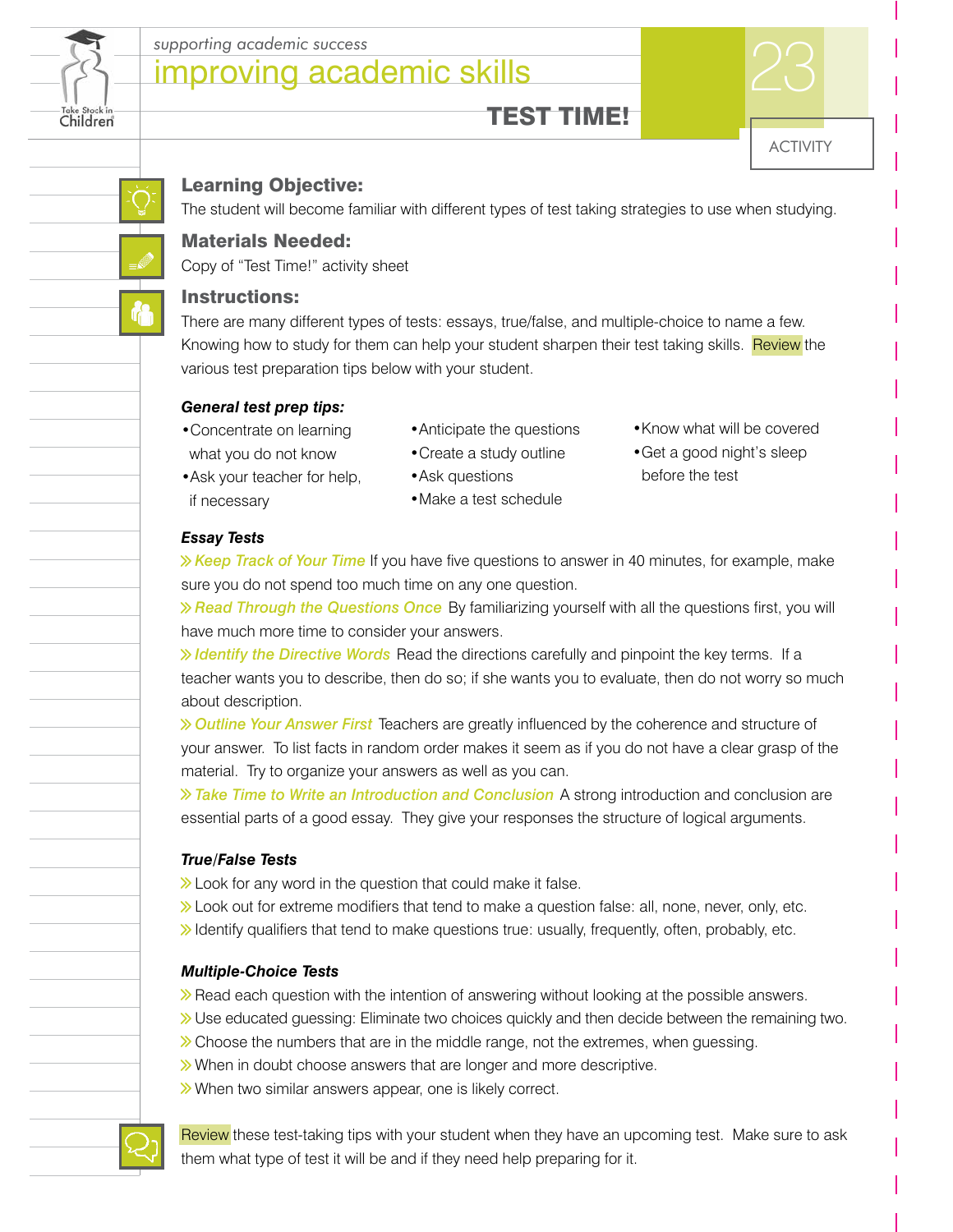supporting academic success

# improving academic skills

## TEST TIME!

23

ACTIVITY

### Learning Objective:

The student will become familiar with different types of test taking strategies to use when studying.

### Materials Needed:

Copy of "Test Time!" activity sheet

### Instructions:

There are many different types of tests: essays, true/false, and multiple-choice to name a few. Knowing how to study for them can help your student sharpen their test taking skills. Review the various test preparation tips below with your student.

***General test prep tips:***

- Concentrate on learning what you do not know
- Ask your teacher for help, if necessary
- Anticipate the questions
- Create a study outline
- Ask questions
- Make a test schedule
- Know what will be covered
- Get a good night's sleep before the test

***Essay Tests***

» *Keep Track of Your Time* If you have five questions to answer in 40 minutes, for example, make sure you do not spend too much time on any one question.

» *Read Through the Questions Once* By familiarizing yourself with all the questions first, you will have much more time to consider your answers.

» *Identify the Directive Words* Read the directions carefully and pinpoint the key terms. If a teacher wants you to describe, then do so; if she wants you to evaluate, then do not worry so much about description.

» *Outline Your Answer First* Teachers are greatly influenced by the coherence and structure of your answer. To list facts in random order makes it seem as if you do not have a clear grasp of the material. Try to organize your answers as well as you can.

» *Take Time to Write an Introduction and Conclusion* A strong introduction and conclusion are essential parts of a good essay. They give your responses the structure of logical arguments.

***True/False Tests***

» Look for any word in the question that could make it false.

» Look out for extreme modifiers that tend to make a question false: all, none, never, only, etc.

» Identify qualifiers that tend to make questions true: usually, frequently, often, probably, etc.

***Multiple-Choice Tests***

» Read each question with the intention of answering without looking at the possible answers.

» Use educated guessing: Eliminate two choices quickly and then decide between the remaining two.

» Choose the numbers that are in the middle range, not the extremes, when guessing.

» When in doubt choose answers that are longer and more descriptive.

» When two similar answers appear, one is likely correct.

Review these test-taking tips with your student when they have an upcoming test. Make sure to ask them what type of test it will be and if they need help preparing for it.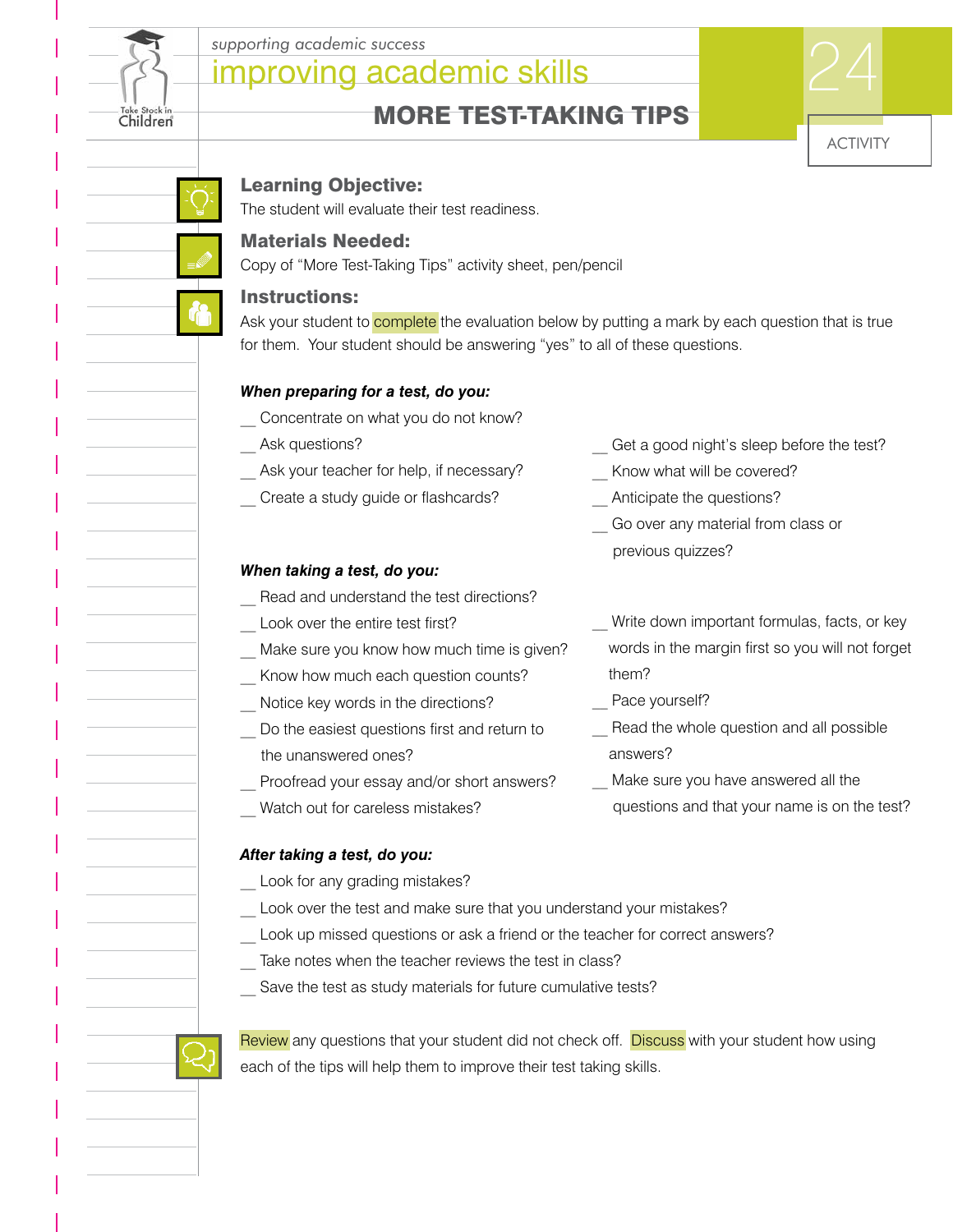supporting academic success

# improving academic skills

## MORE TEST-TAKING TIPS

24

ACTIVITY

### Learning Objective:

The student will evaluate their test readiness.

### Materials Needed:

Copy of "More Test-Taking Tips" activity sheet, pen/pencil

### Instructions:

Ask your student to complete the evaluation below by putting a mark by each question that is true for them. Your student should be answering "yes" to all of these questions.

***When preparing for a test, do you:***

__ Concentrate on what you do not know?
__ Ask questions?
__ Ask your teacher for help, if necessary?
__ Create a study guide or flashcards?
__ Get a good night's sleep before the test?
__ Know what will be covered?
__ Anticipate the questions?
__ Go over any material from class or previous quizzes?

***When taking a test, do you:***

__ Read and understand the test directions?
__ Look over the entire test first?
__ Make sure you know how much time is given?
__ Know how much each question counts?
__ Notice key words in the directions?
__ Do the easiest questions first and return to the unanswered ones?
__ Proofread your essay and/or short answers?
__ Watch out for careless mistakes?
__ Write down important formulas, facts, or key words in the margin first so you will not forget them?
__ Pace yourself?
__ Read the whole question and all possible answers?
__ Make sure you have answered all the questions and that your name is on the test?

***After taking a test, do you:***

__ Look for any grading mistakes?
__ Look over the test and make sure that you understand your mistakes?
__ Look up missed questions or ask a friend or the teacher for correct answers?
__ Take notes when the teacher reviews the test in class?
__ Save the test as study materials for future cumulative tests?

Review any questions that your student did not check off. Discuss with your student how using each of the tips will help them to improve their test taking skills.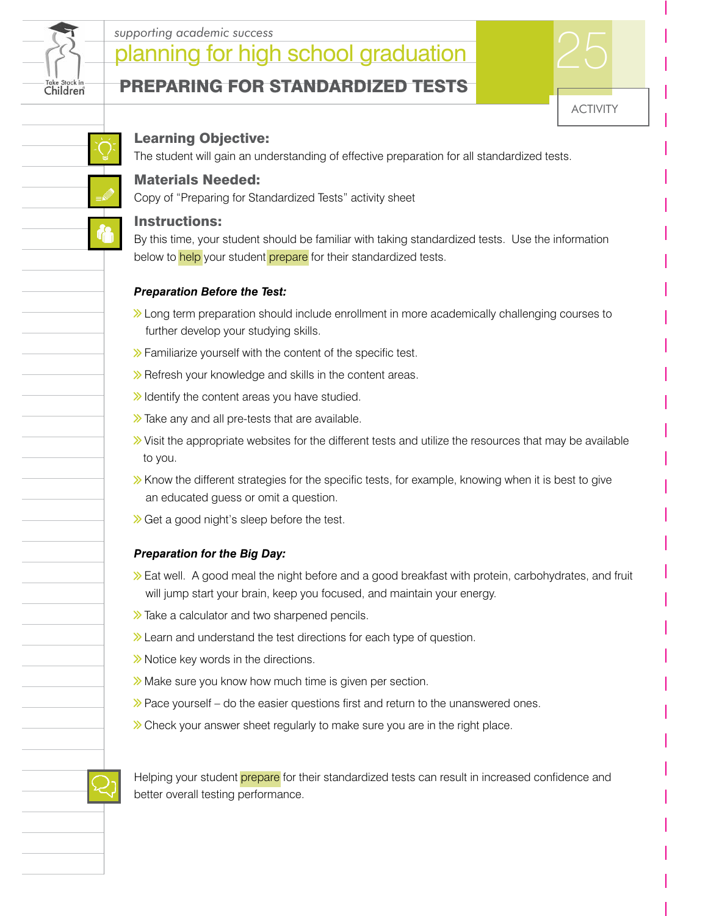supporting academic success

# planning for high school graduation

## PREPARING FOR STANDARDIZED TESTS

25

ACTIVITY

### Learning Objective:

The student will gain an understanding of effective preparation for all standardized tests.

### Materials Needed:

Copy of "Preparing for Standardized Tests" activity sheet

### Instructions:

By this time, your student should be familiar with taking standardized tests. Use the information below to help your student prepare for their standardized tests.

***Preparation Before the Test:***

- Long term preparation should include enrollment in more academically challenging courses to further develop your studying skills.
- Familiarize yourself with the content of the specific test.
- Refresh your knowledge and skills in the content areas.
- Identify the content areas you have studied.
- Take any and all pre-tests that are available.
- Visit the appropriate websites for the different tests and utilize the resources that may be available to you.
- Know the different strategies for the specific tests, for example, knowing when it is best to give an educated guess or omit a question.
- Get a good night's sleep before the test.

***Preparation for the Big Day:***

- Eat well. A good meal the night before and a good breakfast with protein, carbohydrates, and fruit will jump start your brain, keep you focused, and maintain your energy.
- Take a calculator and two sharpened pencils.
- Learn and understand the test directions for each type of question.
- Notice key words in the directions.
- Make sure you know how much time is given per section.
- Pace yourself – do the easier questions first and return to the unanswered ones.
- Check your answer sheet regularly to make sure you are in the right place.

Helping your student prepare for their standardized tests can result in increased confidence and better overall testing performance.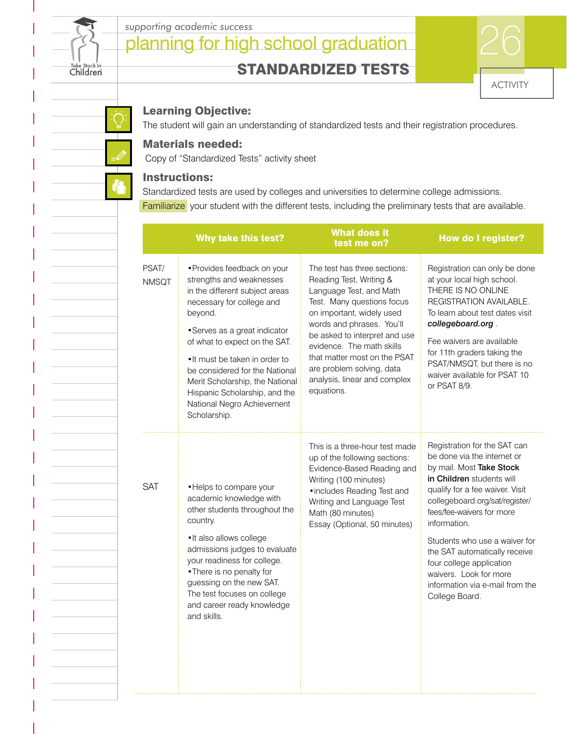supporting academic success

# planning for high school graduation

## STANDARDIZED TESTS

26

ACTIVITY

### Learning Objective:

The student will gain an understanding of standardized tests and their registration procedures.

### Materials needed:

Copy of "Standardized Tests" activity sheet

### Instructions:

Standardized tests are used by colleges and universities to determine college admissions. Familiarize your student with the different tests, including the preliminary tests that are available.

| | Why take this test? | What does it test me on? | How do I register? |
|---|---|---|---|
| PSAT/ NMSQT | •Provides feedback on your strengths and weaknesses in the different subject areas necessary for college and beyond.<br><br>•Serves as a great indicator of what to expect on the SAT.<br><br>•It must be taken in order to be considered for the National Merit Scholarship, the National Hispanic Scholarship, and the National Negro Achievement Scholarship. | The test has three sections: Reading Test, Writing & Language Test, and Math Test. Many questions focus on important, widely used words and phrases. You'll be asked to interpret and use evidence. The math skills that matter most on the PSAT are problem solving, data analysis, linear and complex equations. | Registration can only be done at your local high school. THERE IS NO ONLINE REGISTRATION AVAILABLE. To learn about test dates visit ***collegeboard.org*** .<br><br>Fee waivers are available for 11th graders taking the PSAT/NMSQT, but there is no waiver available for PSAT 10 or PSAT 8/9. |
| SAT | •Helps to compare your academic knowledge with other students throughout the country.<br><br>•It also allows college admissions judges to evaluate your readiness for college.<br>•There is no penalty for guessing on the new SAT. The test focuses on college and career ready knowledge and skills. | This is a three-hour test made up of the following sections: Evidence-Based Reading and Writing (100 minutes)<br>•includes Reading Test and Writing and Language Test<br>Math (80 minutes)<br>Essay (Optional, 50 minutes) | Registration for the SAT can be done via the internet or by mail. Most **Take Stock in Children** students will qualify for a fee waiver. Visit collegeboard.org/sat/register/fees/fee-waivers for more information.<br><br>Students who use a waiver for the SAT automatically receive four college application waivers. Look for more information via e-mail from the College Board. |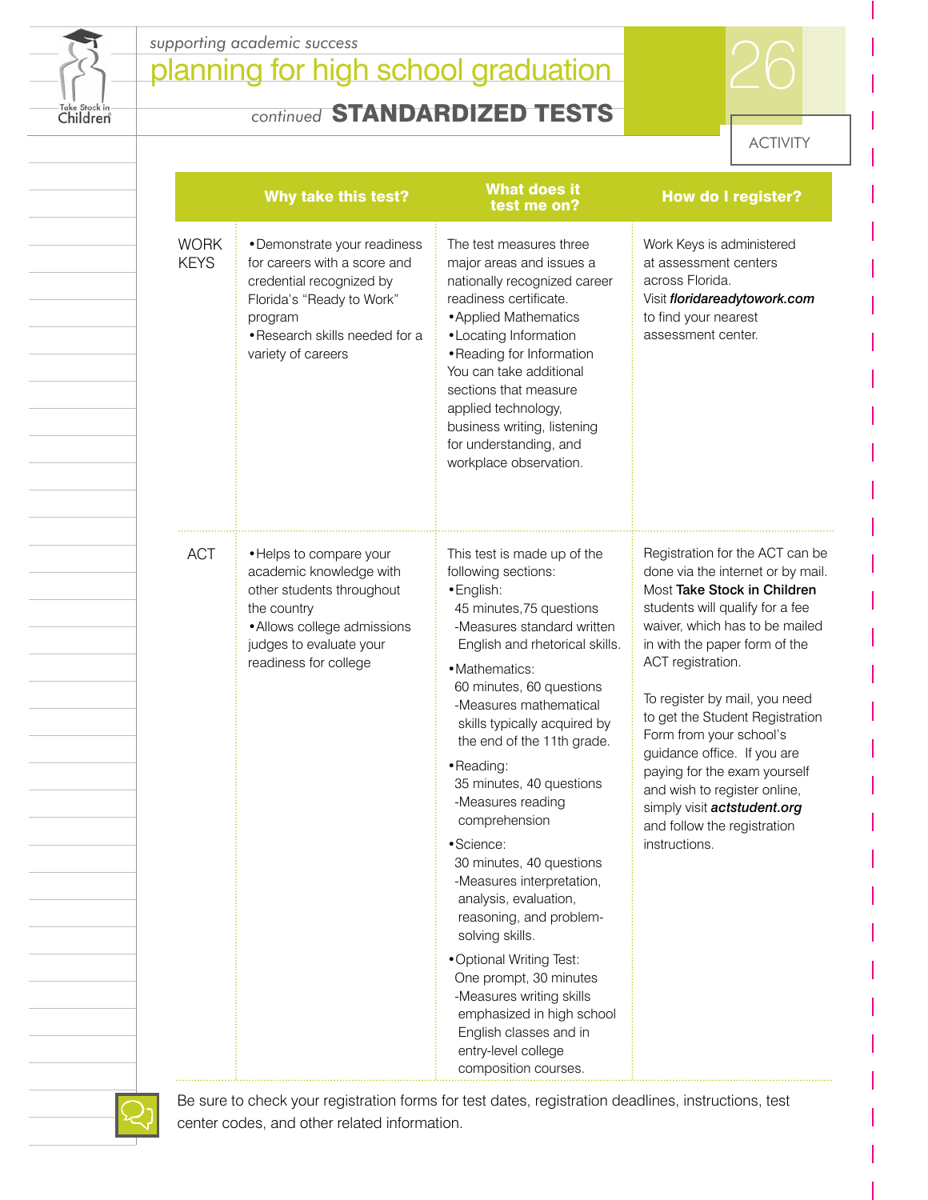*supporting academic success*

# planning for high school graduation

*continued* **STANDARDIZED TESTS**

26

ACTIVITY

| | Why take this test? | What does it test me on? | How do I register? |
| --- | --- | --- | --- |
| WORK KEYS | •Demonstrate your readiness for careers with a score and credential recognized by Florida's "Ready to Work" program<br>•Research skills needed for a variety of careers | The test measures three major areas and issues a nationally recognized career readiness certificate.<br>•Applied Mathematics<br>•Locating Information<br>•Reading for Information<br>You can take additional sections that measure applied technology, business writing, listening for understanding, and workplace observation. | Work Keys is administered at assessment centers across Florida.<br>Visit ***floridareadytowork.com*** to find your nearest assessment center. |
| ACT | •Helps to compare your academic knowledge with other students throughout the country<br>•Allows college admissions judges to evaluate your readiness for college | This test is made up of the following sections:<br>•English:<br>45 minutes,75 questions<br>-Measures standard written English and rhetorical skills.<br>•Mathematics:<br>60 minutes, 60 questions<br>-Measures mathematical skills typically acquired by the end of the 11th grade.<br>•Reading:<br>35 minutes, 40 questions<br>-Measures reading comprehension<br>•Science:<br>30 minutes, 40 questions<br>-Measures interpretation, analysis, evaluation, reasoning, and problem-solving skills.<br>•Optional Writing Test:<br>One prompt, 30 minutes<br>-Measures writing skills emphasized in high school English classes and in entry-level college composition courses. | Registration for the ACT can be done via the internet or by mail. Most **Take Stock in Children** students will qualify for a fee waiver, which has to be mailed in with the paper form of the ACT registration.<br><br>To register by mail, you need to get the Student Registration Form from your school's guidance office. If you are paying for the exam yourself and wish to register online, simply visit ***actstudent.org*** and follow the registration instructions. |

Be sure to check your registration forms for test dates, registration deadlines, instructions, test center codes, and other related information.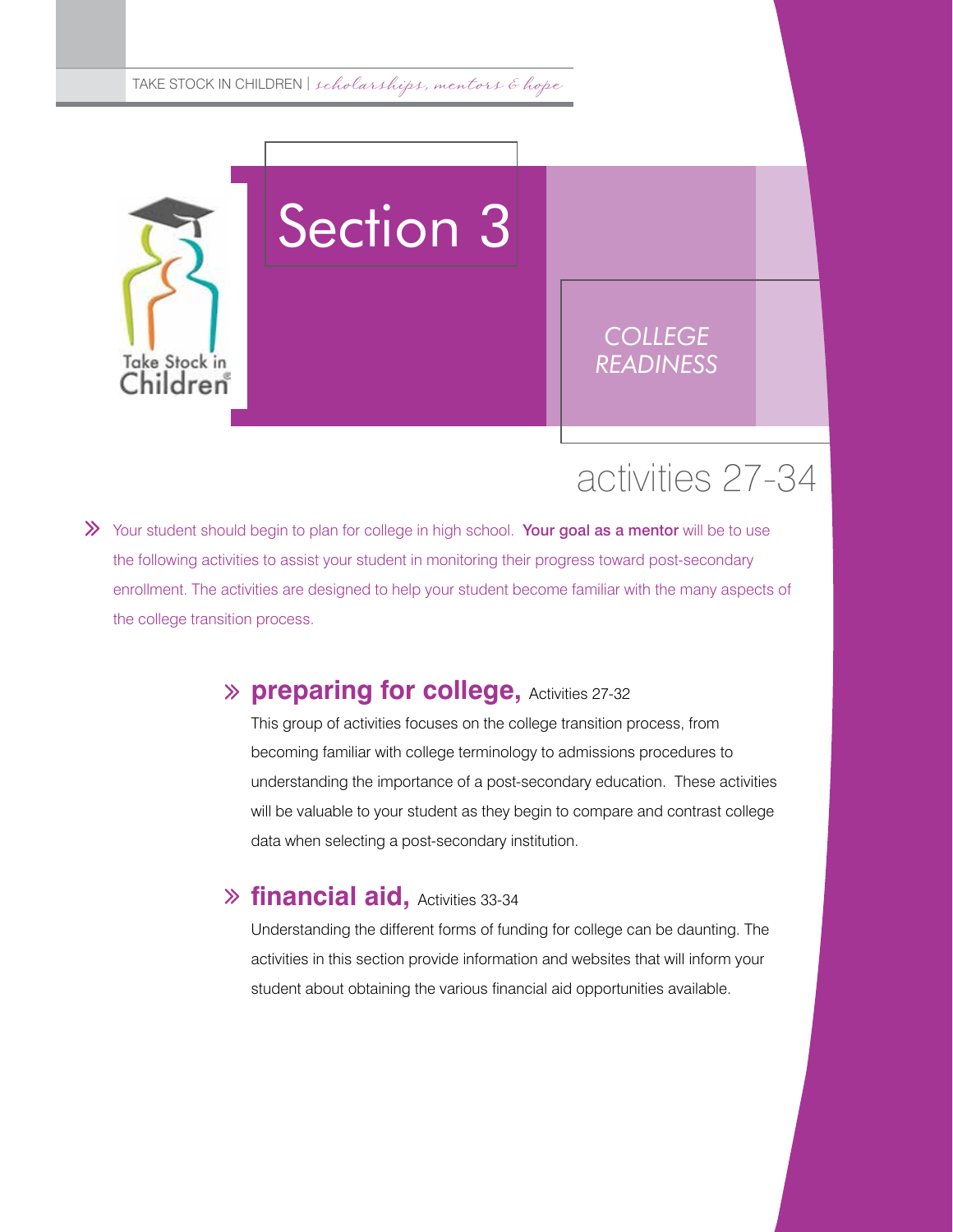# Section 3

## COLLEGE READINESS

## activities 27-34

» Your student should begin to plan for college in high school. **Your goal as a mentor** will be to use the following activities to assist your student in monitoring their progress toward post-secondary enrollment. The activities are designed to help your student become familiar with the many aspects of the college transition process.

### » preparing for college, Activities 27-32

This group of activities focuses on the college transition process, from becoming familiar with college terminology to admissions procedures to understanding the importance of a post-secondary education. These activities will be valuable to your student as they begin to compare and contrast college data when selecting a post-secondary institution.

### » financial aid, Activities 33-34

Understanding the different forms of funding for college can be daunting. The activities in this section provide information and websites that will inform your student about obtaining the various financial aid opportunities available.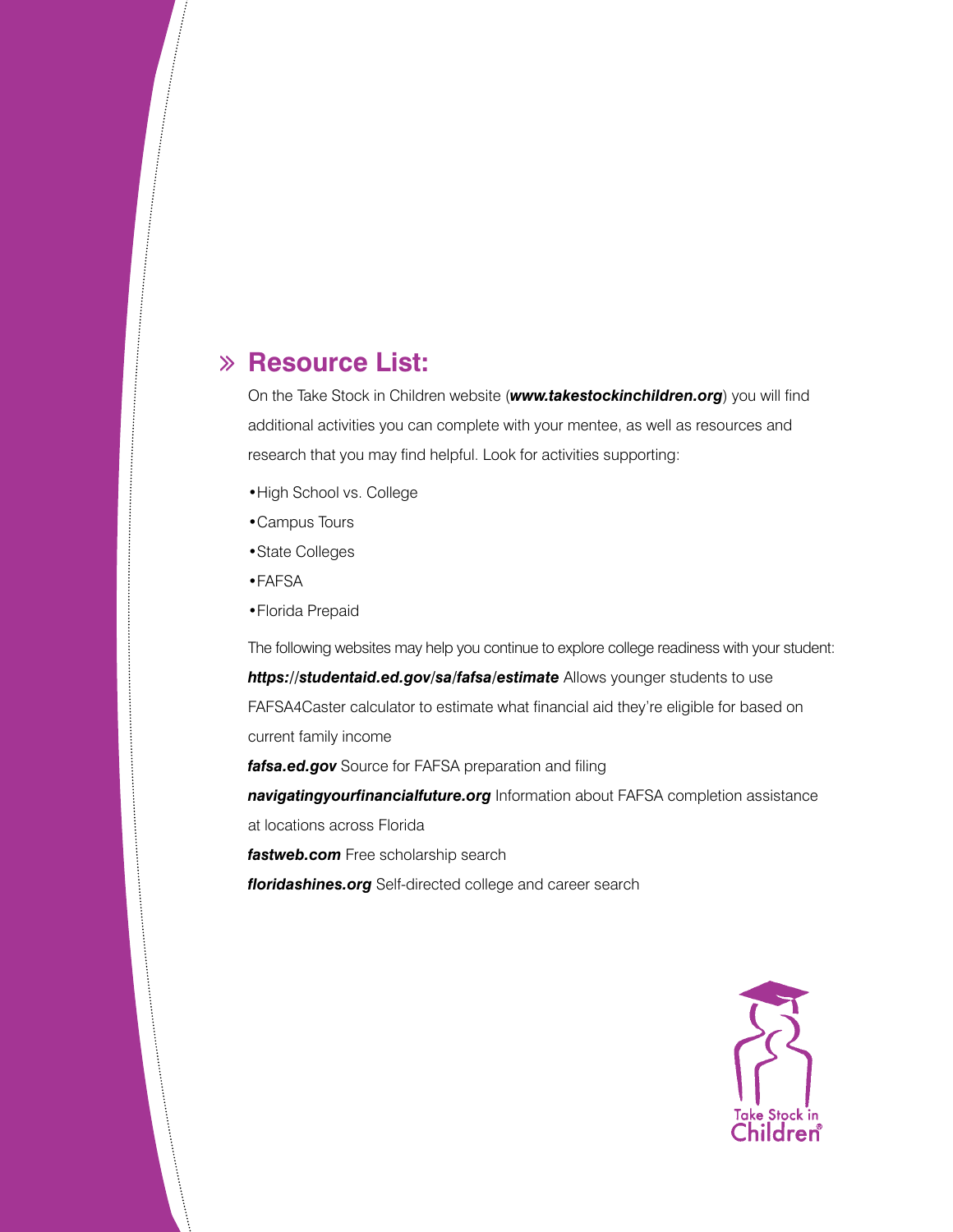## » Resource List:

On the Take Stock in Children website (***www.takestockinchildren.org***) you will find additional activities you can complete with your mentee, as well as resources and research that you may find helpful. Look for activities supporting:

- High School vs. College
- Campus Tours
- State Colleges
- FAFSA
- Florida Prepaid

The following websites may help you continue to explore college readiness with your student:

***https://studentaid.ed.gov/sa/fafsa/estimate*** Allows younger students to use FAFSA4Caster calculator to estimate what financial aid they're eligible for based on current family income

***fafsa.ed.gov*** Source for FAFSA preparation and filing

***navigatingyourfinancialfuture.org*** Information about FAFSA completion assistance at locations across Florida

***fastweb.com*** Free scholarship search

***floridashines.org*** Self-directed college and career search

Take Stock in Children®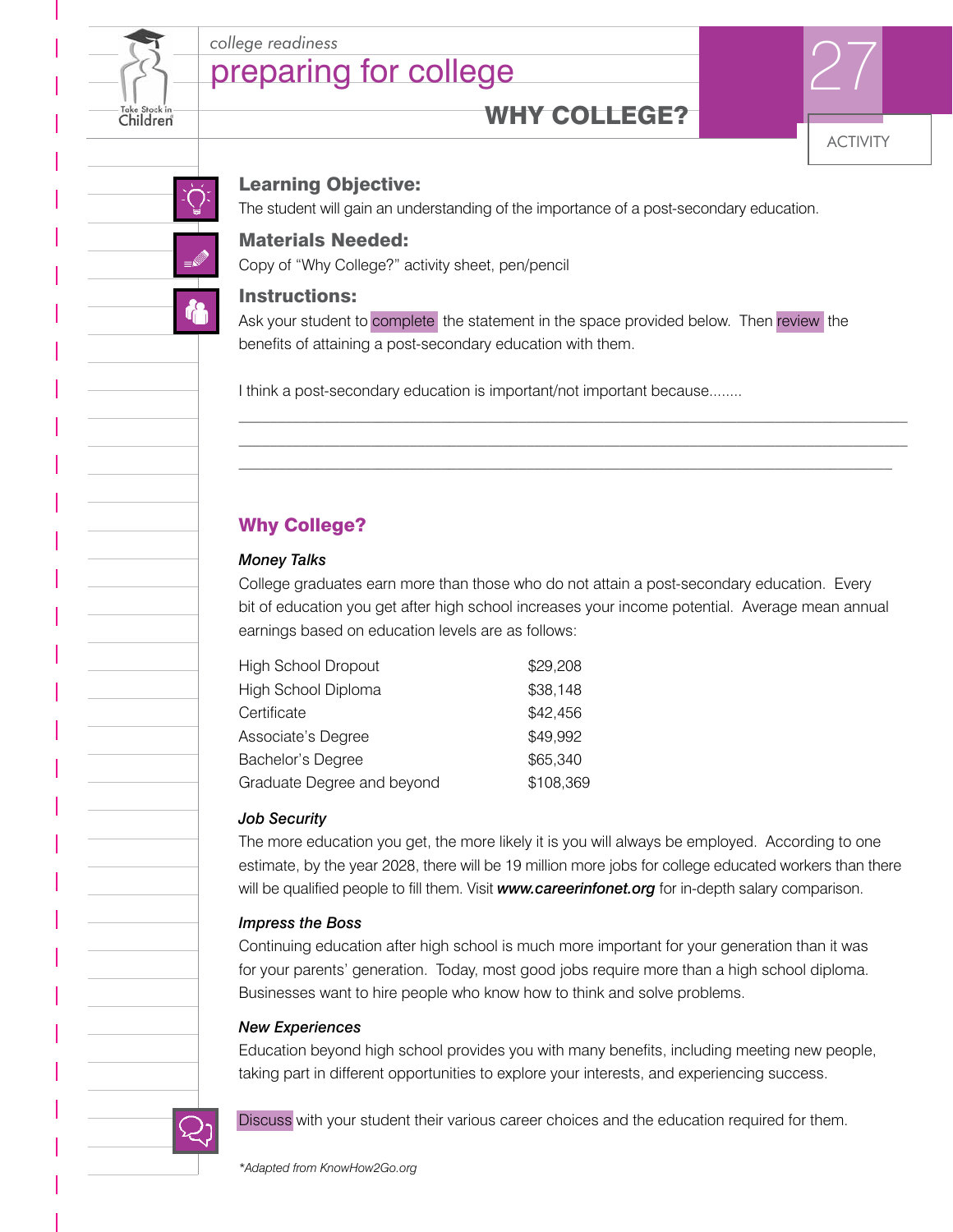college readiness

# preparing for college

## WHY COLLEGE?

27

ACTIVITY

### Learning Objective:

The student will gain an understanding of the importance of a post-secondary education.

### Materials Needed:

Copy of “Why College?” activity sheet, pen/pencil

### Instructions:

Ask your student to complete the statement in the space provided below. Then review the benefits of attaining a post-secondary education with them.

I think a post-secondary education is important/not important because........

\_\_\_\_\_\_\_\_\_\_\_\_\_\_\_\_\_\_\_\_\_\_\_\_\_\_\_\_\_\_\_\_\_\_\_\_\_\_\_\_\_\_\_\_\_\_\_\_\_\_\_\_\_\_\_\_\_\_\_\_\_\_\_\_\_\_\_\_\_\_

\_\_\_\_\_\_\_\_\_\_\_\_\_\_\_\_\_\_\_\_\_\_\_\_\_\_\_\_\_\_\_\_\_\_\_\_\_\_\_\_\_\_\_\_\_\_\_\_\_\_\_\_\_\_\_\_\_\_\_\_\_\_\_\_\_\_\_\_\_\_

\_\_\_\_\_\_\_\_\_\_\_\_\_\_\_\_\_\_\_\_\_\_\_\_\_\_\_\_\_\_\_\_\_\_\_\_\_\_\_\_\_\_\_\_\_\_\_\_\_\_\_\_\_\_\_\_\_\_\_\_\_\_\_\_\_\_\_\_\_\_

### Why College?

*Money Talks*

College graduates earn more than those who do not attain a post-secondary education. Every bit of education you get after high school increases your income potential. Average mean annual earnings based on education levels are as follows:

| | |
|---|---|
| High School Dropout | $29,208 |
| High School Diploma | $38,148 |
| Certificate | $42,456 |
| Associate’s Degree | $49,992 |
| Bachelor’s Degree | $65,340 |
| Graduate Degree and beyond | $108,369 |

*Job Security*

The more education you get, the more likely it is you will always be employed. According to one estimate, by the year 2028, there will be 19 million more jobs for college educated workers than there will be qualified people to fill them. Visit ***www.careerinfonet.org*** for in-depth salary comparison.

*Impress the Boss*

Continuing education after high school is much more important for your generation than it was for your parents’ generation. Today, most good jobs require more than a high school diploma. Businesses want to hire people who know how to think and solve problems.

*New Experiences*

Education beyond high school provides you with many benefits, including meeting new people, taking part in different opportunities to explore your interests, and experiencing success.

Discuss with your student their various career choices and the education required for them.

*\*Adapted from KnowHow2Go.org*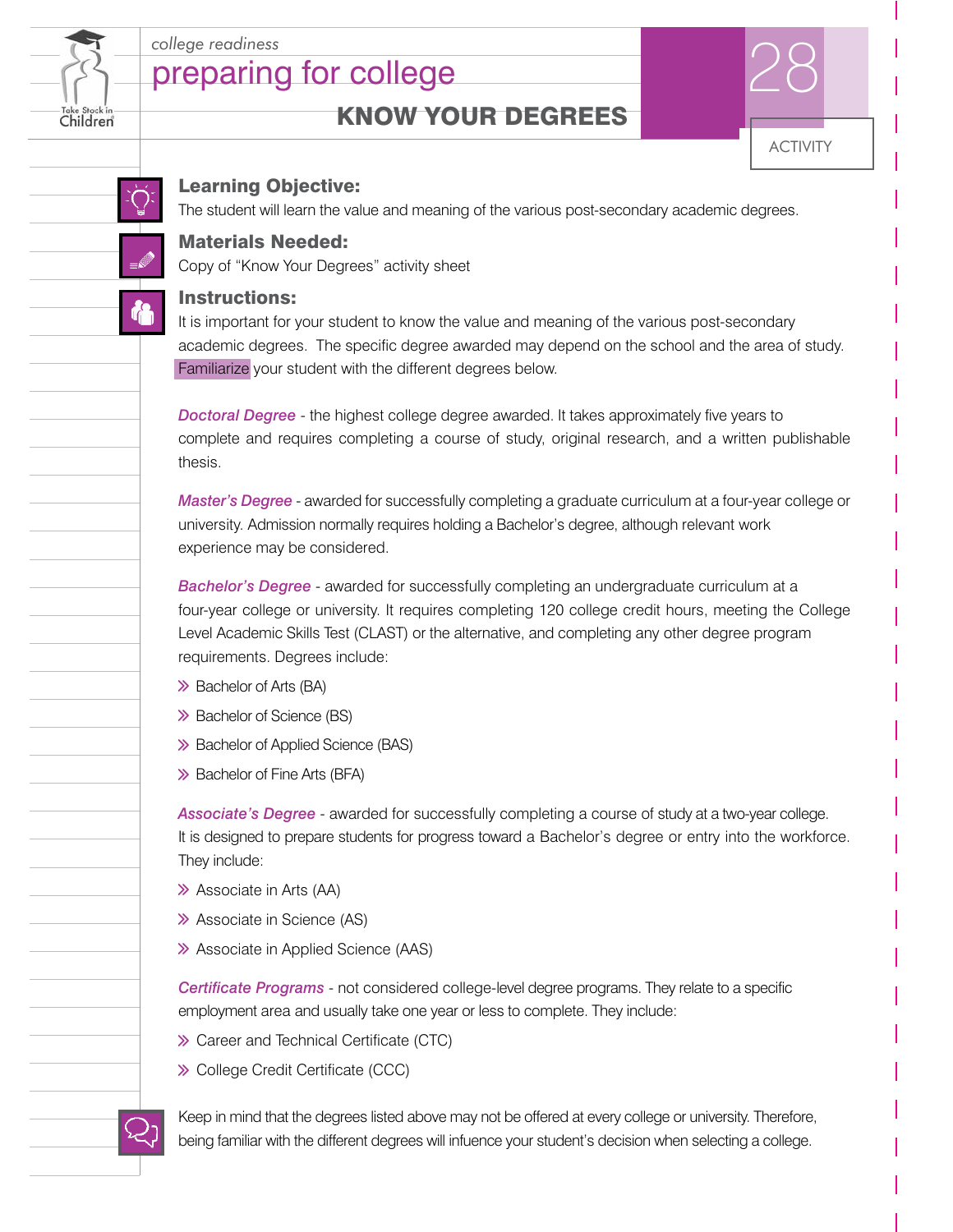college readiness

# preparing for college

## KNOW YOUR DEGREES

28

ACTIVITY

### Learning Objective:

The student will learn the value and meaning of the various post-secondary academic degrees.

### Materials Needed:

Copy of "Know Your Degrees" activity sheet

### Instructions:

It is important for your student to know the value and meaning of the various post-secondary academic degrees. The specific degree awarded may depend on the school and the area of study. Familiarize your student with the different degrees below.

***Doctoral Degree*** - the highest college degree awarded. It takes approximately five years to complete and requires completing a course of study, original research, and a written publishable thesis.

***Master's Degree*** - awarded for successfully completing a graduate curriculum at a four-year college or university. Admission normally requires holding a Bachelor's degree, although relevant work experience may be considered.

***Bachelor's Degree*** - awarded for successfully completing an undergraduate curriculum at a four-year college or university. It requires completing 120 college credit hours, meeting the College Level Academic Skills Test (CLAST) or the alternative, and completing any other degree program requirements. Degrees include:

- Bachelor of Arts (BA)
- Bachelor of Science (BS)
- Bachelor of Applied Science (BAS)
- Bachelor of Fine Arts (BFA)

***Associate's Degree*** - awarded for successfully completing a course of study at a two-year college. It is designed to prepare students for progress toward a Bachelor's degree or entry into the workforce. They include:

- Associate in Arts (AA)
- Associate in Science (AS)
- Associate in Applied Science (AAS)

***Certificate Programs*** - not considered college-level degree programs. They relate to a specific employment area and usually take one year or less to complete. They include:

- Career and Technical Certificate (CTC)
- College Credit Certificate (CCC)

Keep in mind that the degrees listed above may not be offered at every college or university. Therefore, being familiar with the different degrees will infuence your student's decision when selecting a college.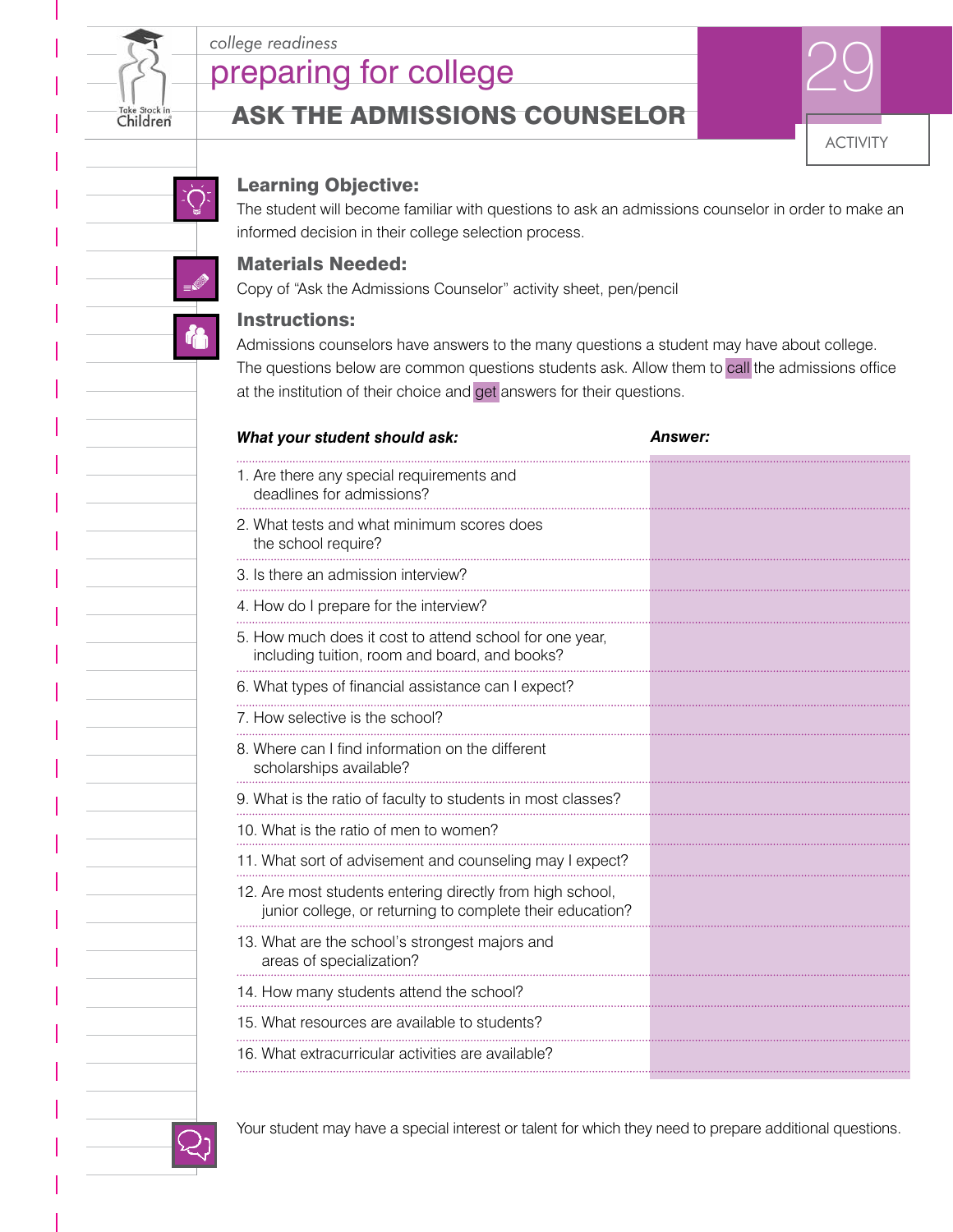college readiness

# preparing for college

## ASK THE ADMISSIONS COUNSELOR

29

ACTIVITY

### Learning Objective:

The student will become familiar with questions to ask an admissions counselor in order to make an informed decision in their college selection process.

### Materials Needed:

Copy of "Ask the Admissions Counselor" activity sheet, pen/pencil

### Instructions:

Admissions counselors have answers to the many questions a student may have about college. The questions below are common questions students ask. Allow them to call the admissions office at the institution of their choice and get answers for their questions.

| ***What your student should ask:*** | ***Answer:*** |
|---|---|
| 1. Are there any special requirements and deadlines for admissions? | |
| 2. What tests and what minimum scores does the school require? | |
| 3. Is there an admission interview? | |
| 4. How do I prepare for the interview? | |
| 5. How much does it cost to attend school for one year, including tuition, room and board, and books? | |
| 6. What types of financial assistance can I expect? | |
| 7. How selective is the school? | |
| 8. Where can I find information on the different scholarships available? | |
| 9. What is the ratio of faculty to students in most classes? | |
| 10. What is the ratio of men to women? | |
| 11. What sort of advisement and counseling may I expect? | |
| 12. Are most students entering directly from high school, junior college, or returning to complete their education? | |
| 13. What are the school's strongest majors and areas of specialization? | |
| 14. How many students attend the school? | |
| 15. What resources are available to students? | |
| 16. What extracurricular activities are available? | |

Your student may have a special interest or talent for which they need to prepare additional questions.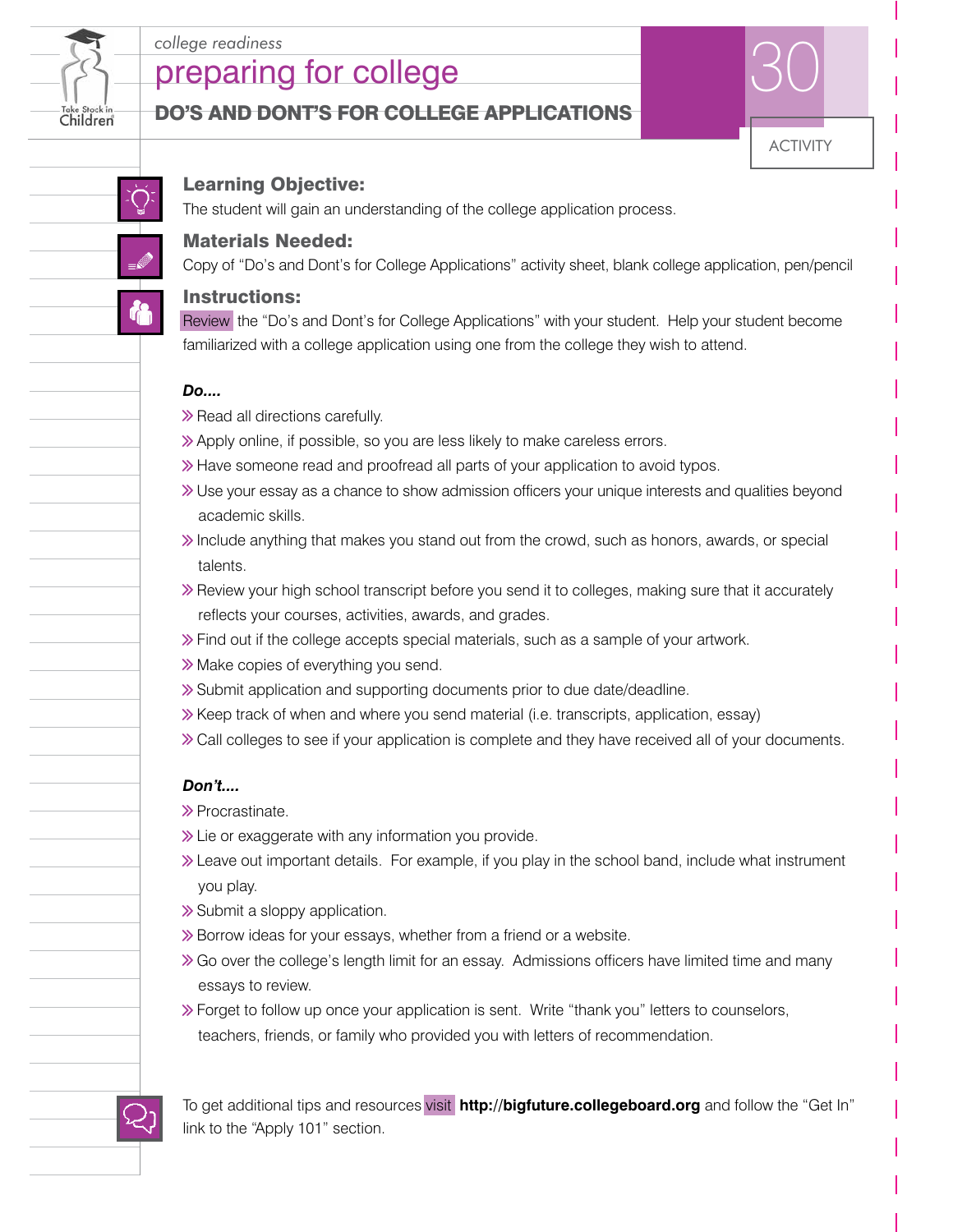college readiness

# preparing for college

## DO'S AND DONT'S FOR COLLEGE APPLICATIONS

30

ACTIVITY

### Learning Objective:

The student will gain an understanding of the college application process.

### Materials Needed:

Copy of "Do's and Dont's for College Applications" activity sheet, blank college application, pen/pencil

### Instructions:

Review the "Do's and Dont's for College Applications" with your student. Help your student become familiarized with a college application using one from the college they wish to attend.

***Do....***

- Read all directions carefully.
- Apply online, if possible, so you are less likely to make careless errors.
- Have someone read and proofread all parts of your application to avoid typos.
- Use your essay as a chance to show admission officers your unique interests and qualities beyond academic skills.
- Include anything that makes you stand out from the crowd, such as honors, awards, or special talents.
- Review your high school transcript before you send it to colleges, making sure that it accurately reflects your courses, activities, awards, and grades.
- Find out if the college accepts special materials, such as a sample of your artwork.
- Make copies of everything you send.
- Submit application and supporting documents prior to due date/deadline.
- Keep track of when and where you send material (i.e. transcripts, application, essay)
- Call colleges to see if your application is complete and they have received all of your documents.

***Don't....***

- Procrastinate.
- Lie or exaggerate with any information you provide.
- Leave out important details. For example, if you play in the school band, include what instrument you play.
- Submit a sloppy application.
- Borrow ideas for your essays, whether from a friend or a website.
- Go over the college's length limit for an essay. Admissions officers have limited time and many essays to review.
- Forget to follow up once your application is sent. Write "thank you" letters to counselors, teachers, friends, or family who provided you with letters of recommendation.

To get additional tips and resources visit **http://bigfuture.collegeboard.org** and follow the "Get In" link to the "Apply 101" section.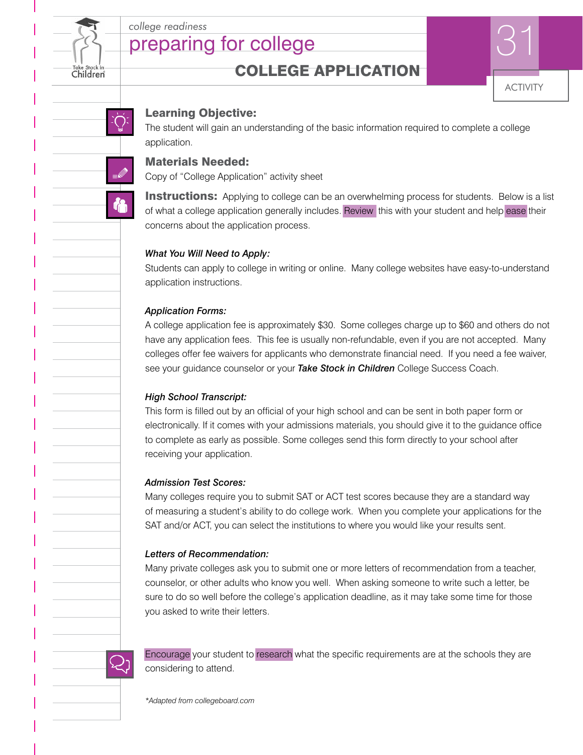college readiness

# preparing for college

## COLLEGE APPLICATION

31

ACTIVITY

### Learning Objective:

The student will gain an understanding of the basic information required to complete a college application.

### Materials Needed:

Copy of "College Application" activity sheet

**Instructions:** Applying to college can be an overwhelming process for students. Below is a list of what a college application generally includes. Review this with your student and help ease their concerns about the application process.

***What You Will Need to Apply:***

Students can apply to college in writing or online. Many college websites have easy-to-understand application instructions.

***Application Forms:***

A college application fee is approximately $30. Some colleges charge up to $60 and others do not have any application fees. This fee is usually non-refundable, even if you are not accepted. Many colleges offer fee waivers for applicants who demonstrate financial need. If you need a fee waiver, see your guidance counselor or your ***Take Stock in Children*** College Success Coach.

***High School Transcript:***

This form is filled out by an official of your high school and can be sent in both paper form or electronically. If it comes with your admissions materials, you should give it to the guidance office to complete as early as possible. Some colleges send this form directly to your school after receiving your application.

***Admission Test Scores:***

Many colleges require you to submit SAT or ACT test scores because they are a standard way of measuring a student's ability to do college work. When you complete your applications for the SAT and/or ACT, you can select the institutions to where you would like your results sent.

***Letters of Recommendation:***

Many private colleges ask you to submit one or more letters of recommendation from a teacher, counselor, or other adults who know you well. When asking someone to write such a letter, be sure to do so well before the college's application deadline, as it may take some time for those you asked to write their letters.

Encourage your student to research what the specific requirements are at the schools they are considering to attend.

*\*Adapted from collegeboard.com*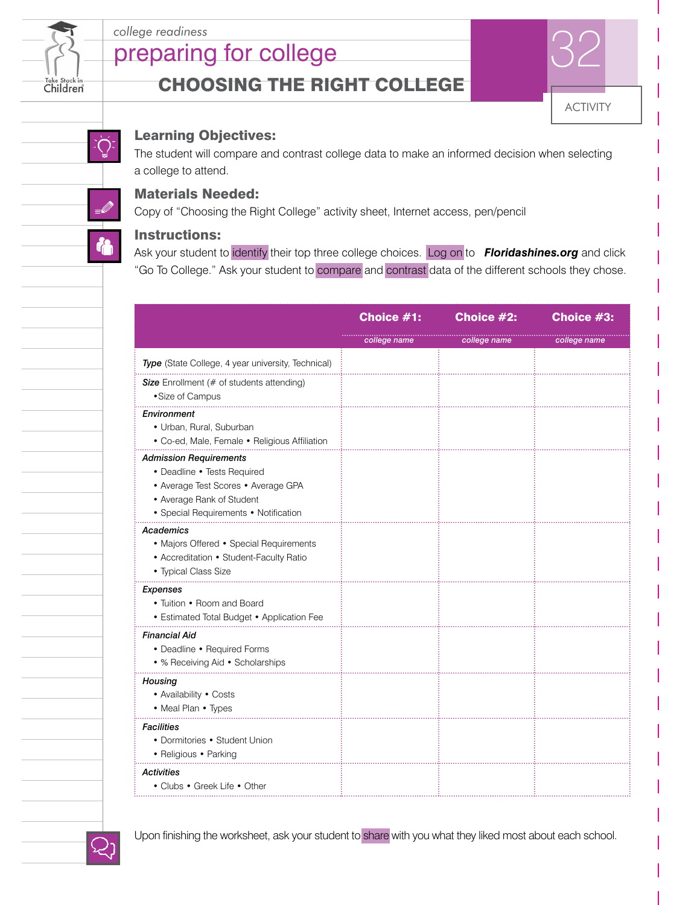college readiness

# preparing for college

## CHOOSING THE RIGHT COLLEGE

32 ACTIVITY

### Learning Objectives:

The student will compare and contrast college data to make an informed decision when selecting a college to attend.

### Materials Needed:

Copy of "Choosing the Right College" activity sheet, Internet access, pen/pencil

### Instructions:

Ask your student to identify their top three college choices. Log on to ***Floridashines.org*** and click "Go To College." Ask your student to compare and contrast data of the different schools they chose.

| | Choice #1: *college name* | Choice #2: *college name* | Choice #3: *college name* |
|---|---|---|---|
| ***Type*** (State College, 4 year university, Technical) | | | |
| ***Size*** Enrollment (# of students attending)<br>• Size of Campus | | | |
| ***Environment***<br>• Urban, Rural, Suburban<br>• Co-ed, Male, Female • Religious Affiliation | | | |
| ***Admission Requirements***<br>• Deadline • Tests Required<br>• Average Test Scores • Average GPA<br>• Average Rank of Student<br>• Special Requirements • Notification | | | |
| ***Academics***<br>• Majors Offered • Special Requirements<br>• Accreditation • Student-Faculty Ratio<br>• Typical Class Size | | | |
| ***Expenses***<br>• Tuition • Room and Board<br>• Estimated Total Budget • Application Fee | | | |
| ***Financial Aid***<br>• Deadline • Required Forms<br>• % Receiving Aid • Scholarships | | | |
| ***Housing***<br>• Availability • Costs<br>• Meal Plan • Types | | | |
| ***Facilities***<br>• Dormitories • Student Union<br>• Religious • Parking | | | |
| ***Activities***<br>• Clubs • Greek Life • Other | | | |

Upon finishing the worksheet, ask your student to share with you what they liked most about each school.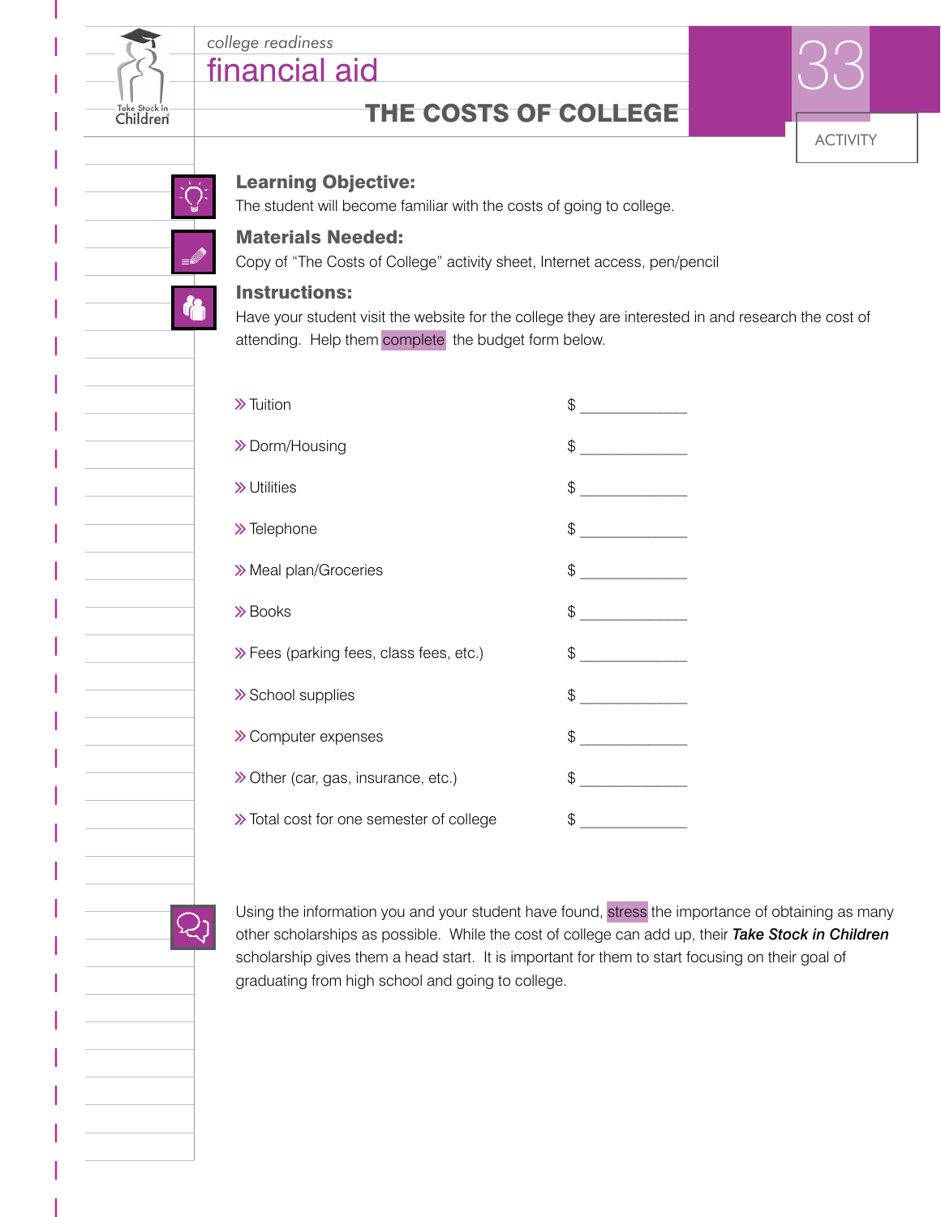college readiness

# financial aid

## THE COSTS OF COLLEGE

33

ACTIVITY

### Learning Objective:

The student will become familiar with the costs of going to college.

### Materials Needed:

Copy of "The Costs of College" activity sheet, Internet access, pen/pencil

### Instructions:

Have your student visit the website for the college they are interested in and research the cost of attending. Help them complete the budget form below.

- » Tuition $ ____________
- » Dorm/Housing $ ____________
- » Utilities $ ____________
- » Telephone $ ____________
- » Meal plan/Groceries $ ____________
- » Books $ ____________
- » Fees (parking fees, class fees, etc.) $ ____________
- » School supplies $ ____________
- » Computer expenses $ ____________
- » Other (car, gas, insurance, etc.) $ ____________
- » Total cost for one semester of college $ ____________

Using the information you and your student have found, stress the importance of obtaining as many other scholarships as possible. While the cost of college can add up, their ***Take Stock in Children*** scholarship gives them a head start. It is important for them to start focusing on their goal of graduating from high school and going to college.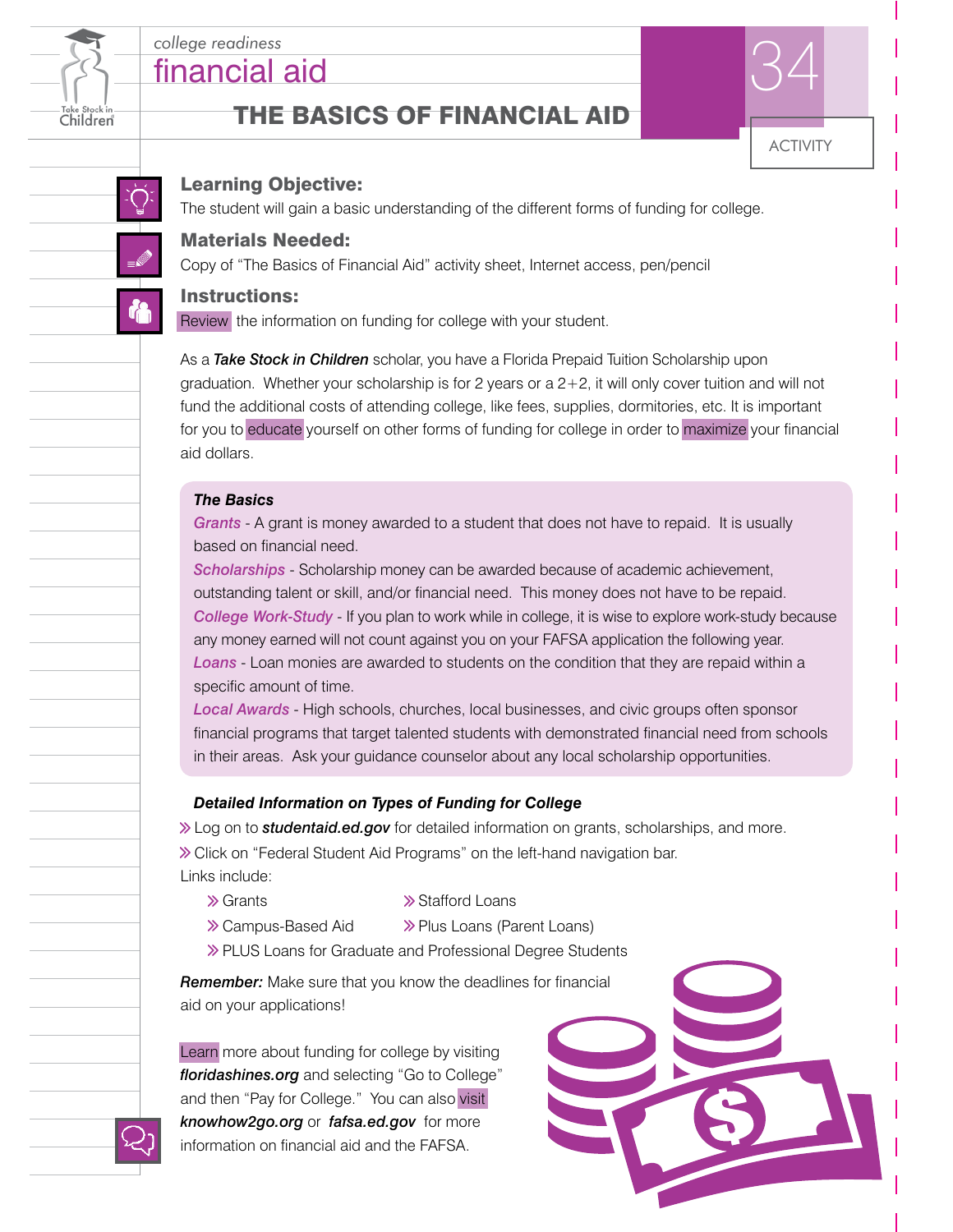*college readiness*

# financial aid

## THE BASICS OF FINANCIAL AID

34

ACTIVITY

### Learning Objective:

The student will gain a basic understanding of the different forms of funding for college.

### Materials Needed:

Copy of "The Basics of Financial Aid" activity sheet, Internet access, pen/pencil

### Instructions:

Review the information on funding for college with your student.

As a ***Take Stock in Children*** scholar, you have a Florida Prepaid Tuition Scholarship upon graduation. Whether your scholarship is for 2 years or a 2+2, it will only cover tuition and will not fund the additional costs of attending college, like fees, supplies, dormitories, etc. It is important for you to educate yourself on other forms of funding for college in order to maximize your financial aid dollars.

***The Basics***

***Grants*** - A grant is money awarded to a student that does not have to repaid. It is usually based on financial need.

***Scholarships*** - Scholarship money can be awarded because of academic achievement, outstanding talent or skill, and/or financial need. This money does not have to be repaid.

***College Work-Study*** - If you plan to work while in college, it is wise to explore work-study because any money earned will not count against you on your FAFSA application the following year.

***Loans*** - Loan monies are awarded to students on the condition that they are repaid within a specific amount of time.

***Local Awards*** - High schools, churches, local businesses, and civic groups often sponsor financial programs that target talented students with demonstrated financial need from schools in their areas. Ask your guidance counselor about any local scholarship opportunities.

***Detailed Information on Types of Funding for College***

- Log on to ***studentaid.ed.gov*** for detailed information on grants, scholarships, and more.
- Click on "Federal Student Aid Programs" on the left-hand navigation bar.

Links include:

- Grants
- Campus-Based Aid
- Stafford Loans
- Plus Loans (Parent Loans)
- PLUS Loans for Graduate and Professional Degree Students

***Remember:*** Make sure that you know the deadlines for financial aid on your applications!

Learn more about funding for college by visiting ***floridashines.org*** and selecting "Go to College" and then "Pay for College." You can also visit ***knowhow2go.org*** or ***fafsa.ed.gov*** for more information on financial aid and the FAFSA.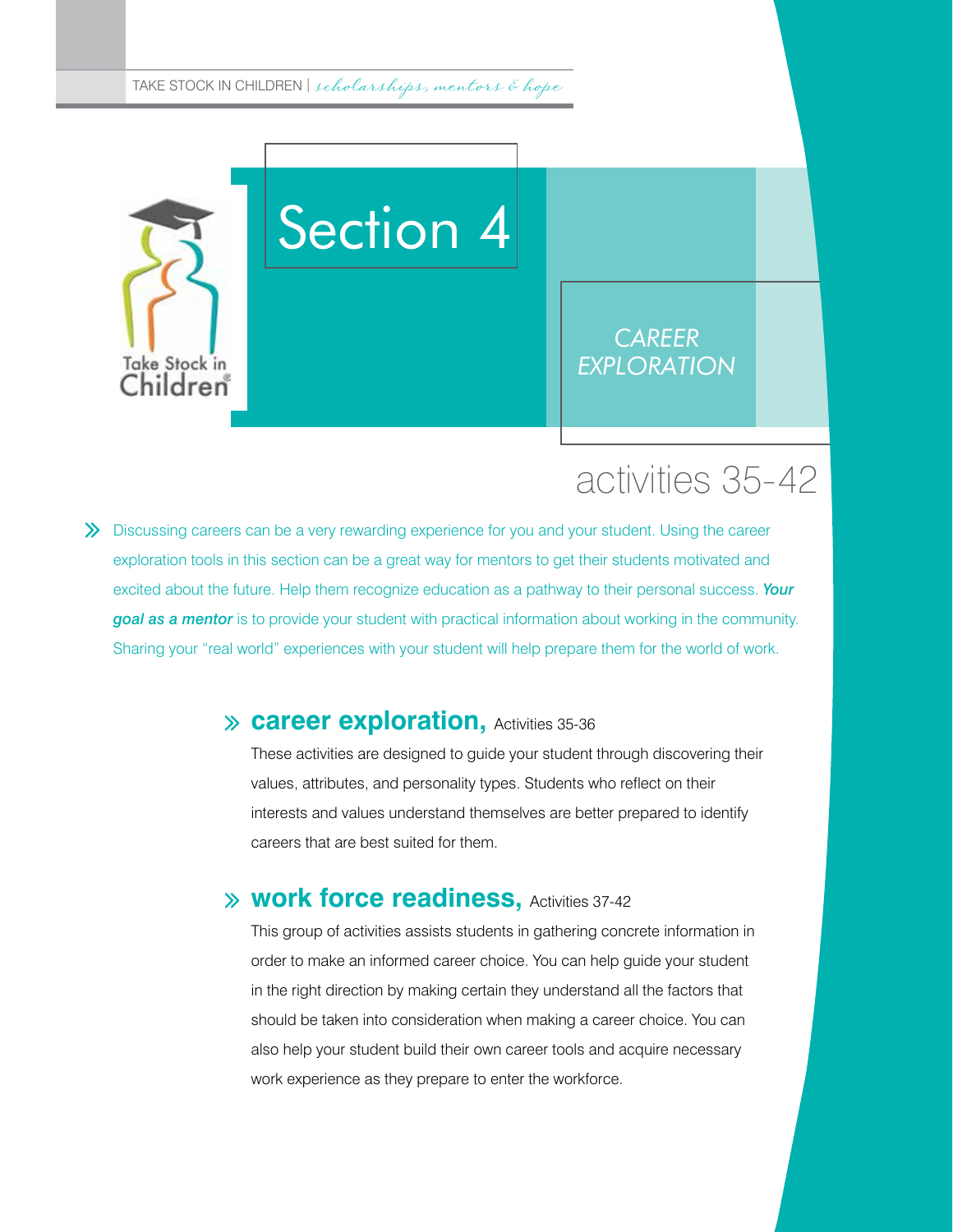# Section 4

## CAREER EXPLORATION

## activities 35-42

Discussing careers can be a very rewarding experience for you and your student. Using the career exploration tools in this section can be a great way for mentors to get their students motivated and excited about the future. Help them recognize education as a pathway to their personal success. ***Your goal as a mentor*** is to provide your student with practical information about working in the community. Sharing your "real world" experiences with your student will help prepare them for the world of work.

### career exploration, Activities 35-36

These activities are designed to guide your student through discovering their values, attributes, and personality types. Students who reflect on their interests and values understand themselves are better prepared to identify careers that are best suited for them.

### work force readiness, Activities 37-42

This group of activities assists students in gathering concrete information in order to make an informed career choice. You can help guide your student in the right direction by making certain they understand all the factors that should be taken into consideration when making a career choice. You can also help your student build their own career tools and acquire necessary work experience as they prepare to enter the workforce.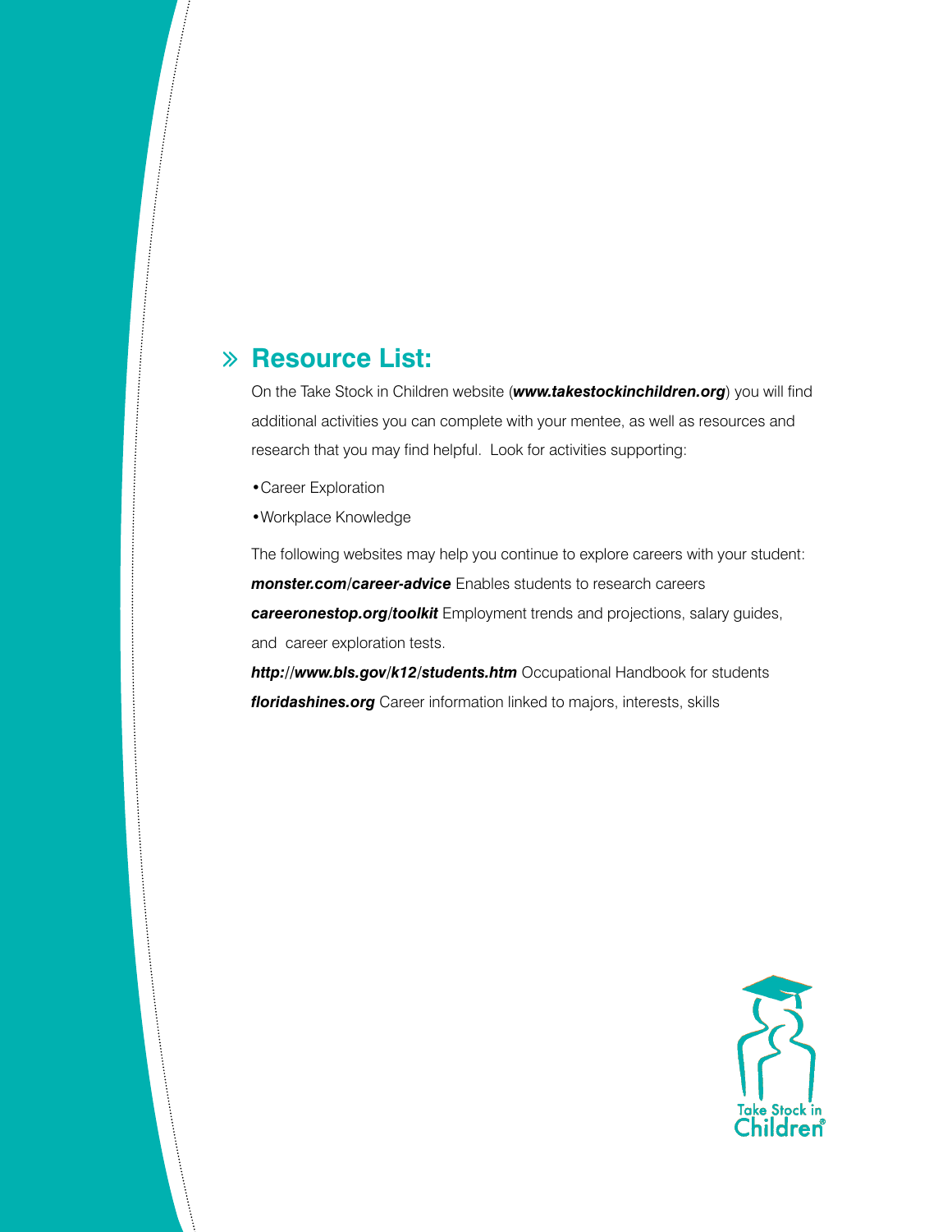## » Resource List:

On the Take Stock in Children website (***www.takestockinchildren.org***) you will find additional activities you can complete with your mentee, as well as resources and research that you may find helpful.  Look for activities supporting:

- Career Exploration
- Workplace Knowledge

The following websites may help you continue to explore careers with your student:

***monster.com/career-advice*** Enables students to research careers

***careeronestop.org/toolkit*** Employment trends and projections, salary guides, and  career exploration tests.

***http://www.bls.gov/k12/students.htm*** Occupational Handbook for students

***floridashines.org*** Career information linked to majors, interests, skills

Take Stock in Children®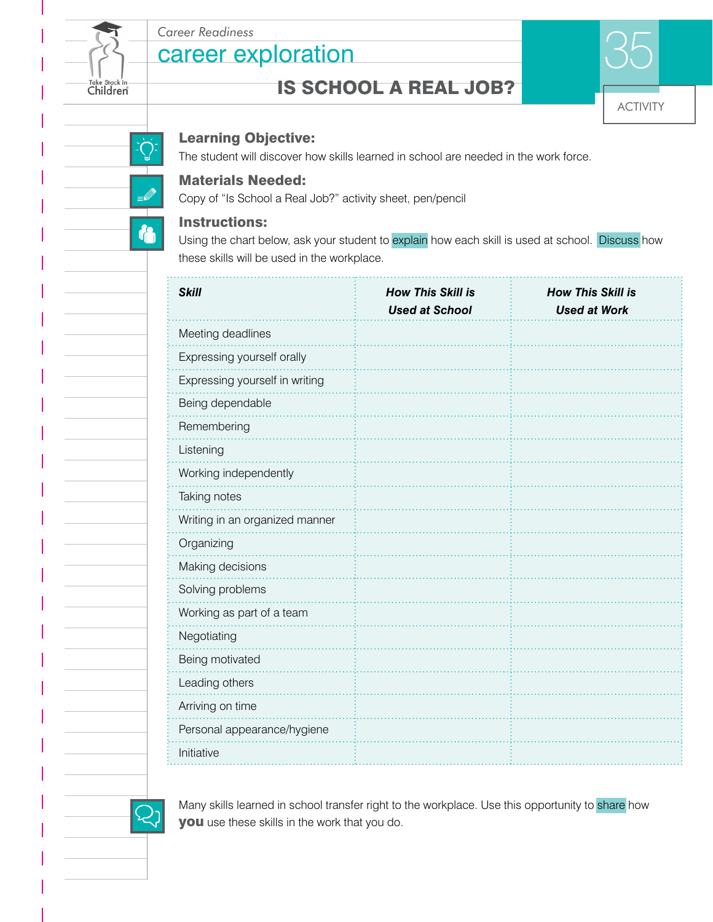Career Readiness

# career exploration

## IS SCHOOL A REAL JOB?

35

ACTIVITY

### Learning Objective:

The student will discover how skills learned in school are needed in the work force.

### Materials Needed:

Copy of "Is School a Real Job?" activity sheet, pen/pencil

### Instructions:

Using the chart below, ask your student to explain how each skill is used at school. Discuss how these skills will be used in the workplace.

| ***Skill*** | ***How This Skill is Used at School*** | ***How This Skill is Used at Work*** |
|---|---|---|
| Meeting deadlines | | |
| Expressing yourself orally | | |
| Expressing yourself in writing | | |
| Being dependable | | |
| Remembering | | |
| Listening | | |
| Working independently | | |
| Taking notes | | |
| Writing in an organized manner | | |
| Organizing | | |
| Making decisions | | |
| Solving problems | | |
| Working as part of a team | | |
| Negotiating | | |
| Being motivated | | |
| Leading others | | |
| Arriving on time | | |
| Personal appearance/hygiene | | |
| Initiative | | |

Many skills learned in school transfer right to the workplace. Use this opportunity to share how **you** use these skills in the work that you do.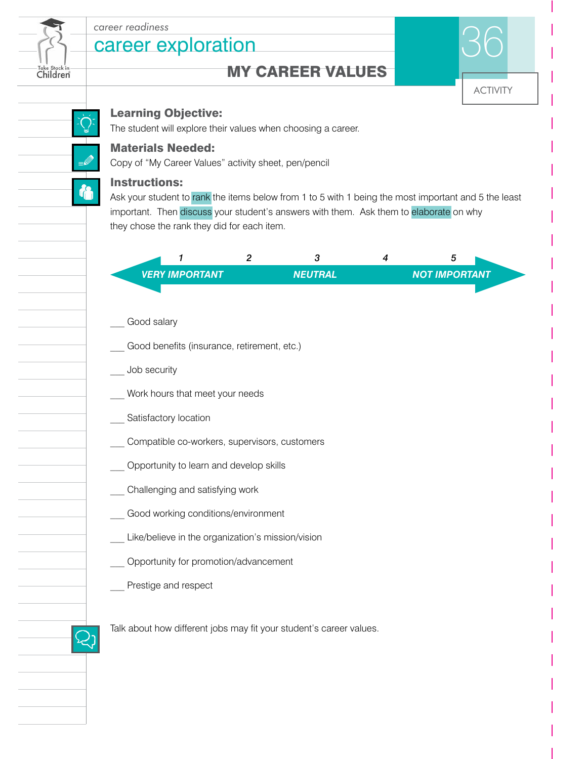*career readiness*

## career exploration

# MY CAREER VALUES

36

ACTIVITY

**Learning Objective:**

The student will explore their values when choosing a career.

**Materials Needed:**

Copy of “My Career Values” activity sheet, pen/pencil

**Instructions:**

Ask your student to rank the items below from 1 to 5 with 1 being the most important and 5 the least important. Then discuss your student’s answers with them. Ask them to elaborate on why they chose the rank they did for each item.

1 2 3 4 5

VERY IMPORTANT NEUTRAL NOT IMPORTANT

___ Good salary

___ Good benefits (insurance, retirement, etc.)

___ Job security

___ Work hours that meet your needs

___ Satisfactory location

___ Compatible co-workers, supervisors, customers

___ Opportunity to learn and develop skills

___ Challenging and satisfying work

___ Good working conditions/environment

___ Like/believe in the organization’s mission/vision

___ Opportunity for promotion/advancement

___ Prestige and respect

Talk about how different jobs may fit your student’s career values.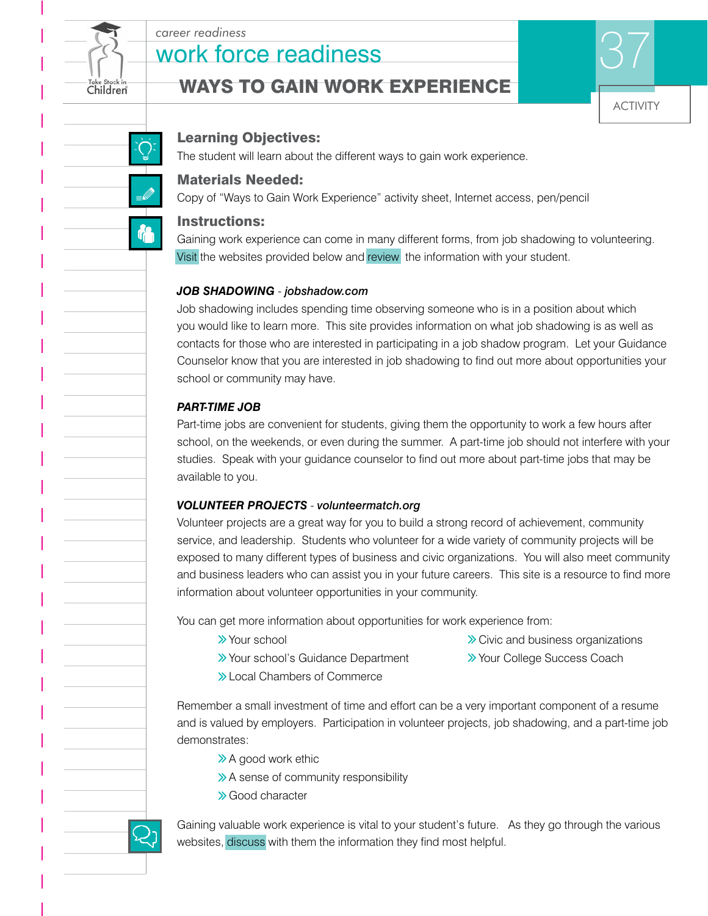career readiness

# work force readiness

## WAYS TO GAIN WORK EXPERIENCE

37 ACTIVITY

### Learning Objectives:

The student will learn about the different ways to gain work experience.

### Materials Needed:

Copy of "Ways to Gain Work Experience" activity sheet, Internet access, pen/pencil

### Instructions:

Gaining work experience can come in many different forms, from job shadowing to volunteering. Visit the websites provided below and review the information with your student.

***JOB SHADOWING*** - ***jobshadow.com***

Job shadowing includes spending time observing someone who is in a position about which you would like to learn more. This site provides information on what job shadowing is as well as contacts for those who are interested in participating in a job shadow program. Let your Guidance Counselor know that you are interested in job shadowing to find out more about opportunities your school or community may have.

***PART-TIME JOB***

Part-time jobs are convenient for students, giving them the opportunity to work a few hours after school, on the weekends, or even during the summer. A part-time job should not interfere with your studies. Speak with your guidance counselor to find out more about part-time jobs that may be available to you.

***VOLUNTEER PROJECTS*** - ***volunteermatch.org***

Volunteer projects are a great way for you to build a strong record of achievement, community service, and leadership. Students who volunteer for a wide variety of community projects will be exposed to many different types of business and civic organizations. You will also meet community and business leaders who can assist you in your future careers. This site is a resource to find more information about volunteer opportunities in your community.

You can get more information about opportunities for work experience from:

- Your school
- Your school's Guidance Department
- Local Chambers of Commerce
- Civic and business organizations
- Your College Success Coach

Remember a small investment of time and effort can be a very important component of a resume and is valued by employers. Participation in volunteer projects, job shadowing, and a part-time job demonstrates:

- A good work ethic
- A sense of community responsibility
- Good character

Gaining valuable work experience is vital to your student's future. As they go through the various websites, discuss with them the information they find most helpful.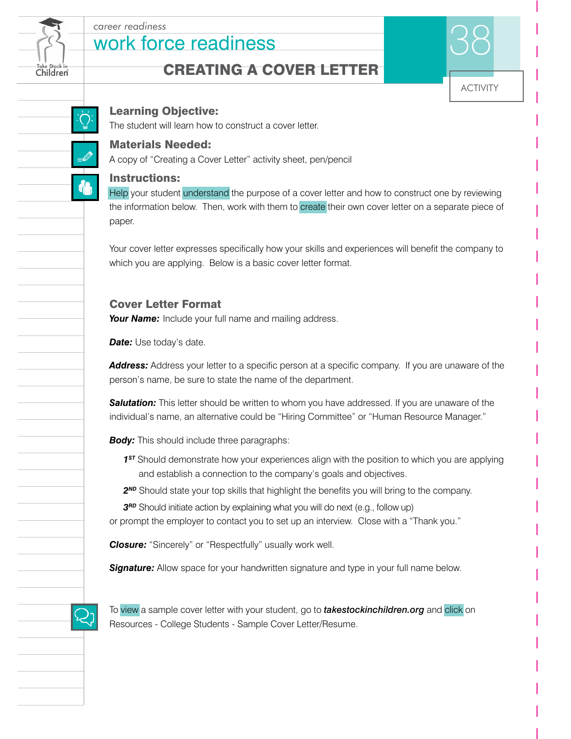career readiness

# work force readiness

## CREATING A COVER LETTER

38

ACTIVITY

### Learning Objective:

The student will learn how to construct a cover letter.

### Materials Needed:

A copy of "Creating a Cover Letter" activity sheet, pen/pencil

### Instructions:

Help your student understand the purpose of a cover letter and how to construct one by reviewing the information below. Then, work with them to create their own cover letter on a separate piece of paper.

Your cover letter expresses specifically how your skills and experiences will benefit the company to which you are applying. Below is a basic cover letter format.

### Cover Letter Format

***Your Name:*** Include your full name and mailing address.

***Date:*** Use today's date.

***Address:*** Address your letter to a specific person at a specific company. If you are unaware of the person's name, be sure to state the name of the department.

***Salutation:*** This letter should be written to whom you have addressed. If you are unaware of the individual's name, an alternative could be "Hiring Committee" or "Human Resource Manager."

***Body:*** This should include three paragraphs:

***1ST*** Should demonstrate how your experiences align with the position to which you are applying and establish a connection to the company's goals and objectives.

***2ND*** Should state your top skills that highlight the benefits you will bring to the company.

***3RD*** Should initiate action by explaining what you will do next (e.g., follow up) or prompt the employer to contact you to set up an interview. Close with a "Thank you."

***Closure:*** "Sincerely" or "Respectfully" usually work well.

***Signature:*** Allow space for your handwritten signature and type in your full name below.

To view a sample cover letter with your student, go to ***takestockinchildren.org*** and click on Resources - College Students - Sample Cover Letter/Resume.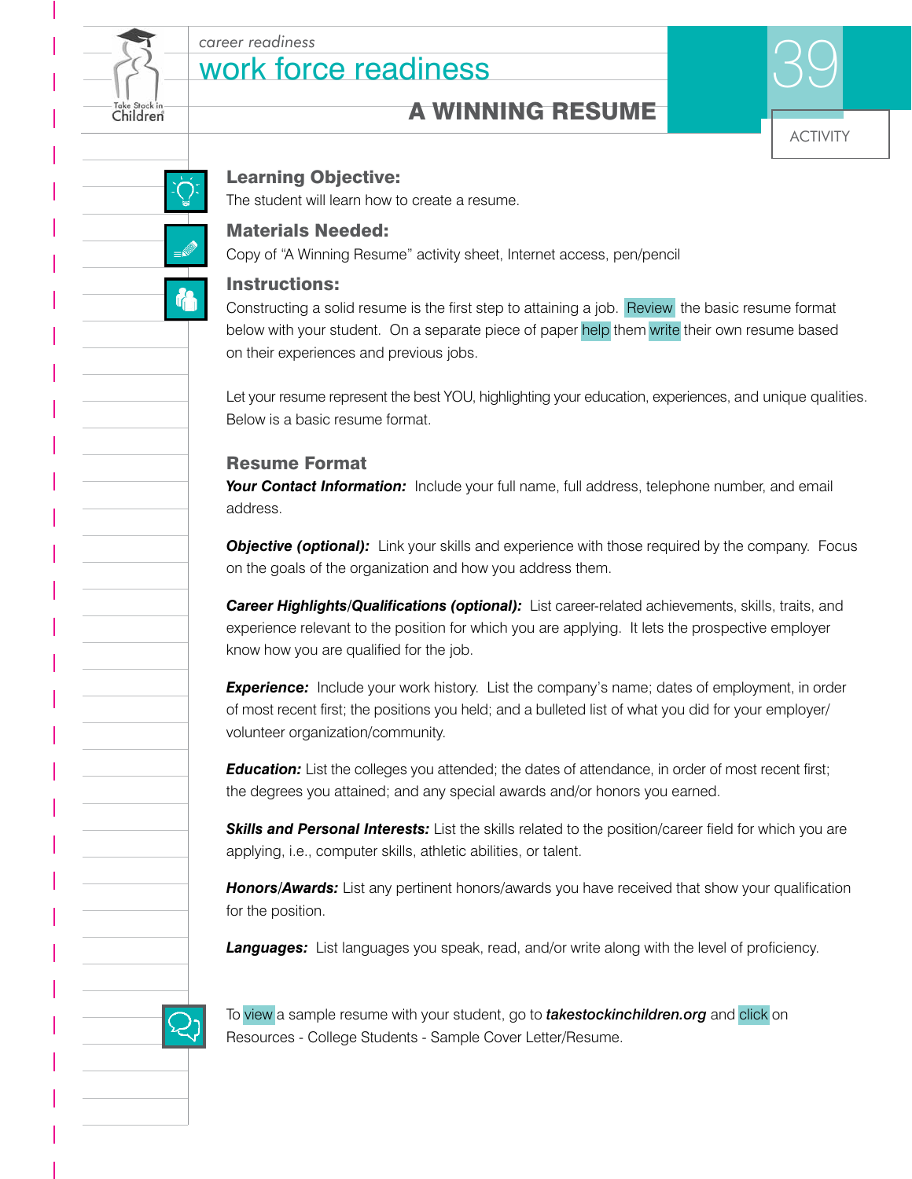career readiness

# work force readiness

## A WINNING RESUME

39

ACTIVITY

### Learning Objective:

The student will learn how to create a resume.

### Materials Needed:

Copy of "A Winning Resume" activity sheet, Internet access, pen/pencil

### Instructions:

Constructing a solid resume is the first step to attaining a job. Review the basic resume format below with your student. On a separate piece of paper help them write their own resume based on their experiences and previous jobs.

Let your resume represent the best YOU, highlighting your education, experiences, and unique qualities. Below is a basic resume format.

### Resume Format

***Your Contact Information:*** Include your full name, full address, telephone number, and email address.

***Objective (optional):*** Link your skills and experience with those required by the company. Focus on the goals of the organization and how you address them.

***Career Highlights/Qualifications (optional):*** List career-related achievements, skills, traits, and experience relevant to the position for which you are applying. It lets the prospective employer know how you are qualified for the job.

***Experience:*** Include your work history. List the company's name; dates of employment, in order of most recent first; the positions you held; and a bulleted list of what you did for your employer/volunteer organization/community.

***Education:*** List the colleges you attended; the dates of attendance, in order of most recent first; the degrees you attained; and any special awards and/or honors you earned.

***Skills and Personal Interests:*** List the skills related to the position/career field for which you are applying, i.e., computer skills, athletic abilities, or talent.

***Honors/Awards:*** List any pertinent honors/awards you have received that show your qualification for the position.

***Languages:*** List languages you speak, read, and/or write along with the level of proficiency.

To view a sample resume with your student, go to ***takestockinchildren.org*** and click on Resources - College Students - Sample Cover Letter/Resume.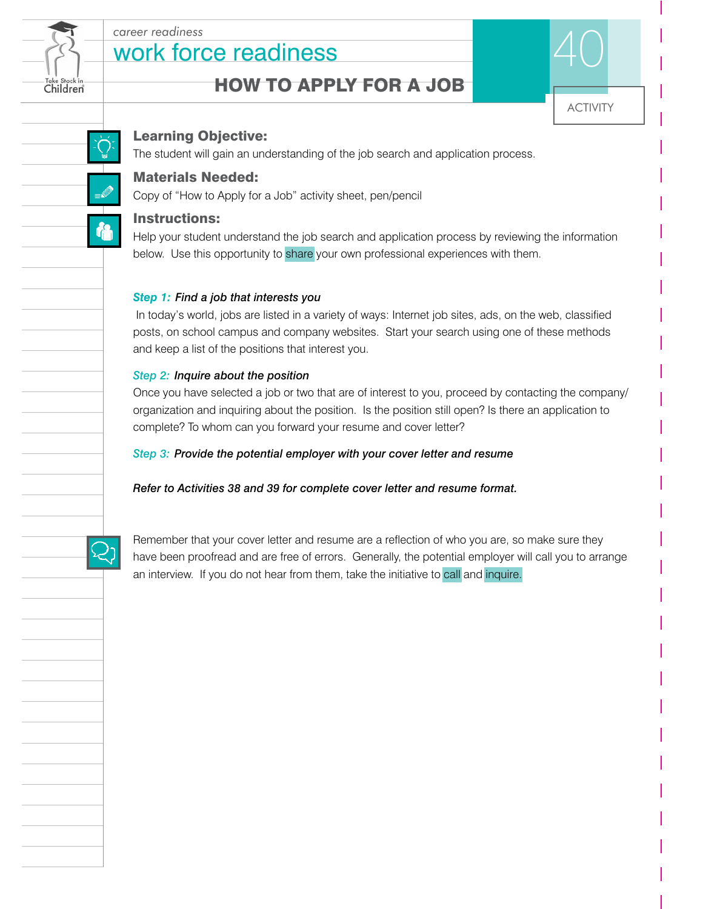career readiness

# work force readiness

## HOW TO APPLY FOR A JOB

40 ACTIVITY

### Learning Objective:

The student will gain an understanding of the job search and application process.

### Materials Needed:

Copy of "How to Apply for a Job" activity sheet, pen/pencil

### Instructions:

Help your student understand the job search and application process by reviewing the information below. Use this opportunity to share your own professional experiences with them.

***Step 1:* Find a job that interests you**

In today's world, jobs are listed in a variety of ways: Internet job sites, ads, on the web, classified posts, on school campus and company websites. Start your search using one of these methods and keep a list of the positions that interest you.

***Step 2:* Inquire about the position**

Once you have selected a job or two that are of interest to you, proceed by contacting the company/organization and inquiring about the position. Is the position still open? Is there an application to complete? To whom can you forward your resume and cover letter?

***Step 3:* Provide the potential employer with your cover letter and resume**

***Refer to Activities 38 and 39 for complete cover letter and resume format.***

Remember that your cover letter and resume are a reflection of who you are, so make sure they have been proofread and are free of errors. Generally, the potential employer will call you to arrange an interview. If you do not hear from them, take the initiative to call and inquire.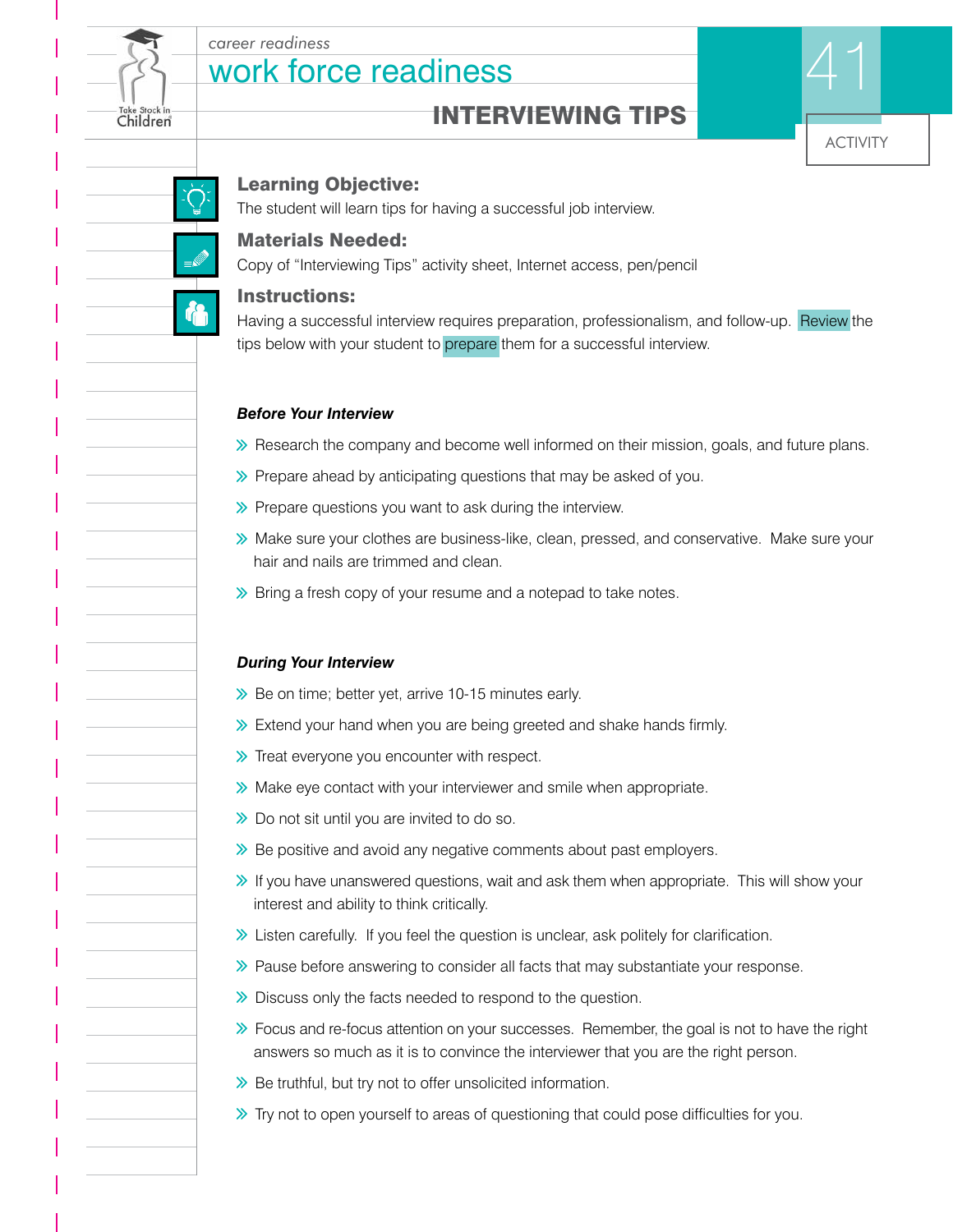career readiness

# work force readiness

## INTERVIEWING TIPS

41

ACTIVITY

### Learning Objective:

The student will learn tips for having a successful job interview.

### Materials Needed:

Copy of "Interviewing Tips" activity sheet, Internet access, pen/pencil

### Instructions:

Having a successful interview requires preparation, professionalism, and follow-up. Review the tips below with your student to prepare them for a successful interview.

***Before Your Interview***

- Research the company and become well informed on their mission, goals, and future plans.
- Prepare ahead by anticipating questions that may be asked of you.
- Prepare questions you want to ask during the interview.
- Make sure your clothes are business-like, clean, pressed, and conservative. Make sure your hair and nails are trimmed and clean.
- Bring a fresh copy of your resume and a notepad to take notes.

***During Your Interview***

- Be on time; better yet, arrive 10-15 minutes early.
- Extend your hand when you are being greeted and shake hands firmly.
- Treat everyone you encounter with respect.
- Make eye contact with your interviewer and smile when appropriate.
- Do not sit until you are invited to do so.
- Be positive and avoid any negative comments about past employers.
- If you have unanswered questions, wait and ask them when appropriate. This will show your interest and ability to think critically.
- Listen carefully. If you feel the question is unclear, ask politely for clarification.
- Pause before answering to consider all facts that may substantiate your response.
- Discuss only the facts needed to respond to the question.
- Focus and re-focus attention on your successes. Remember, the goal is not to have the right answers so much as it is to convince the interviewer that you are the right person.
- Be truthful, but try not to offer unsolicited information.
- Try not to open yourself to areas of questioning that could pose difficulties for you.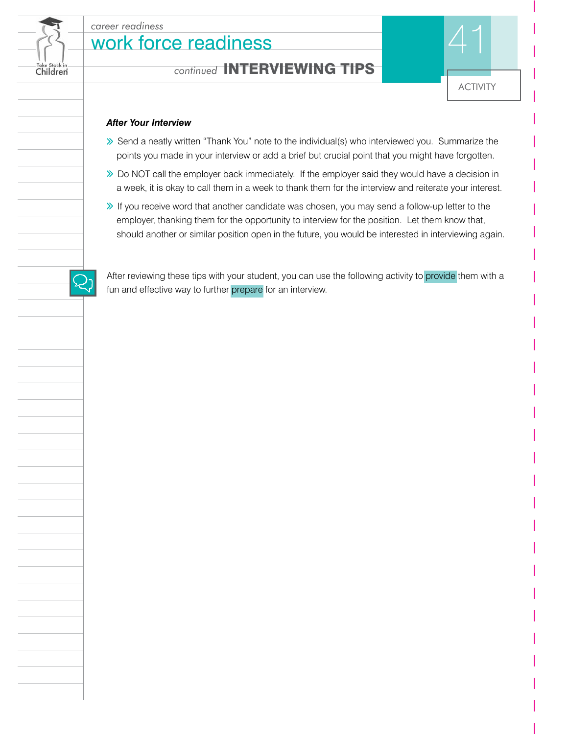career readiness

# work force readiness

continued **INTERVIEWING TIPS**

41

ACTIVITY

***After Your Interview***

- Send a neatly written "Thank You" note to the individual(s) who interviewed you. Summarize the points you made in your interview or add a brief but crucial point that you might have forgotten.
- Do NOT call the employer back immediately. If the employer said they would have a decision in a week, it is okay to call them in a week to thank them for the interview and reiterate your interest.
- If you receive word that another candidate was chosen, you may send a follow-up letter to the employer, thanking them for the opportunity to interview for the position. Let them know that, should another or similar position open in the future, you would be interested in interviewing again.

After reviewing these tips with your student, you can use the following activity to provide them with a fun and effective way to further prepare for an interview.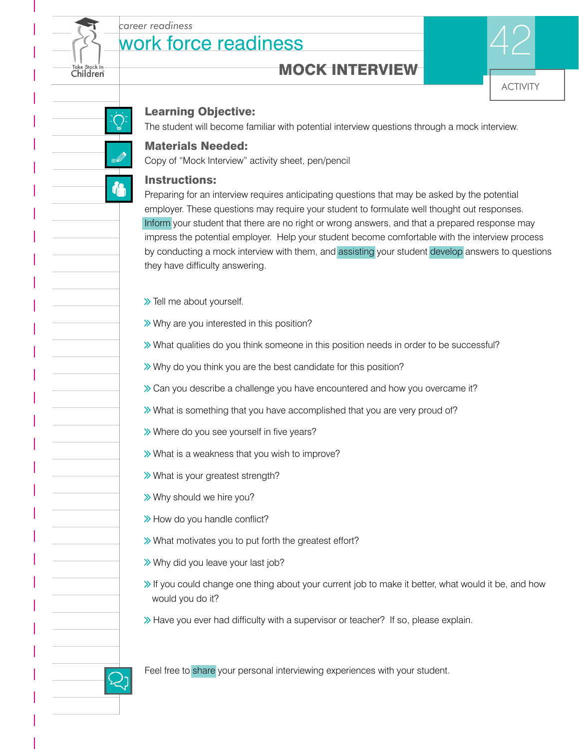*career readiness*

# work force readiness

## MOCK INTERVIEW

42

ACTIVITY

### Learning Objective:

The student will become familiar with potential interview questions through a mock interview.

### Materials Needed:

Copy of "Mock Interview" activity sheet, pen/pencil

### Instructions:

Preparing for an interview requires anticipating questions that may be asked by the potential employer. These questions may require your student to formulate well thought out responses. Inform your student that there are no right or wrong answers, and that a prepared response may impress the potential employer. Help your student become comfortable with the interview process by conducting a mock interview with them, and assisting your student develop answers to questions they have difficulty answering.

- Tell me about yourself.
- Why are you interested in this position?
- What qualities do you think someone in this position needs in order to be successful?
- Why do you think you are the best candidate for this position?
- Can you describe a challenge you have encountered and how you overcame it?
- What is something that you have accomplished that you are very proud of?
- Where do you see yourself in five years?
- What is a weakness that you wish to improve?
- What is your greatest strength?
- Why should we hire you?
- How do you handle conflict?
- What motivates you to put forth the greatest effort?
- Why did you leave your last job?
- If you could change one thing about your current job to make it better, what would it be, and how would you do it?
- Have you ever had difficulty with a supervisor or teacher? If so, please explain.

Feel free to share your personal interviewing experiences with your student.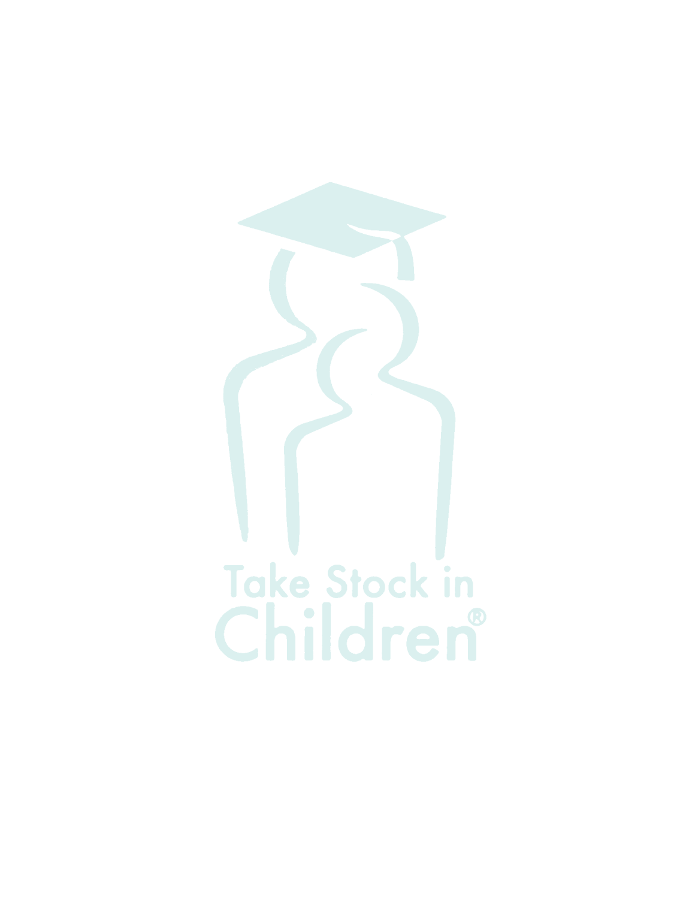Take Stock in Children®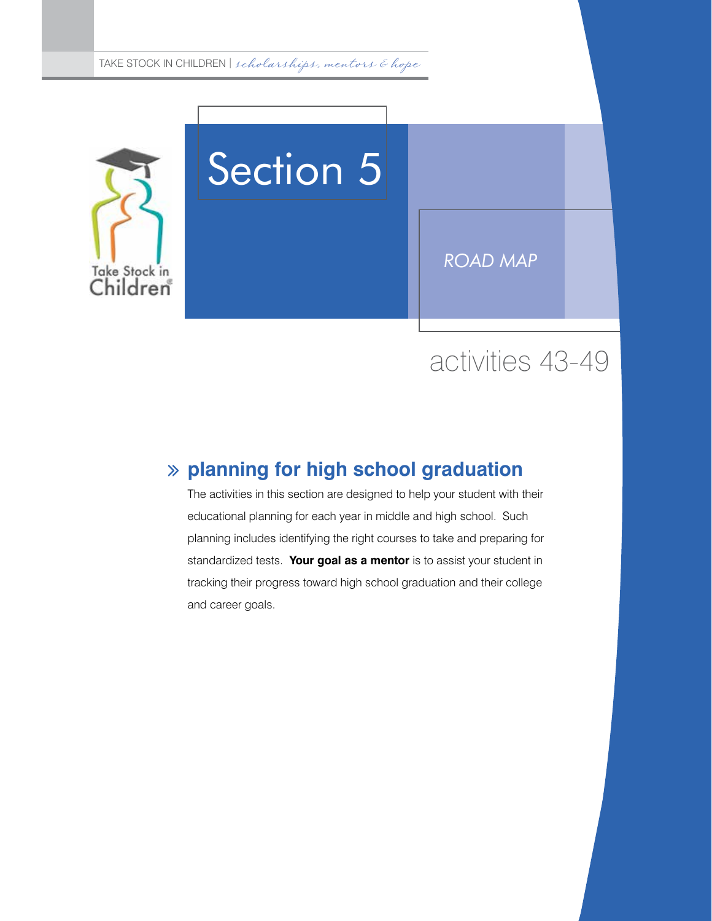# Section 5

*ROAD MAP*

activities 43-49

## » planning for high school graduation

The activities in this section are designed to help your student with their educational planning for each year in middle and high school. Such planning includes identifying the right courses to take and preparing for standardized tests. **Your goal as a mentor** is to assist your student in tracking their progress toward high school graduation and their college and career goals.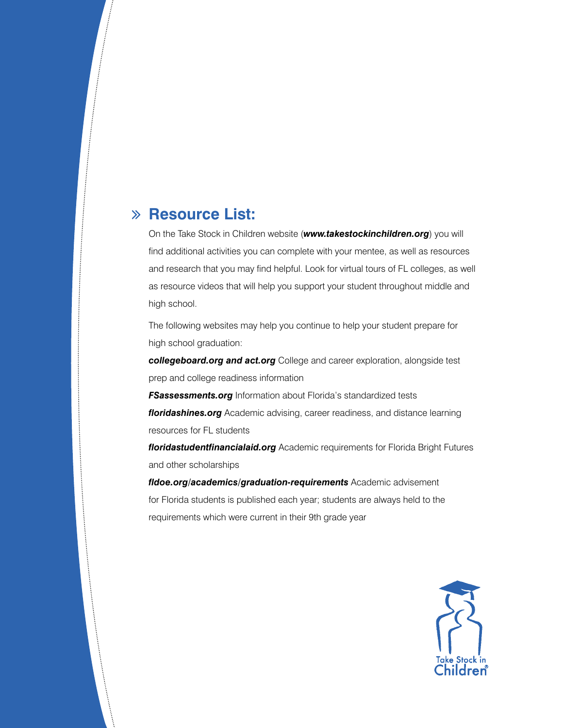## » Resource List:

On the Take Stock in Children website (***www.takestockinchildren.org***) you will find additional activities you can complete with your mentee, as well as resources and research that you may find helpful. Look for virtual tours of FL colleges, as well as resource videos that will help you support your student throughout middle and high school.

The following websites may help you continue to help your student prepare for high school graduation:

***collegeboard.org and act.org*** College and career exploration, alongside test prep and college readiness information

***FSassessments.org*** Information about Florida's standardized tests

***floridashines.org*** Academic advising, career readiness, and distance learning resources for FL students

***floridastudentfinancialaid.org*** Academic requirements for Florida Bright Futures and other scholarships

***fldoe.org/academics/graduation-requirements*** Academic advisement for Florida students is published each year; students are always held to the requirements which were current in their 9th grade year

Take Stock in Children®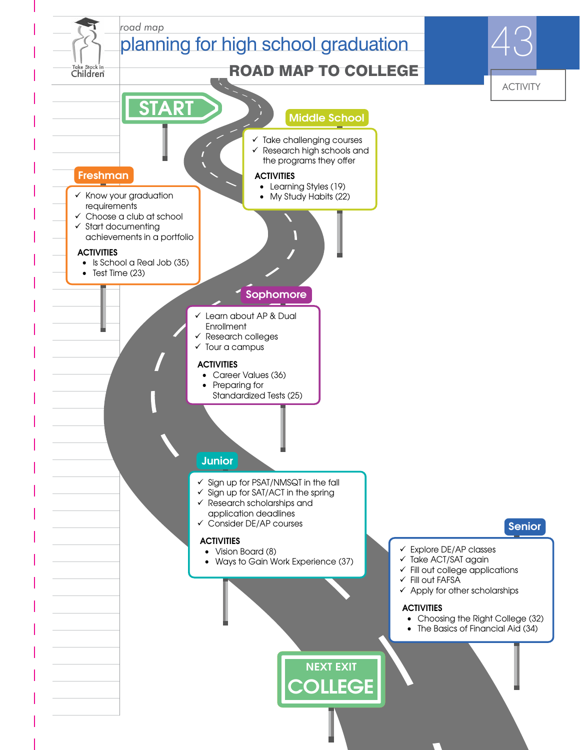*road map*

# planning for high school graduation

## ROAD MAP TO COLLEGE

43

ACTIVITY

START

### Middle School

- ✓ Take challenging courses
- ✓ Research high schools and the programs they offer

**ACTIVITIES**

- Learning Styles (19)
- My Study Habits (22)

### Freshman

- ✓ Know your graduation requirements
- ✓ Choose a club at school
- ✓ Start documenting achievements in a portfolio

**ACTIVITIES**

- Is School a Real Job (35)
- Test Time (23)

### Sophomore

- ✓ Learn about AP & Dual Enrollment
- ✓ Research colleges
- ✓ Tour a campus

**ACTIVITIES**

- Career Values (36)
- Preparing for Standardized Tests (25)

### Junior

- ✓ Sign up for PSAT/NMSQT in the fall
- ✓ Sign up for SAT/ACT in the spring
- ✓ Research scholarships and application deadlines
- ✓ Consider DE/AP courses

**ACTIVITIES**

- Vision Board (8)
- Ways to Gain Work Experience (37)

### Senior

- ✓ Explore DE/AP classes
- ✓ Take ACT/SAT again
- ✓ Fill out college applications
- ✓ Fill out FAFSA
- ✓ Apply for other scholarships

**ACTIVITIES**

- Choosing the Right College (32)
- The Basics of Financial Aid (34)

NEXT EXIT
COLLEGE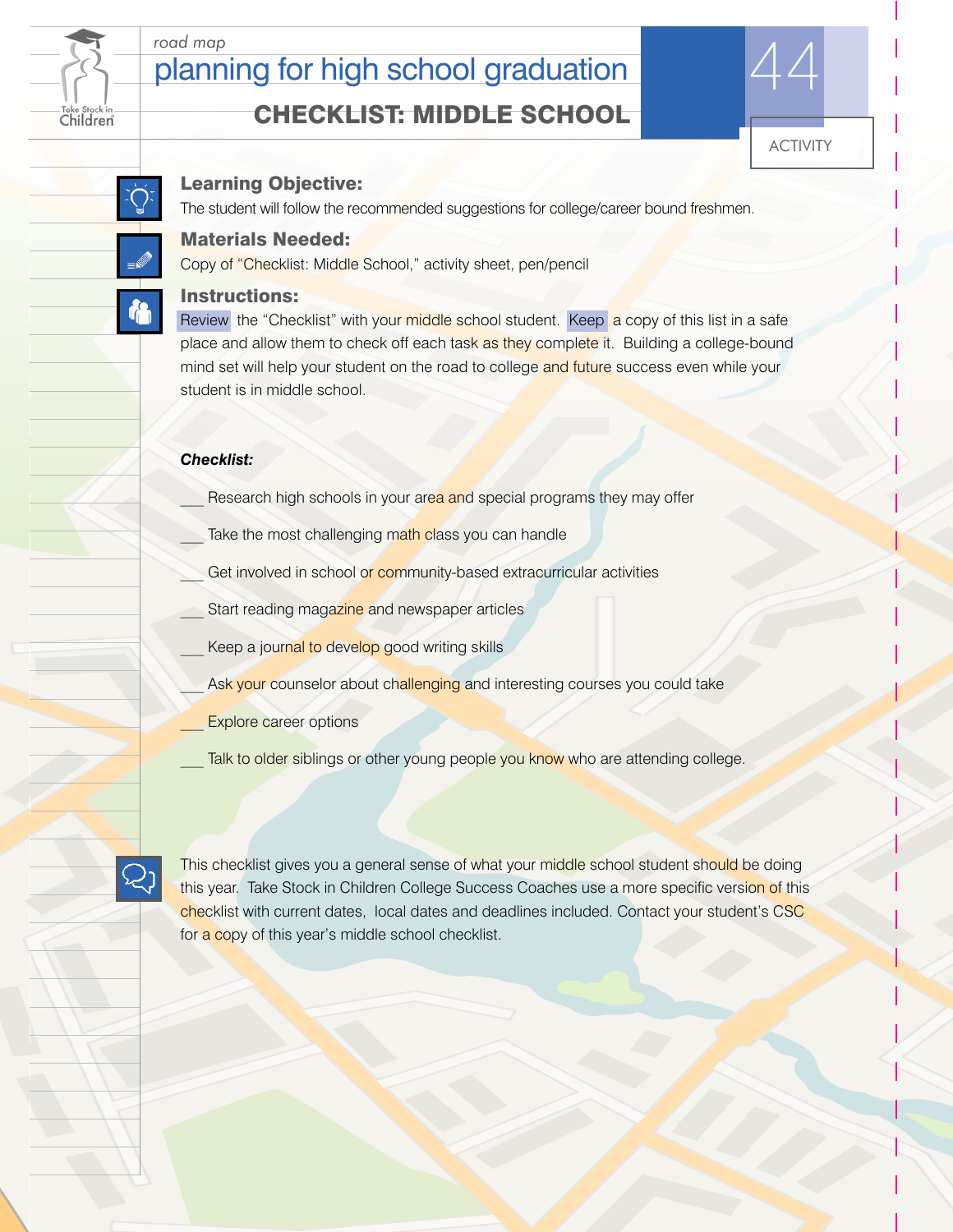*road map*

# planning for high school graduation

## CHECKLIST: MIDDLE SCHOOL

44

ACTIVITY

### Learning Objective:

The student will follow the recommended suggestions for college/career bound freshmen.

### Materials Needed:

Copy of "Checklist: Middle School," activity sheet, pen/pencil

### Instructions:

Review the "Checklist" with your middle school student. Keep a copy of this list in a safe place and allow them to check off each task as they complete it. Building a college-bound mind set will help your student on the road to college and future success even while your student is in middle school.

***Checklist:***

___ Research high schools in your area and special programs they may offer

___ Take the most challenging math class you can handle

___ Get involved in school or community-based extracurricular activities

___ Start reading magazine and newspaper articles

___ Keep a journal to develop good writing skills

___ Ask your counselor about challenging and interesting courses you could take

___ Explore career options

___ Talk to older siblings or other young people you know who are attending college.

This checklist gives you a general sense of what your middle school student should be doing this year. Take Stock in Children College Success Coaches use a more specific version of this checklist with current dates, local dates and deadlines included. Contact your student's CSC for a copy of this year's middle school checklist.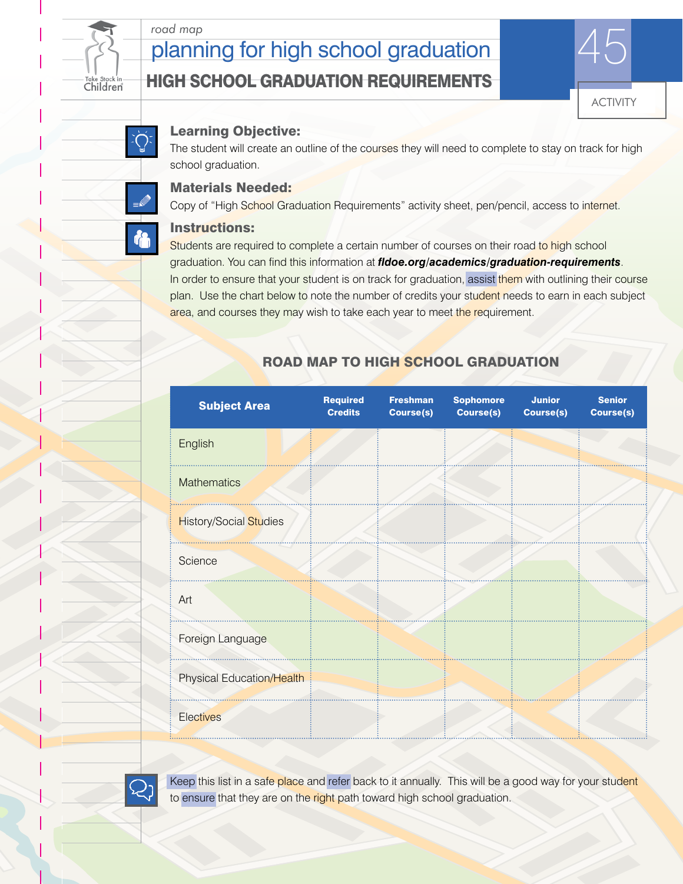*road map*

# planning for high school graduation

## HIGH SCHOOL GRADUATION REQUIREMENTS

45

ACTIVITY

### Learning Objective:

The student will create an outline of the courses they will need to complete to stay on track for high school graduation.

### Materials Needed:

Copy of "High School Graduation Requirements" activity sheet, pen/pencil, access to internet.

### Instructions:

Students are required to complete a certain number of courses on their road to high school graduation. You can find this information at ***fldoe.org/academics/graduation-requirements***. In order to ensure that your student is on track for graduation, assist them with outlining their course plan. Use the chart below to note the number of credits your student needs to earn in each subject area, and courses they may wish to take each year to meet the requirement.

### ROAD MAP TO HIGH SCHOOL GRADUATION

| Subject Area | Required Credits | Freshman Course(s) | Sophomore Course(s) | Junior Course(s) | Senior Course(s) |
|---|---|---|---|---|---|
| English | | | | | |
| Mathematics | | | | | |
| History/Social Studies | | | | | |
| Science | | | | | |
| Art | | | | | |
| Foreign Language | | | | | |
| Physical Education/Health | | | | | |
| Electives | | | | | |

Keep this list in a safe place and refer back to it annually. This will be a good way for your student to ensure that they are on the right path toward high school graduation.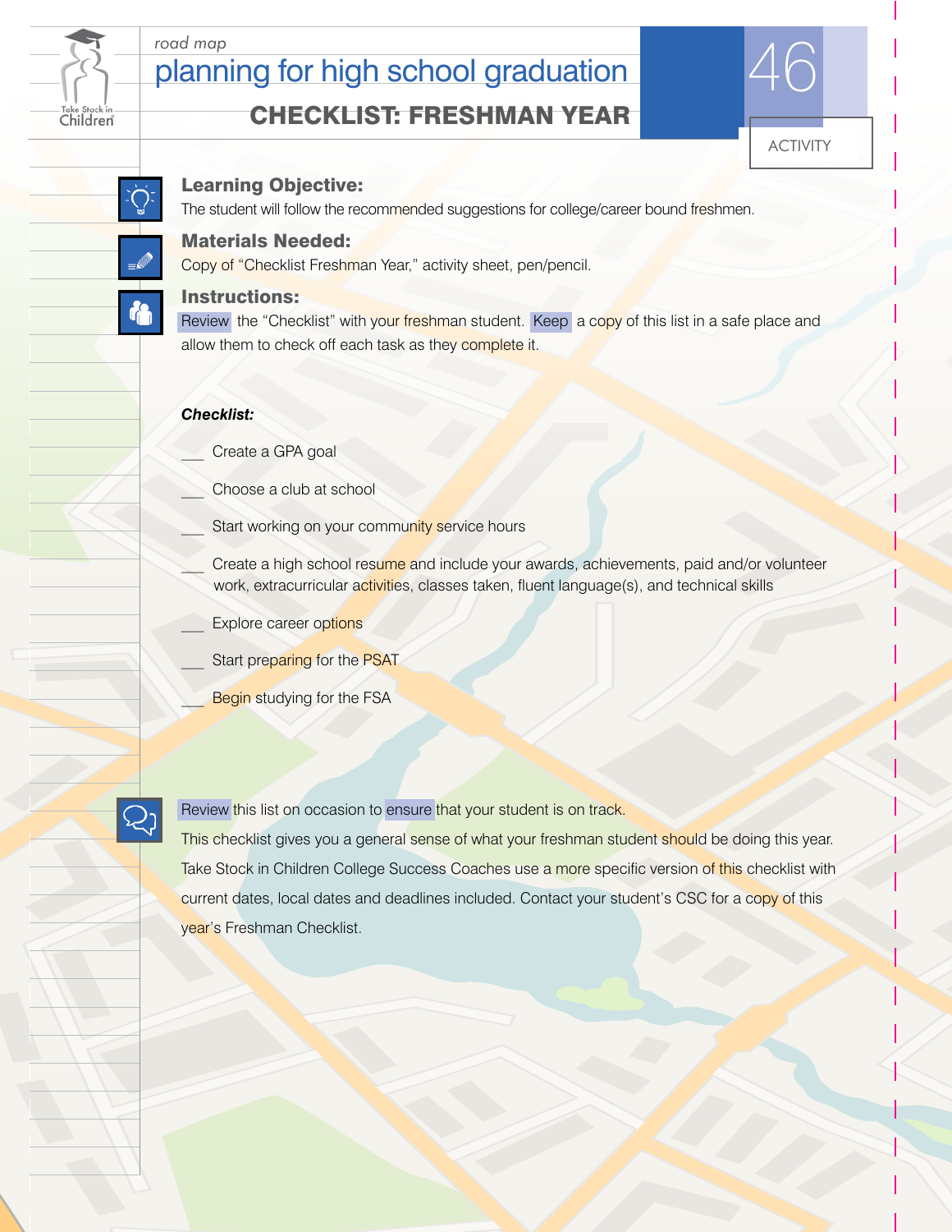road map

# planning for high school graduation

## CHECKLIST: FRESHMAN YEAR

46

ACTIVITY

### Learning Objective:

The student will follow the recommended suggestions for college/career bound freshmen.

### Materials Needed:

Copy of "Checklist Freshman Year," activity sheet, pen/pencil.

### Instructions:

Review the "Checklist" with your freshman student. Keep a copy of this list in a safe place and allow them to check off each task as they complete it.

***Checklist:***

___ Create a GPA goal

___ Choose a club at school

___ Start working on your community service hours

___ Create a high school resume and include your awards, achievements, paid and/or volunteer work, extracurricular activities, classes taken, fluent language(s), and technical skills

___ Explore career options

___ Start preparing for the PSAT

___ Begin studying for the FSA

Review this list on occasion to ensure that your student is on track.

This checklist gives you a general sense of what your freshman student should be doing this year. Take Stock in Children College Success Coaches use a more specific version of this checklist with current dates, local dates and deadlines included. Contact your student's CSC for a copy of this year's Freshman Checklist.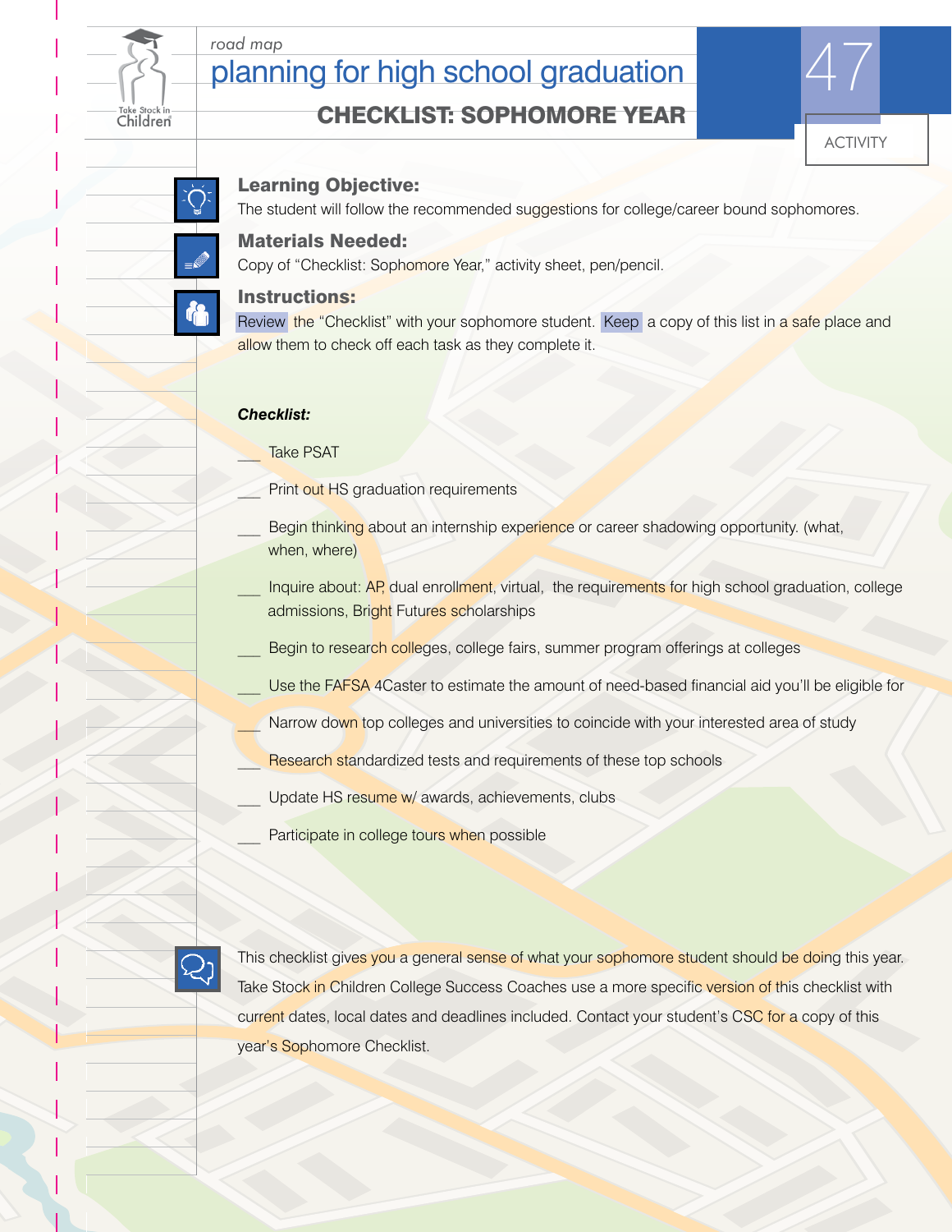road map

# planning for high school graduation

## CHECKLIST: SOPHOMORE YEAR

47

ACTIVITY

### Learning Objective:

The student will follow the recommended suggestions for college/career bound sophomores.

### Materials Needed:

Copy of "Checklist: Sophomore Year," activity sheet, pen/pencil.

### Instructions:

Review the "Checklist" with your sophomore student. Keep a copy of this list in a safe place and allow them to check off each task as they complete it.

***Checklist:***

___ Take PSAT

___ Print out HS graduation requirements

___ Begin thinking about an internship experience or career shadowing opportunity. (what, when, where)

___ Inquire about: AP, dual enrollment, virtual, the requirements for high school graduation, college admissions, Bright Futures scholarships

___ Begin to research colleges, college fairs, summer program offerings at colleges

___ Use the FAFSA 4Caster to estimate the amount of need-based financial aid you'll be eligible for

___ Narrow down top colleges and universities to coincide with your interested area of study

___ Research standardized tests and requirements of these top schools

___ Update HS resume w/ awards, achievements, clubs

___ Participate in college tours when possible

This checklist gives you a general sense of what your sophomore student should be doing this year. Take Stock in Children College Success Coaches use a more specific version of this checklist with current dates, local dates and deadlines included. Contact your student's CSC for a copy of this year's Sophomore Checklist.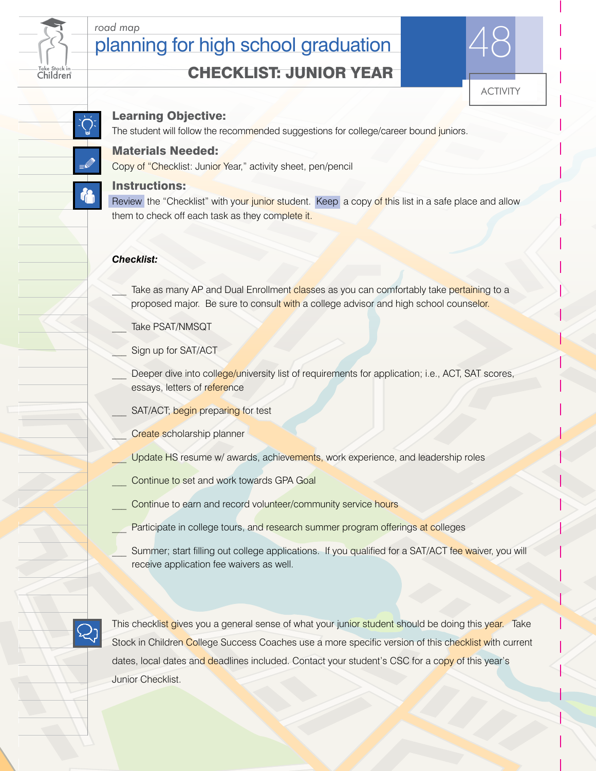road map

# planning for high school graduation

## CHECKLIST: JUNIOR YEAR

48

ACTIVITY

### Learning Objective:

The student will follow the recommended suggestions for college/career bound juniors.

### Materials Needed:

Copy of "Checklist: Junior Year," activity sheet, pen/pencil

### Instructions:

Review the "Checklist" with your junior student. Keep a copy of this list in a safe place and allow them to check off each task as they complete it.

***Checklist:***

- ___ Take as many AP and Dual Enrollment classes as you can comfortably take pertaining to a proposed major. Be sure to consult with a college advisor and high school counselor.
- ___ Take PSAT/NMSQT
- ___ Sign up for SAT/ACT
- ___ Deeper dive into college/university list of requirements for application; i.e., ACT, SAT scores, essays, letters of reference
- ___ SAT/ACT; begin preparing for test
- ___ Create scholarship planner
- ___ Update HS resume w/ awards, achievements, work experience, and leadership roles
- ___ Continue to set and work towards GPA Goal
- ___ Continue to earn and record volunteer/community service hours
- ___ Participate in college tours, and research summer program offerings at colleges
- ___ Summer; start filling out college applications. If you qualified for a SAT/ACT fee waiver, you will receive application fee waivers as well.

This checklist gives you a general sense of what your junior student should be doing this year. Take Stock in Children College Success Coaches use a more specific version of this checklist with current dates, local dates and deadlines included. Contact your student's CSC for a copy of this year's Junior Checklist.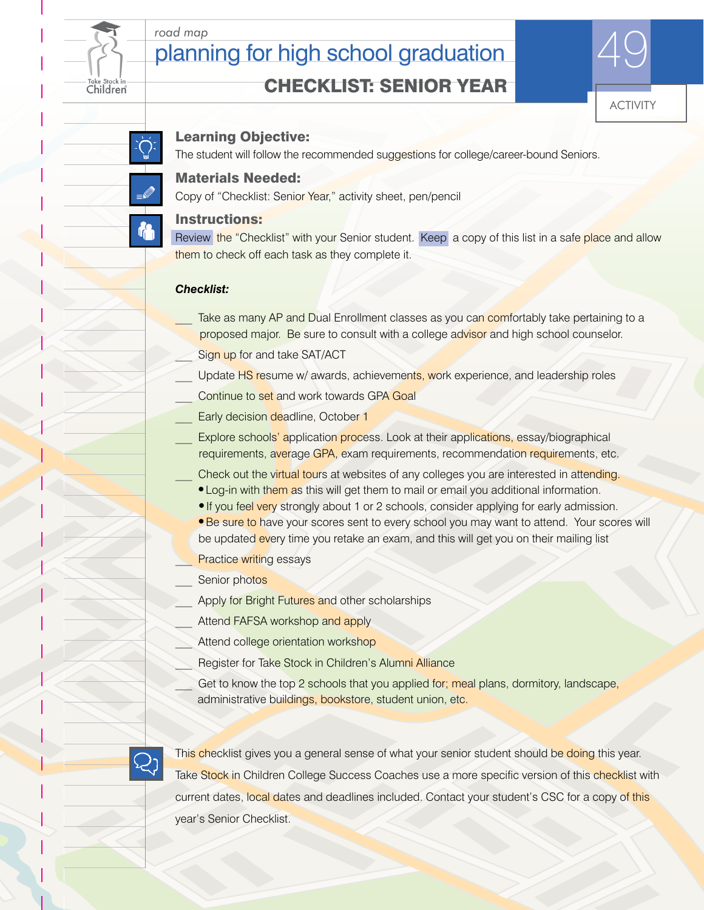road map

# planning for high school graduation

## CHECKLIST: SENIOR YEAR

49

ACTIVITY

### Learning Objective:

The student will follow the recommended suggestions for college/career-bound Seniors.

### Materials Needed:

Copy of “Checklist: Senior Year,” activity sheet, pen/pencil

### Instructions:

Review the “Checklist” with your Senior student. Keep a copy of this list in a safe place and allow them to check off each task as they complete it.

***Checklist:***

- ___ Take as many AP and Dual Enrollment classes as you can comfortably take pertaining to a proposed major. Be sure to consult with a college advisor and high school counselor.
- ___ Sign up for and take SAT/ACT
- ___ Update HS resume w/ awards, achievements, work experience, and leadership roles
- ___ Continue to set and work towards GPA Goal
- ___ Early decision deadline, October 1
- ___ Explore schools’ application process. Look at their applications, essay/biographical requirements, average GPA, exam requirements, recommendation requirements, etc.
- ___ Check out the virtual tours at websites of any colleges you are interested in attending.
  - Log-in with them as this will get them to mail or email you additional information.
  - If you feel very strongly about 1 or 2 schools, consider applying for early admission.
  - Be sure to have your scores sent to every school you may want to attend. Your scores will be updated every time you retake an exam, and this will get you on their mailing list
- ___ Practice writing essays
- ___ Senior photos
- ___ Apply for Bright Futures and other scholarships
- ___ Attend FAFSA workshop and apply
- ___ Attend college orientation workshop
- ___ Register for Take Stock in Children’s Alumni Alliance
- ___ Get to know the top 2 schools that you applied for; meal plans, dormitory, landscape, administrative buildings, bookstore, student union, etc.

This checklist gives you a general sense of what your senior student should be doing this year. Take Stock in Children College Success Coaches use a more specific version of this checklist with current dates, local dates and deadlines included. Contact your student’s CSC for a copy of this year’s Senior Checklist.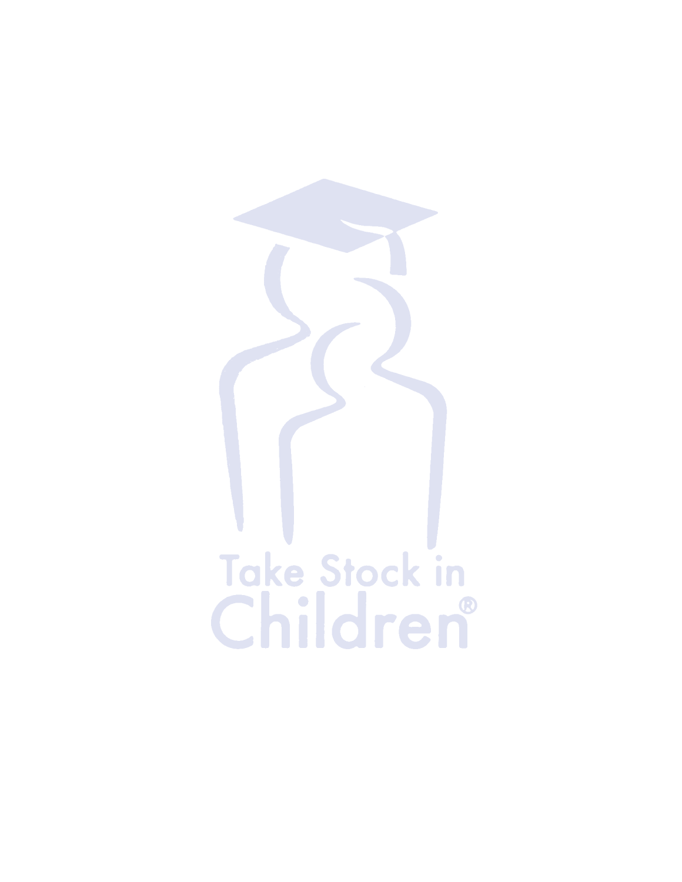Take Stock in Children®